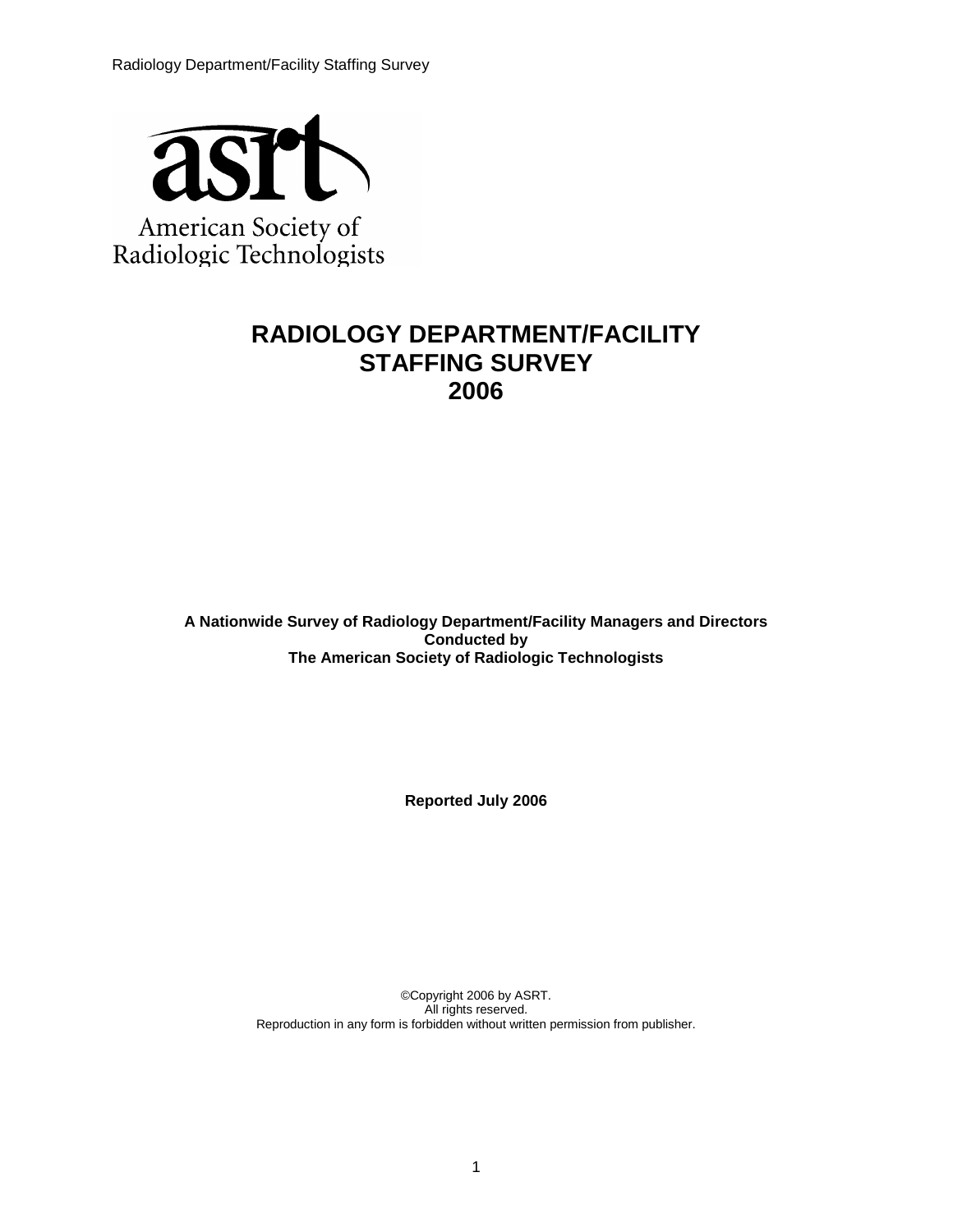asrt

American Society of Radiologic Technologists

# RADIOLOGY DEPARTMENT/FACILITY STAFFING SURVEY 2006

**A Nationwide Survey of Radiology Department/Facility Managers and Directors Conducted by The American Society of Radiologic Technologists**

**Reported July 2006**

©Copyright 2006 by ASRT.
All rights reserved.
Reproduction in any form is forbidden without written permission from publisher.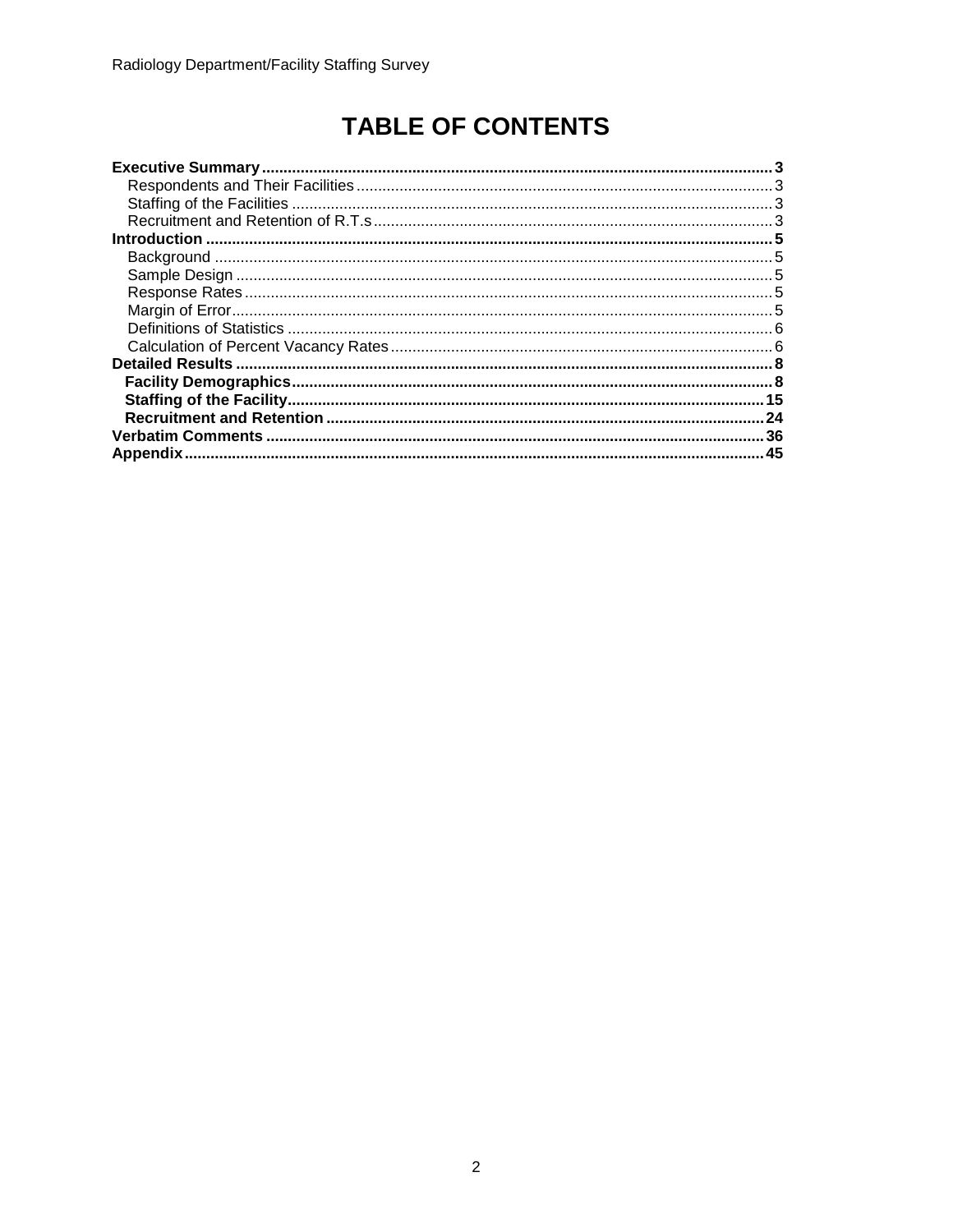# TABLE OF CONTENTS

**Executive Summary** ...................................................... **3**
- Respondents and Their Facilities ...................................................... 3
- Staffing of the Facilities ...................................................... 3
- Recruitment and Retention of R.T.s ...................................................... 3

**Introduction** ...................................................... **5**
- Background ...................................................... 5
- Sample Design ...................................................... 5
- Response Rates ...................................................... 5
- Margin of Error ...................................................... 5
- Definitions of Statistics ...................................................... 6
- Calculation of Percent Vacancy Rates ...................................................... 6

**Detailed Results** ...................................................... **8**
- **Facility Demographics** ...................................................... **8**
- **Staffing of the Facility** ...................................................... **15**
- **Recruitment and Retention** ...................................................... **24**

**Verbatim Comments** ...................................................... **36**

**Appendix** ...................................................... **45**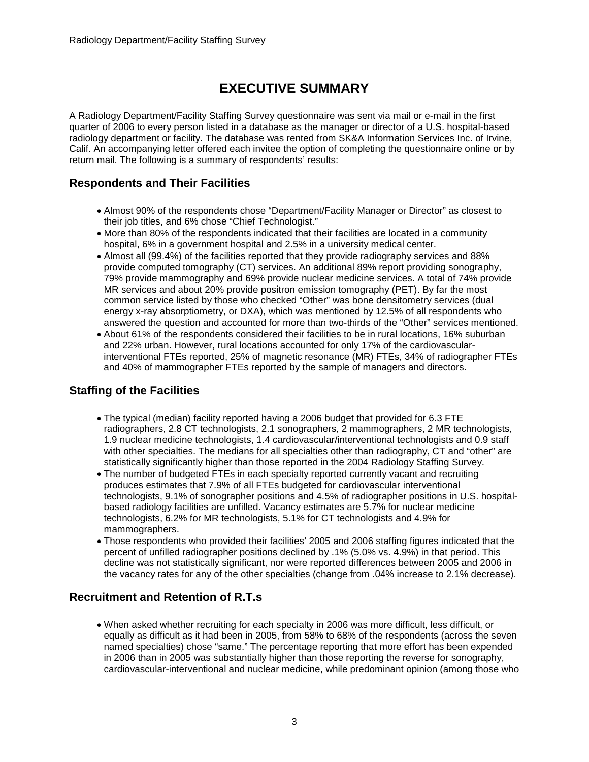# EXECUTIVE SUMMARY

A Radiology Department/Facility Staffing Survey questionnaire was sent via mail or e-mail in the first quarter of 2006 to every person listed in a database as the manager or director of a U.S. hospital-based radiology department or facility. The database was rented from SK&A Information Services Inc. of Irvine, Calif. An accompanying letter offered each invitee the option of completing the questionnaire online or by return mail. The following is a summary of respondents' results:

## Respondents and Their Facilities

- Almost 90% of the respondents chose "Department/Facility Manager or Director" as closest to their job titles, and 6% chose "Chief Technologist."
- More than 80% of the respondents indicated that their facilities are located in a community hospital, 6% in a government hospital and 2.5% in a university medical center.
- Almost all (99.4%) of the facilities reported that they provide radiography services and 88% provide computed tomography (CT) services. An additional 89% report providing sonography, 79% provide mammography and 69% provide nuclear medicine services. A total of 74% provide MR services and about 20% provide positron emission tomography (PET). By far the most common service listed by those who checked "Other" was bone densitometry services (dual energy x-ray absorptiometry, or DXA), which was mentioned by 12.5% of all respondents who answered the question and accounted for more than two-thirds of the "Other" services mentioned.
- About 61% of the respondents considered their facilities to be in rural locations, 16% suburban and 22% urban. However, rural locations accounted for only 17% of the cardiovascular-interventional FTEs reported, 25% of magnetic resonance (MR) FTEs, 34% of radiographer FTEs and 40% of mammographer FTEs reported by the sample of managers and directors.

## Staffing of the Facilities

- The typical (median) facility reported having a 2006 budget that provided for 6.3 FTE radiographers, 2.8 CT technologists, 2.1 sonographers, 2 mammographers, 2 MR technologists, 1.9 nuclear medicine technologists, 1.4 cardiovascular/interventional technologists and 0.9 staff with other specialties. The medians for all specialties other than radiography, CT and "other" are statistically significantly higher than those reported in the 2004 Radiology Staffing Survey.
- The number of budgeted FTEs in each specialty reported currently vacant and recruiting produces estimates that 7.9% of all FTEs budgeted for cardiovascular interventional technologists, 9.1% of sonographer positions and 4.5% of radiographer positions in U.S. hospital-based radiology facilities are unfilled. Vacancy estimates are 5.7% for nuclear medicine technologists, 6.2% for MR technologists, 5.1% for CT technologists and 4.9% for mammographers.
- Those respondents who provided their facilities' 2005 and 2006 staffing figures indicated that the percent of unfilled radiographer positions declined by .1% (5.0% vs. 4.9%) in that period. This decline was not statistically significant, nor were reported differences between 2005 and 2006 in the vacancy rates for any of the other specialties (change from .04% increase to 2.1% decrease).

## Recruitment and Retention of R.T.s

- When asked whether recruiting for each specialty in 2006 was more difficult, less difficult, or equally as difficult as it had been in 2005, from 58% to 68% of the respondents (across the seven named specialties) chose "same." The percentage reporting that more effort has been expended in 2006 than in 2005 was substantially higher than those reporting the reverse for sonography, cardiovascular-interventional and nuclear medicine, while predominant opinion (among those who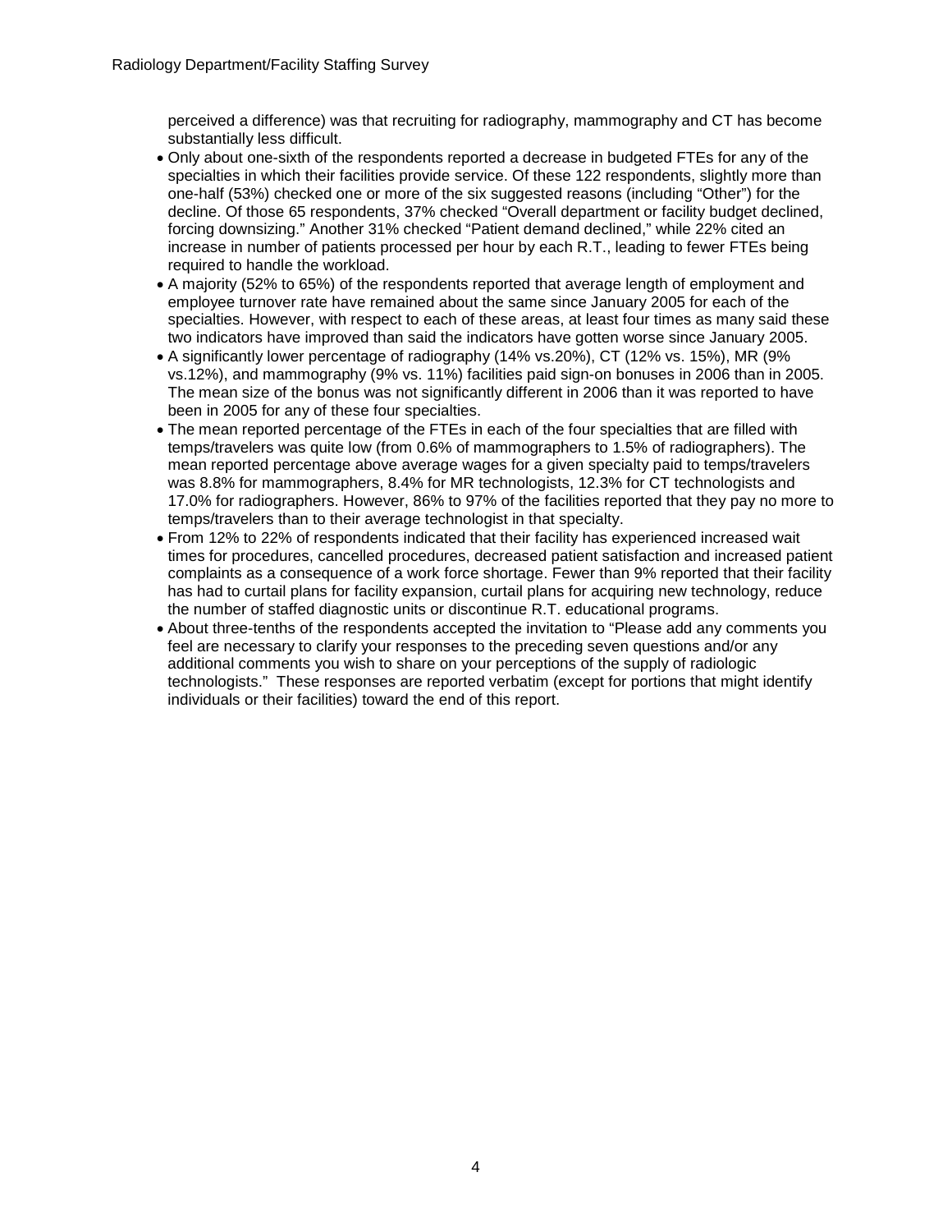perceived a difference) was that recruiting for radiography, mammography and CT has become substantially less difficult.

- Only about one-sixth of the respondents reported a decrease in budgeted FTEs for any of the specialties in which their facilities provide service. Of these 122 respondents, slightly more than one-half (53%) checked one or more of the six suggested reasons (including "Other") for the decline. Of those 65 respondents, 37% checked "Overall department or facility budget declined, forcing downsizing." Another 31% checked "Patient demand declined," while 22% cited an increase in number of patients processed per hour by each R.T., leading to fewer FTEs being required to handle the workload.
- A majority (52% to 65%) of the respondents reported that average length of employment and employee turnover rate have remained about the same since January 2005 for each of the specialties. However, with respect to each of these areas, at least four times as many said these two indicators have improved than said the indicators have gotten worse since January 2005.
- A significantly lower percentage of radiography (14% vs.20%), CT (12% vs. 15%), MR (9% vs.12%), and mammography (9% vs. 11%) facilities paid sign-on bonuses in 2006 than in 2005. The mean size of the bonus was not significantly different in 2006 than it was reported to have been in 2005 for any of these four specialties.
- The mean reported percentage of the FTEs in each of the four specialties that are filled with temps/travelers was quite low (from 0.6% of mammographers to 1.5% of radiographers). The mean reported percentage above average wages for a given specialty paid to temps/travelers was 8.8% for mammographers, 8.4% for MR technologists, 12.3% for CT technologists and 17.0% for radiographers. However, 86% to 97% of the facilities reported that they pay no more to temps/travelers than to their average technologist in that specialty.
- From 12% to 22% of respondents indicated that their facility has experienced increased wait times for procedures, cancelled procedures, decreased patient satisfaction and increased patient complaints as a consequence of a work force shortage. Fewer than 9% reported that their facility has had to curtail plans for facility expansion, curtail plans for acquiring new technology, reduce the number of staffed diagnostic units or discontinue R.T. educational programs.
- About three-tenths of the respondents accepted the invitation to "Please add any comments you feel are necessary to clarify your responses to the preceding seven questions and/or any additional comments you wish to share on your perceptions of the supply of radiologic technologists." These responses are reported verbatim (except for portions that might identify individuals or their facilities) toward the end of this report.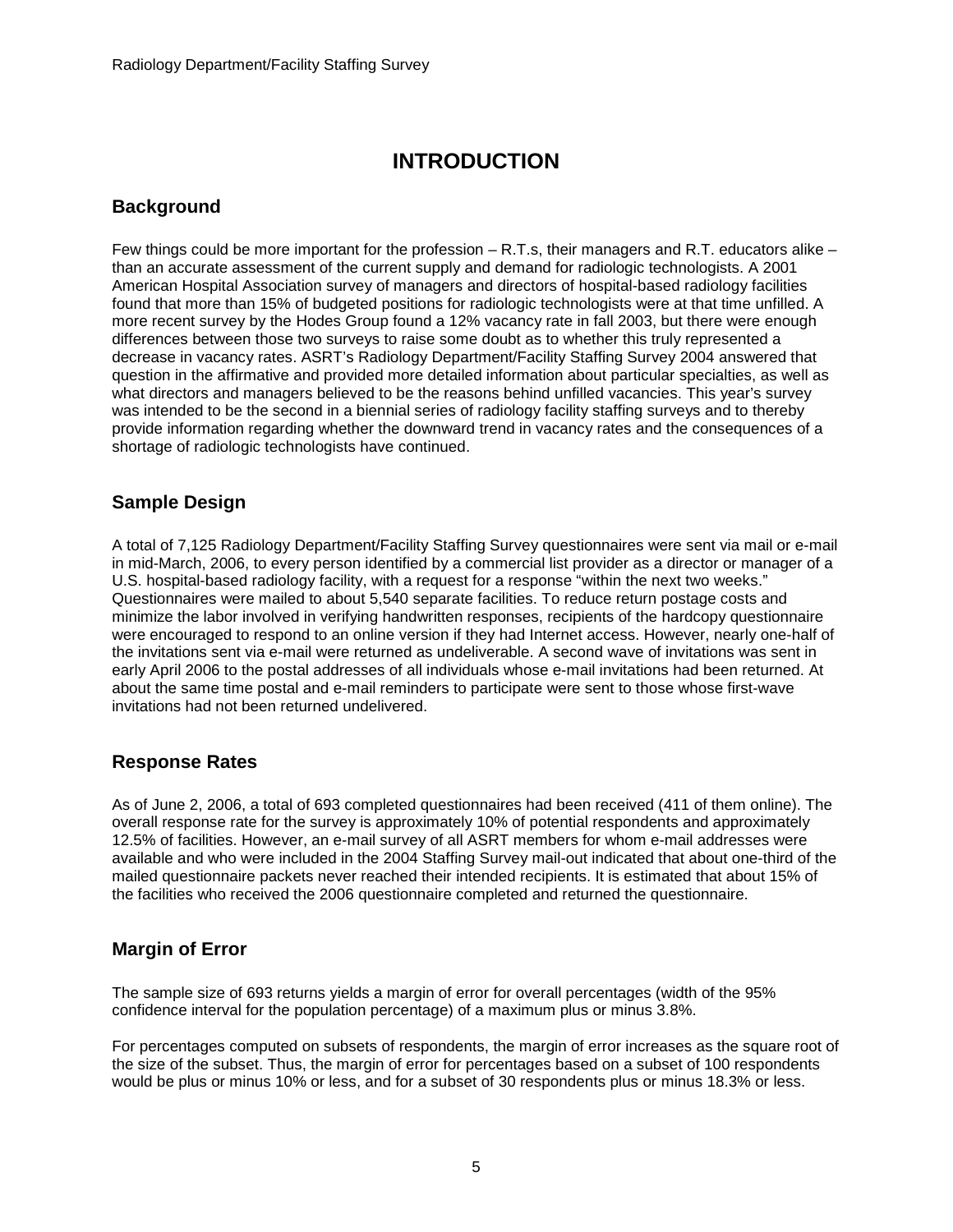# INTRODUCTION

## Background

Few things could be more important for the profession – R.T.s, their managers and R.T. educators alike – than an accurate assessment of the current supply and demand for radiologic technologists. A 2001 American Hospital Association survey of managers and directors of hospital-based radiology facilities found that more than 15% of budgeted positions for radiologic technologists were at that time unfilled. A more recent survey by the Hodes Group found a 12% vacancy rate in fall 2003, but there were enough differences between those two surveys to raise some doubt as to whether this truly represented a decrease in vacancy rates. ASRT's Radiology Department/Facility Staffing Survey 2004 answered that question in the affirmative and provided more detailed information about particular specialties, as well as what directors and managers believed to be the reasons behind unfilled vacancies. This year's survey was intended to be the second in a biennial series of radiology facility staffing surveys and to thereby provide information regarding whether the downward trend in vacancy rates and the consequences of a shortage of radiologic technologists have continued.

## Sample Design

A total of 7,125 Radiology Department/Facility Staffing Survey questionnaires were sent via mail or e-mail in mid-March, 2006, to every person identified by a commercial list provider as a director or manager of a U.S. hospital-based radiology facility, with a request for a response "within the next two weeks." Questionnaires were mailed to about 5,540 separate facilities. To reduce return postage costs and minimize the labor involved in verifying handwritten responses, recipients of the hardcopy questionnaire were encouraged to respond to an online version if they had Internet access. However, nearly one-half of the invitations sent via e-mail were returned as undeliverable. A second wave of invitations was sent in early April 2006 to the postal addresses of all individuals whose e-mail invitations had been returned. At about the same time postal and e-mail reminders to participate were sent to those whose first-wave invitations had not been returned undelivered.

## Response Rates

As of June 2, 2006, a total of 693 completed questionnaires had been received (411 of them online). The overall response rate for the survey is approximately 10% of potential respondents and approximately 12.5% of facilities. However, an e-mail survey of all ASRT members for whom e-mail addresses were available and who were included in the 2004 Staffing Survey mail-out indicated that about one-third of the mailed questionnaire packets never reached their intended recipients. It is estimated that about 15% of the facilities who received the 2006 questionnaire completed and returned the questionnaire.

## Margin of Error

The sample size of 693 returns yields a margin of error for overall percentages (width of the 95% confidence interval for the population percentage) of a maximum plus or minus 3.8%.

For percentages computed on subsets of respondents, the margin of error increases as the square root of the size of the subset. Thus, the margin of error for percentages based on a subset of 100 respondents would be plus or minus 10% or less, and for a subset of 30 respondents plus or minus 18.3% or less.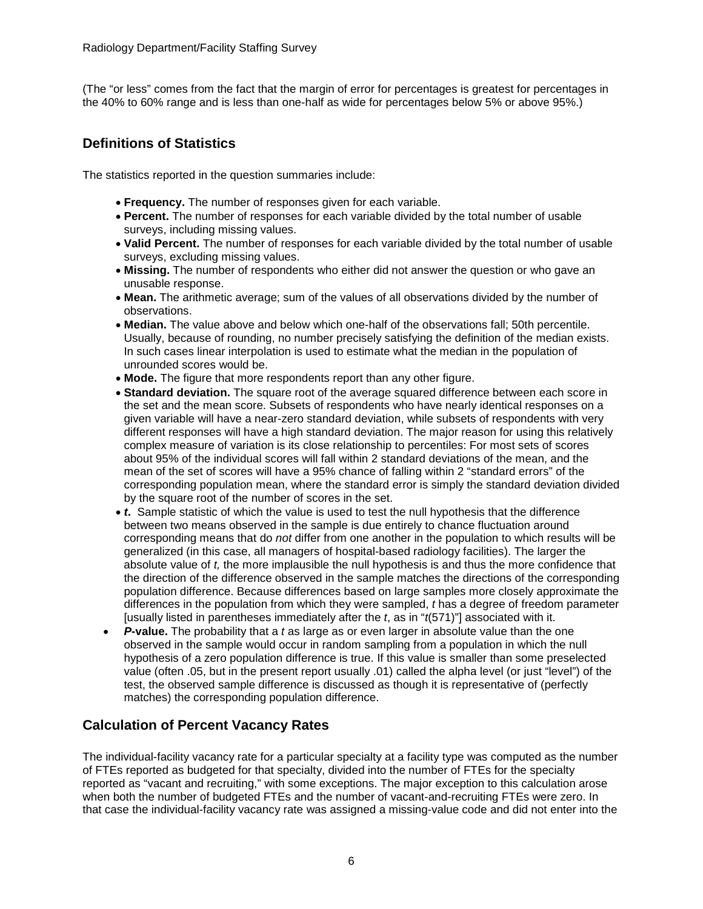(The "or less" comes from the fact that the margin of error for percentages is greatest for percentages in the 40% to 60% range and is less than one-half as wide for percentages below 5% or above 95%.)

## Definitions of Statistics

The statistics reported in the question summaries include:

- **Frequency.** The number of responses given for each variable.
- **Percent.** The number of responses for each variable divided by the total number of usable surveys, including missing values.
- **Valid Percent.** The number of responses for each variable divided by the total number of usable surveys, excluding missing values.
- **Missing.** The number of respondents who either did not answer the question or who gave an unusable response.
- **Mean.** The arithmetic average; sum of the values of all observations divided by the number of observations.
- **Median.** The value above and below which one-half of the observations fall; 50th percentile. Usually, because of rounding, no number precisely satisfying the definition of the median exists. In such cases linear interpolation is used to estimate what the median in the population of unrounded scores would be.
- **Mode.** The figure that more respondents report than any other figure.
- **Standard deviation.** The square root of the average squared difference between each score in the set and the mean score. Subsets of respondents who have nearly identical responses on a given variable will have a near-zero standard deviation, while subsets of respondents with very different responses will have a high standard deviation. The major reason for using this relatively complex measure of variation is its close relationship to percentiles: For most sets of scores about 95% of the individual scores will fall within 2 standard deviations of the mean, and the mean of the set of scores will have a 95% chance of falling within 2 "standard errors" of the corresponding population mean, where the standard error is simply the standard deviation divided by the square root of the number of scores in the set.
- ***t*.** Sample statistic of which the value is used to test the null hypothesis that the difference between two means observed in the sample is due entirely to chance fluctuation around corresponding means that do *not* differ from one another in the population to which results will be generalized (in this case, all managers of hospital-based radiology facilities). The larger the absolute value of *t,* the more implausible the null hypothesis is and thus the more confidence that the direction of the difference observed in the sample matches the directions of the corresponding population difference. Because differences based on large samples more closely approximate the differences in the population from which they were sampled, *t* has a degree of freedom parameter [usually listed in parentheses immediately after the *t*, as in "$t(571)$"] associated with it.
- ***P*-value.** The probability that a *t* as large as or even larger in absolute value than the one observed in the sample would occur in random sampling from a population in which the null hypothesis of a zero population difference is true. If this value is smaller than some preselected value (often .05, but in the present report usually .01) called the alpha level (or just "level") of the test, the observed sample difference is discussed as though it is representative of (perfectly matches) the corresponding population difference.

## Calculation of Percent Vacancy Rates

The individual-facility vacancy rate for a particular specialty at a facility type was computed as the number of FTEs reported as budgeted for that specialty, divided into the number of FTEs for the specialty reported as "vacant and recruiting," with some exceptions. The major exception to this calculation arose when both the number of budgeted FTEs and the number of vacant-and-recruiting FTEs were zero. In that case the individual-facility vacancy rate was assigned a missing-value code and did not enter into the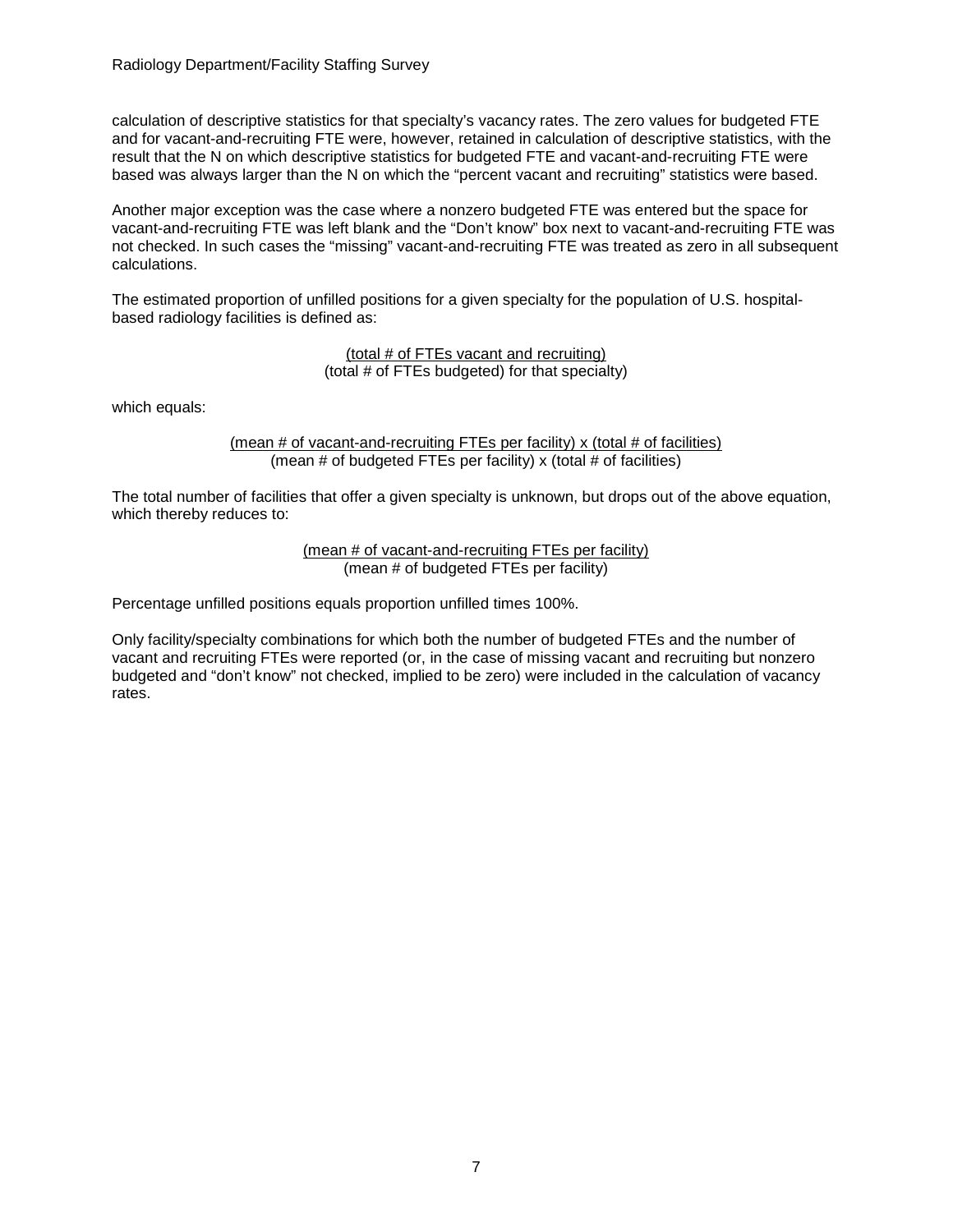calculation of descriptive statistics for that specialty's vacancy rates. The zero values for budgeted FTE and for vacant-and-recruiting FTE were, however, retained in calculation of descriptive statistics, with the result that the N on which descriptive statistics for budgeted FTE and vacant-and-recruiting FTE were based was always larger than the N on which the "percent vacant and recruiting" statistics were based.

Another major exception was the case where a nonzero budgeted FTE was entered but the space for vacant-and-recruiting FTE was left blank and the "Don't know" box next to vacant-and-recruiting FTE was not checked. In such cases the "missing" vacant-and-recruiting FTE was treated as zero in all subsequent calculations.

The estimated proportion of unfilled positions for a given specialty for the population of U.S. hospital-based radiology facilities is defined as:

$$\frac{\text{(total \# of FTEs vacant and recruiting)}}{\text{(total \# of FTEs budgeted) for that specialty)}}$$

which equals:

$$\frac{\text{(mean \# of vacant-and-recruiting FTEs per facility) x (total \# of facilities)}}{\text{(mean \# of budgeted FTEs per facility) x (total \# of facilities)}}$$

The total number of facilities that offer a given specialty is unknown, but drops out of the above equation, which thereby reduces to:

$$\frac{\text{(mean \# of vacant-and-recruiting FTEs per facility)}}{\text{(mean \# of budgeted FTEs per facility)}}$$

Percentage unfilled positions equals proportion unfilled times 100%.

Only facility/specialty combinations for which both the number of budgeted FTEs and the number of vacant and recruiting FTEs were reported (or, in the case of missing vacant and recruiting but nonzero budgeted and "don't know" not checked, implied to be zero) were included in the calculation of vacancy rates.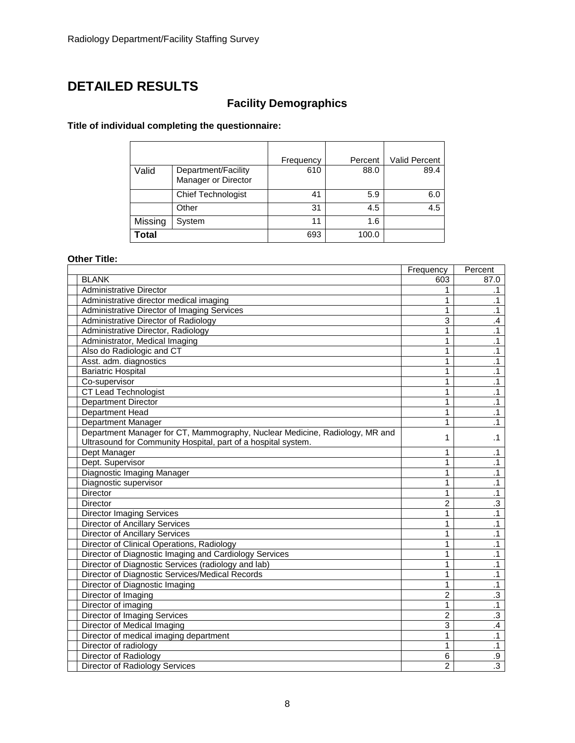# DETAILED RESULTS

## Facility Demographics

**Title of individual completing the questionnaire:**

| | | Frequency | Percent | Valid Percent |
|---|---|---|---|---|
| Valid | Department/Facility Manager or Director | 610 | 88.0 | 89.4 |
| | Chief Technologist | 41 | 5.9 | 6.0 |
| | Other | 31 | 4.5 | 4.5 |
| Missing | System | 11 | 1.6 | |
| **Total** | | 693 | 100.0 | |

**Other Title:**

| | | Frequency | Percent |
|---|---|---|---|
| | BLANK | 603 | 87.0 |
| | Administrative Director | 1 | .1 |
| | Administrative director medical imaging | 1 | .1 |
| | Administrative Director of Imaging Services | 1 | .1 |
| | Administrative Director of Radiology | 3 | .4 |
| | Administrative Director, Radiology | 1 | .1 |
| | Administrator, Medical Imaging | 1 | .1 |
| | Also do Radiologic and CT | 1 | .1 |
| | Asst. adm. diagnostics | 1 | .1 |
| | Bariatric Hospital | 1 | .1 |
| | Co-supervisor | 1 | .1 |
| | CT Lead Technologist | 1 | .1 |
| | Department Director | 1 | .1 |
| | Department Head | 1 | .1 |
| | Department Manager | 1 | .1 |
| | Department Manager for CT, Mammography, Nuclear Medicine, Radiology, MR and Ultrasound for Community Hospital, part of a hospital system. | 1 | .1 |
| | Dept Manager | 1 | .1 |
| | Dept. Supervisor | 1 | .1 |
| | Diagnostic Imaging Manager | 1 | .1 |
| | Diagnostic supervisor | 1 | .1 |
| | Director | 1 | .1 |
| | Director | 2 | .3 |
| | Director Imaging Services | 1 | .1 |
| | Director of Ancillary Services | 1 | .1 |
| | Director of Ancillary Services | 1 | .1 |
| | Director of Clinical Operations, Radiology | 1 | .1 |
| | Director of Diagnostic Imaging and Cardiology Services | 1 | .1 |
| | Director of Diagnostic Services (radiology and lab) | 1 | .1 |
| | Director of Diagnostic Services/Medical Records | 1 | .1 |
| | Director of Diagnostic Imaging | 1 | .1 |
| | Director of Imaging | 2 | .3 |
| | Director of imaging | 1 | .1 |
| | Director of Imaging Services | 2 | .3 |
| | Director of Medical Imaging | 3 | .4 |
| | Director of medical imaging department | 1 | .1 |
| | Director of radiology | 1 | .1 |
| | Director of Radiology | 6 | .9 |
| | Director of Radiology Services | 2 | .3 |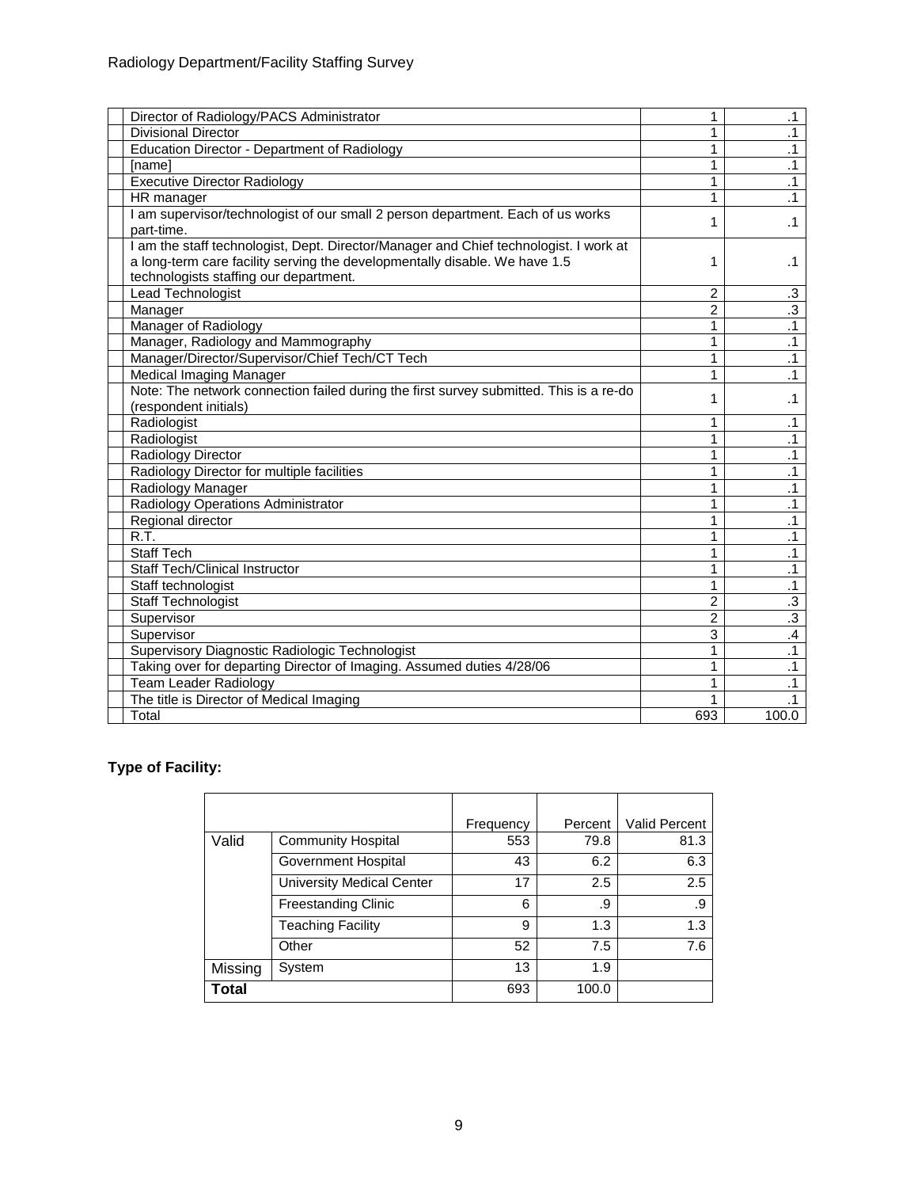| | | | |
|---|---|---|---|
| | Director of Radiology/PACS Administrator | 1 | .1 |
| | Divisional Director | 1 | .1 |
| | Education Director - Department of Radiology | 1 | .1 |
| | [name] | 1 | .1 |
| | Executive Director Radiology | 1 | .1 |
| | HR manager | 1 | .1 |
| | I am supervisor/technologist of our small 2 person department. Each of us works part-time. | 1 | .1 |
| | I am the staff technologist, Dept. Director/Manager and Chief technologist. I work at a long-term care facility serving the developmentally disable. We have 1.5 technologists staffing our department. | 1 | .1 |
| | Lead Technologist | 2 | .3 |
| | Manager | 2 | .3 |
| | Manager of Radiology | 1 | .1 |
| | Manager, Radiology and Mammography | 1 | .1 |
| | Manager/Director/Supervisor/Chief Tech/CT Tech | 1 | .1 |
| | Medical Imaging Manager | 1 | .1 |
| | Note: The network connection failed during the first survey submitted. This is a re-do (respondent initials) | 1 | .1 |
| | Radiologist | 1 | .1 |
| | Radiologist | 1 | .1 |
| | Radiology Director | 1 | .1 |
| | Radiology Director for multiple facilities | 1 | .1 |
| | Radiology Manager | 1 | .1 |
| | Radiology Operations Administrator | 1 | .1 |
| | Regional director | 1 | .1 |
| | R.T. | 1 | .1 |
| | Staff Tech | 1 | .1 |
| | Staff Tech/Clinical Instructor | 1 | .1 |
| | Staff technologist | 1 | .1 |
| | Staff Technologist | 2 | .3 |
| | Supervisor | 2 | .3 |
| | Supervisor | 3 | .4 |
| | Supervisory Diagnostic Radiologic Technologist | 1 | .1 |
| | Taking over for departing Director of Imaging. Assumed duties 4/28/06 | 1 | .1 |
| | Team Leader Radiology | 1 | .1 |
| | The title is Director of Medical Imaging | 1 | .1 |
| | Total | 693 | 100.0 |

**Type of Facility:**

| | | Frequency | Percent | Valid Percent |
|---|---|---|---|---|
| Valid | Community Hospital | 553 | 79.8 | 81.3 |
| | Government Hospital | 43 | 6.2 | 6.3 |
| | University Medical Center | 17 | 2.5 | 2.5 |
| | Freestanding Clinic | 6 | .9 | .9 |
| | Teaching Facility | 9 | 1.3 | 1.3 |
| | Other | 52 | 7.5 | 7.6 |
| Missing | System | 13 | 1.9 | |
| **Total** | | 693 | 100.0 | |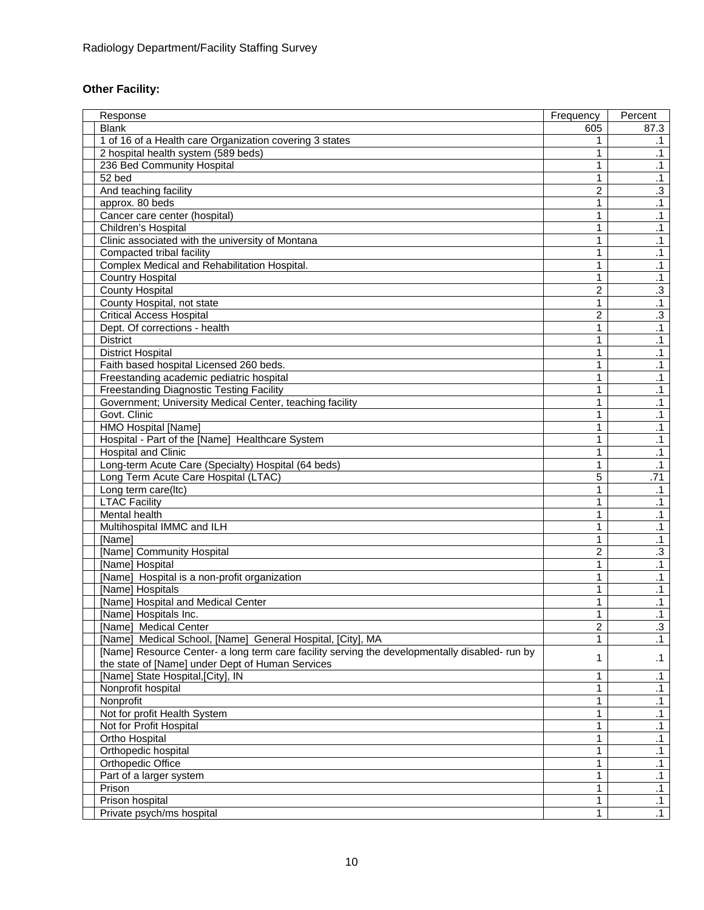**Other Facility:**

| Response | Frequency | Percent |
|---|---|---|
| Blank | 605 | 87.3 |
| 1 of 16 of a Health care Organization covering 3 states | 1 | .1 |
| 2 hospital health system (589 beds) | 1 | .1 |
| 236 Bed Community Hospital | 1 | .1 |
| 52 bed | 1 | .1 |
| And teaching facility | 2 | .3 |
| approx. 80 beds | 1 | .1 |
| Cancer care center (hospital) | 1 | .1 |
| Children's Hospital | 1 | .1 |
| Clinic associated with the university of Montana | 1 | .1 |
| Compacted tribal facility | 1 | .1 |
| Complex Medical and Rehabilitation Hospital. | 1 | .1 |
| Country Hospital | 1 | .1 |
| County Hospital | 2 | .3 |
| County Hospital, not state | 1 | .1 |
| Critical Access Hospital | 2 | .3 |
| Dept. Of corrections - health | 1 | .1 |
| District | 1 | .1 |
| District Hospital | 1 | .1 |
| Faith based hospital Licensed 260 beds. | 1 | .1 |
| Freestanding academic pediatric hospital | 1 | .1 |
| Freestanding Diagnostic Testing Facility | 1 | .1 |
| Government; University Medical Center, teaching facility | 1 | .1 |
| Govt. Clinic | 1 | .1 |
| HMO Hospital [Name] | 1 | .1 |
| Hospital - Part of the [Name] Healthcare System | 1 | .1 |
| Hospital and Clinic | 1 | .1 |
| Long-term Acute Care (Specialty) Hospital (64 beds) | 1 | .1 |
| Long Term Acute Care Hospital (LTAC) | 5 | .71 |
| Long term care(ltc) | 1 | .1 |
| LTAC Facility | 1 | .1 |
| Mental health | 1 | .1 |
| Multihospital IMMC and ILH | 1 | .1 |
| [Name] | 1 | .1 |
| [Name] Community Hospital | 2 | .3 |
| [Name] Hospital | 1 | .1 |
| [Name] Hospital is a non-profit organization | 1 | .1 |
| [Name] Hospitals | 1 | .1 |
| [Name] Hospital and Medical Center | 1 | .1 |
| [Name] Hospitals Inc. | 1 | .1 |
| [Name] Medical Center | 2 | .3 |
| [Name] Medical School, [Name] General Hospital, [City], MA | 1 | .1 |
| [Name] Resource Center- a long term care facility serving the developmentally disabled- run by the state of [Name] under Dept of Human Services | 1 | .1 |
| [Name] State Hospital,[City], IN | 1 | .1 |
| Nonprofit hospital | 1 | .1 |
| Nonprofit | 1 | .1 |
| Not for profit Health System | 1 | .1 |
| Not for Profit Hospital | 1 | .1 |
| Ortho Hospital | 1 | .1 |
| Orthopedic hospital | 1 | .1 |
| Orthopedic Office | 1 | .1 |
| Part of a larger system | 1 | .1 |
| Prison | 1 | .1 |
| Prison hospital | 1 | .1 |
| Private psych/ms hospital | 1 | .1 |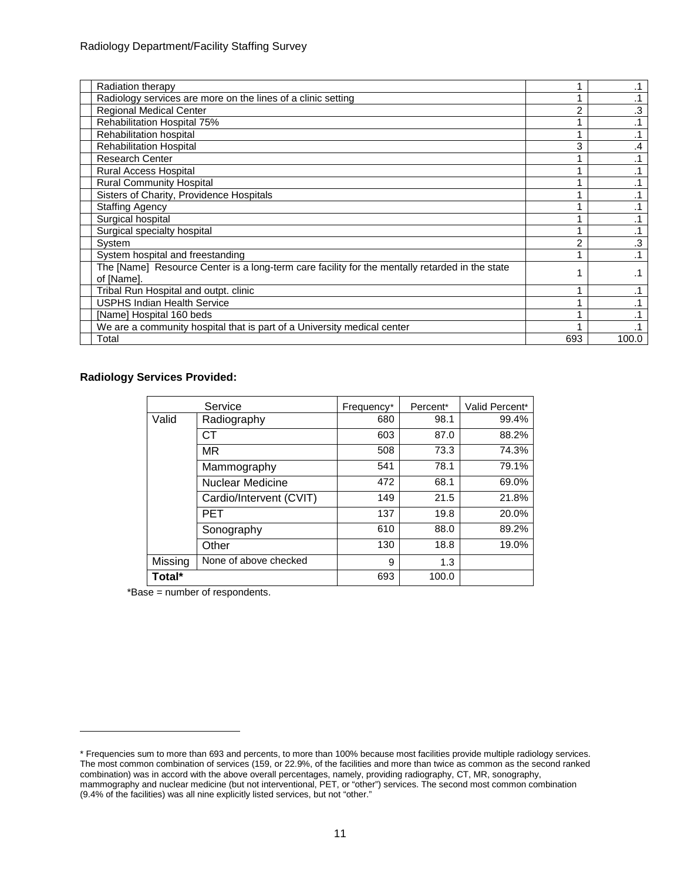| | | | |
|---|---|---|---|
| | Radiation therapy | 1 | .1 |
| | Radiology services are more on the lines of a clinic setting | 1 | .1 |
| | Regional Medical Center | 2 | .3 |
| | Rehabilitation Hospital 75% | 1 | .1 |
| | Rehabilitation hospital | 1 | .1 |
| | Rehabilitation Hospital | 3 | .4 |
| | Research Center | 1 | .1 |
| | Rural Access Hospital | 1 | .1 |
| | Rural Community Hospital | 1 | .1 |
| | Sisters of Charity, Providence Hospitals | 1 | .1 |
| | Staffing Agency | 1 | .1 |
| | Surgical hospital | 1 | .1 |
| | Surgical specialty hospital | 1 | .1 |
| | System | 2 | .3 |
| | System hospital and freestanding | 1 | .1 |
| | The [Name] Resource Center is a long-term care facility for the mentally retarded in the state of [Name]. | 1 | .1 |
| | Tribal Run Hospital and outpt. clinic | 1 | .1 |
| | USPHS Indian Health Service | 1 | .1 |
| | [Name] Hospital 160 beds | 1 | .1 |
| | We are a community hospital that is part of a University medical center | 1 | .1 |
| | Total | 693 | 100.0 |

**Radiology Services Provided:**

| Service | | Frequency* | Percent* | Valid Percent* |
|---|---|---|---|---|
| Valid | Radiography | 680 | 98.1 | 99.4% |
| | CT | 603 | 87.0 | 88.2% |
| | MR | 508 | 73.3 | 74.3% |
| | Mammography | 541 | 78.1 | 79.1% |
| | Nuclear Medicine | 472 | 68.1 | 69.0% |
| | Cardio/Intervent (CVIT) | 149 | 21.5 | 21.8% |
| | PET | 137 | 19.8 | 20.0% |
| | Sonography | 610 | 88.0 | 89.2% |
| | Other | 130 | 18.8 | 19.0% |
| Missing | None of above checked | 9 | 1.3 | |
| **Total*** | | 693 | 100.0 | |

*Base = number of respondents.

* Frequencies sum to more than 693 and percents, to more than 100% because most facilities provide multiple radiology services. The most common combination of services (159, or 22.9%, of the facilities and more than twice as common as the second ranked combination) was in accord with the above overall percentages, namely, providing radiography, CT, MR, sonography, mammography and nuclear medicine (but not interventional, PET, or "other") services. The second most common combination (9.4% of the facilities) was all nine explicitly listed services, but not "other."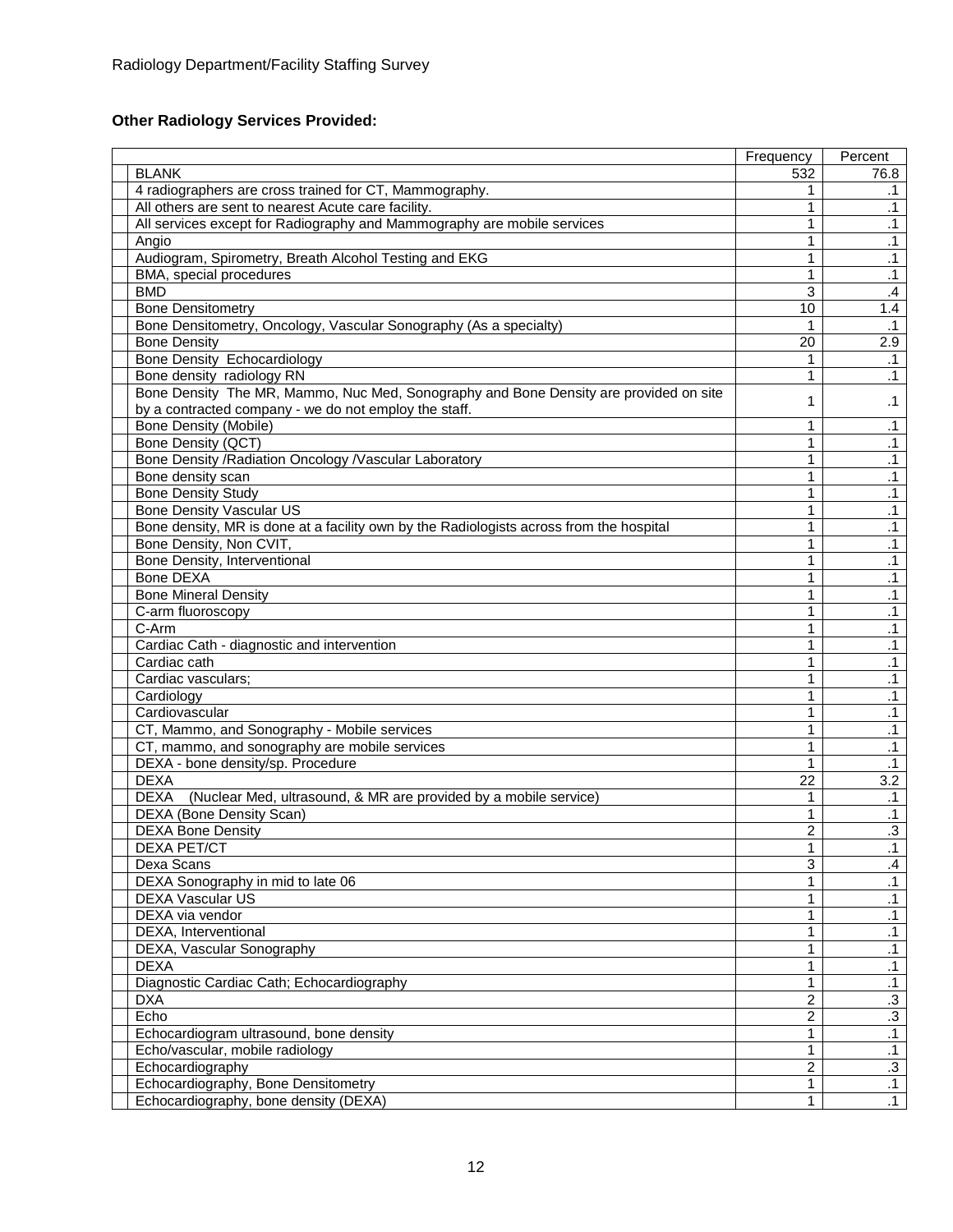### Other Radiology Services Provided:

| | Frequency | Percent |
|---|---|---|
| BLANK | 532 | 76.8 |
| 4 radiographers are cross trained for CT, Mammography. | 1 | .1 |
| All others are sent to nearest Acute care facility. | 1 | .1 |
| All services except for Radiography and Mammography are mobile services | 1 | .1 |
| Angio | 1 | .1 |
| Audiogram, Spirometry, Breath Alcohol Testing and EKG | 1 | .1 |
| BMA, special procedures | 1 | .1 |
| BMD | 3 | .4 |
| Bone Densitometry | 10 | 1.4 |
| Bone Densitometry, Oncology, Vascular Sonography (As a specialty) | 1 | .1 |
| Bone Density | 20 | 2.9 |
| Bone Density Echocardiology | 1 | .1 |
| Bone density radiology RN | 1 | .1 |
| Bone Density The MR, Mammo, Nuc Med, Sonography and Bone Density are provided on site by a contracted company - we do not employ the staff. | 1 | .1 |
| Bone Density (Mobile) | 1 | .1 |
| Bone Density (QCT) | 1 | .1 |
| Bone Density /Radiation Oncology /Vascular Laboratory | 1 | .1 |
| Bone density scan | 1 | .1 |
| Bone Density Study | 1 | .1 |
| Bone Density Vascular US | 1 | .1 |
| Bone density, MR is done at a facility own by the Radiologists across from the hospital | 1 | .1 |
| Bone Density, Non CVIT, | 1 | .1 |
| Bone Density, Interventional | 1 | .1 |
| Bone DEXA | 1 | .1 |
| Bone Mineral Density | 1 | .1 |
| C-arm fluoroscopy | 1 | .1 |
| C-Arm | 1 | .1 |
| Cardiac Cath - diagnostic and intervention | 1 | .1 |
| Cardiac cath | 1 | .1 |
| Cardiac vasculars; | 1 | .1 |
| Cardiology | 1 | .1 |
| Cardiovascular | 1 | .1 |
| CT, Mammo, and Sonography - Mobile services | 1 | .1 |
| CT, mammo, and sonography are mobile services | 1 | .1 |
| DEXA - bone density/sp. Procedure | 1 | .1 |
| DEXA | 22 | 3.2 |
| DEXA (Nuclear Med, ultrasound, & MR are provided by a mobile service) | 1 | .1 |
| DEXA (Bone Density Scan) | 1 | .1 |
| DEXA Bone Density | 2 | .3 |
| DEXA PET/CT | 1 | .1 |
| Dexa Scans | 3 | .4 |
| DEXA Sonography in mid to late 06 | 1 | .1 |
| DEXA Vascular US | 1 | .1 |
| DEXA via vendor | 1 | .1 |
| DEXA, Interventional | 1 | .1 |
| DEXA, Vascular Sonography | 1 | .1 |
| DEXA | 1 | .1 |
| Diagnostic Cardiac Cath; Echocardiography | 1 | .1 |
| DXA | 2 | .3 |
| Echo | 2 | .3 |
| Echocardiogram ultrasound, bone density | 1 | .1 |
| Echo/vascular, mobile radiology | 1 | .1 |
| Echocardiography | 2 | .3 |
| Echocardiography, Bone Densitometry | 1 | .1 |
| Echocardiography, bone density (DEXA) | 1 | .1 |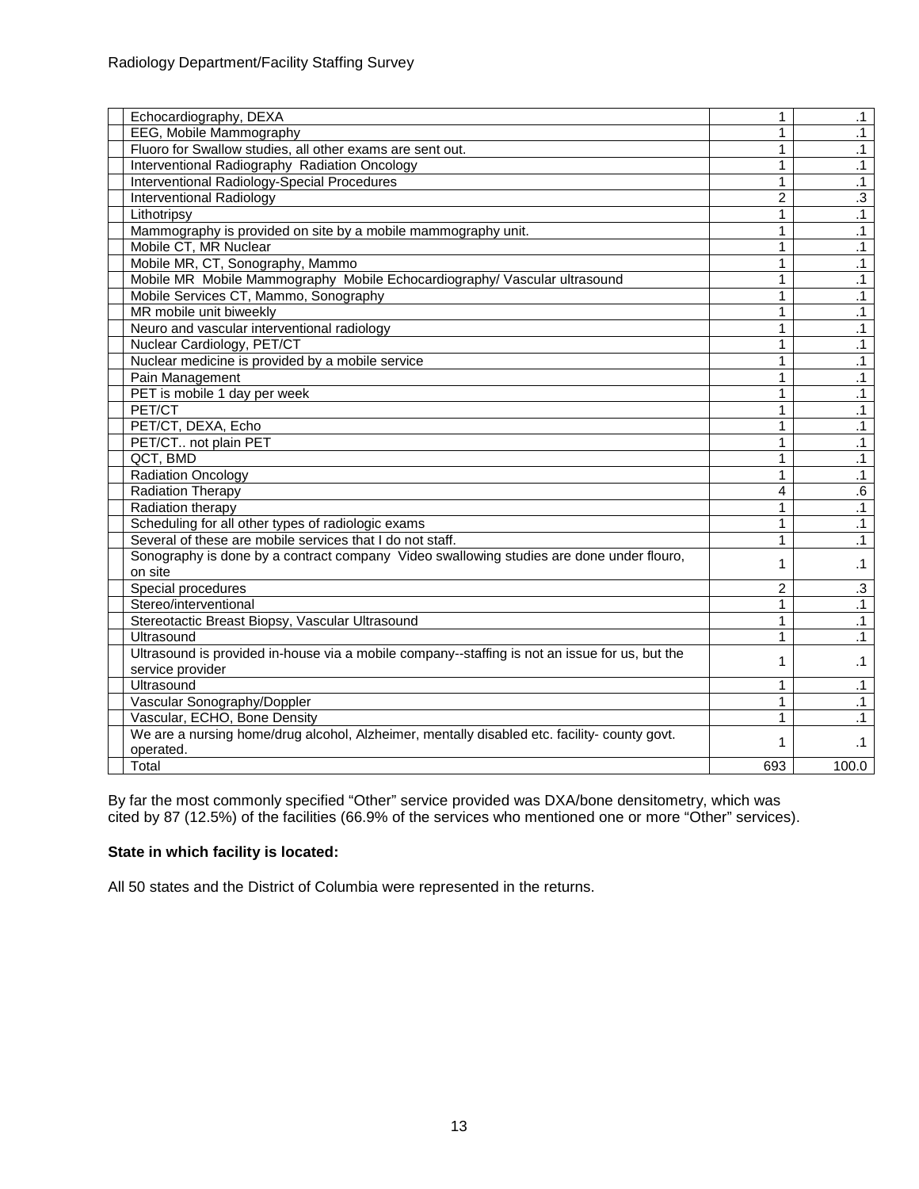| | | | |
|---|---|---|---|
| | Echocardiography, DEXA | 1 | .1 |
| | EEG, Mobile Mammography | 1 | .1 |
| | Fluoro for Swallow studies, all other exams are sent out. | 1 | .1 |
| | Interventional Radiography Radiation Oncology | 1 | .1 |
| | Interventional Radiology-Special Procedures | 1 | .1 |
| | Interventional Radiology | 2 | .3 |
| | Lithotripsy | 1 | .1 |
| | Mammography is provided on site by a mobile mammography unit. | 1 | .1 |
| | Mobile CT, MR Nuclear | 1 | .1 |
| | Mobile MR, CT, Sonography, Mammo | 1 | .1 |
| | Mobile MR Mobile Mammography Mobile Echocardiography/ Vascular ultrasound | 1 | .1 |
| | Mobile Services CT, Mammo, Sonography | 1 | .1 |
| | MR mobile unit biweekly | 1 | .1 |
| | Neuro and vascular interventional radiology | 1 | .1 |
| | Nuclear Cardiology, PET/CT | 1 | .1 |
| | Nuclear medicine is provided by a mobile service | 1 | .1 |
| | Pain Management | 1 | .1 |
| | PET is mobile 1 day per week | 1 | .1 |
| | PET/CT | 1 | .1 |
| | PET/CT, DEXA, Echo | 1 | .1 |
| | PET/CT.. not plain PET | 1 | .1 |
| | QCT, BMD | 1 | .1 |
| | Radiation Oncology | 1 | .1 |
| | Radiation Therapy | 4 | .6 |
| | Radiation therapy | 1 | .1 |
| | Scheduling for all other types of radiologic exams | 1 | .1 |
| | Several of these are mobile services that I do not staff. | 1 | .1 |
| | Sonography is done by a contract company Video swallowing studies are done under flouro, on site | 1 | .1 |
| | Special procedures | 2 | .3 |
| | Stereo/interventional | 1 | .1 |
| | Stereotactic Breast Biopsy, Vascular Ultrasound | 1 | .1 |
| | Ultrasound | 1 | .1 |
| | Ultrasound is provided in-house via a mobile company--staffing is not an issue for us, but the service provider | 1 | .1 |
| | Ultrasound | 1 | .1 |
| | Vascular Sonography/Doppler | 1 | .1 |
| | Vascular, ECHO, Bone Density | 1 | .1 |
| | We are a nursing home/drug alcohol, Alzheimer, mentally disabled etc. facility- county govt. operated. | 1 | .1 |
| | Total | 693 | 100.0 |

By far the most commonly specified "Other" service provided was DXA/bone densitometry, which was cited by 87 (12.5%) of the facilities (66.9% of the services who mentioned one or more "Other" services).

**State in which facility is located:**

All 50 states and the District of Columbia were represented in the returns.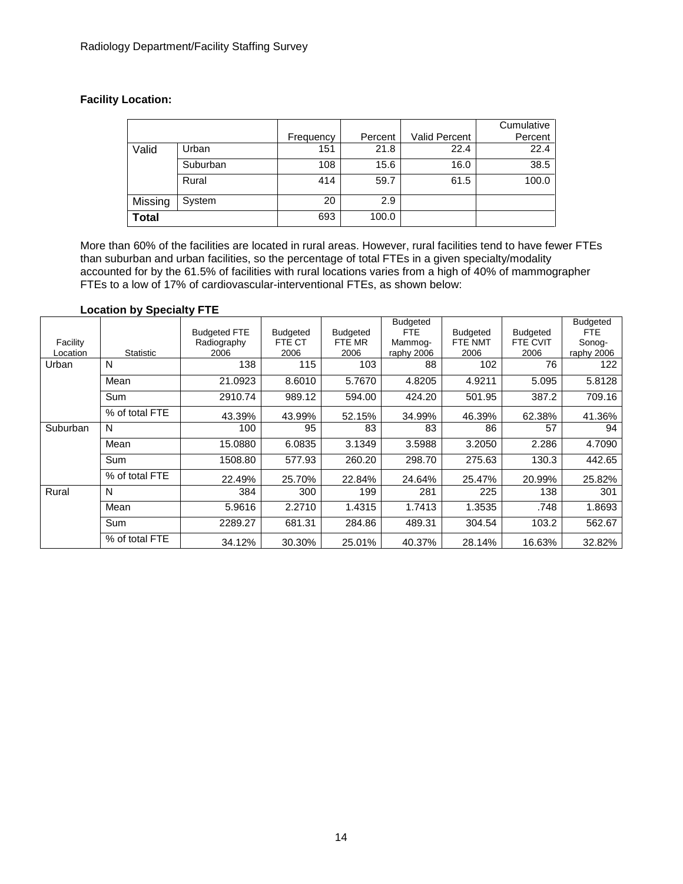Radiology Department/Facility Staffing Survey

**Facility Location:**

| | | Frequency | Percent | Valid Percent | Cumulative Percent |
|---|---|---|---|---|---|
| Valid | Urban | 151 | 21.8 | 22.4 | 22.4 |
| | Suburban | 108 | 15.6 | 16.0 | 38.5 |
| | Rural | 414 | 59.7 | 61.5 | 100.0 |
| Missing | System | 20 | 2.9 | | |
| **Total** | | 693 | 100.0 | | |

More than 60% of the facilities are located in rural areas. However, rural facilities tend to have fewer FTEs than suburban and urban facilities, so the percentage of total FTEs in a given specialty/modality accounted for by the 61.5% of facilities with rural locations varies from a high of 40% of mammographer FTEs to a low of 17% of cardiovascular-interventional FTEs, as shown below:

**Location by Specialty FTE**

| Facility Location | Statistic | Budgeted FTE Radiography 2006 | Budgeted FTE CT 2006 | Budgeted FTE MR 2006 | Budgeted FTE Mammography 2006 | Budgeted FTE NMT 2006 | Budgeted FTE CVIT 2006 | Budgeted FTE Sonography 2006 |
|---|---|---|---|---|---|---|---|---|
| Urban | N | 138 | 115 | 103 | 88 | 102 | 76 | 122 |
| | Mean | 21.0923 | 8.6010 | 5.7670 | 4.8205 | 4.9211 | 5.095 | 5.8128 |
| | Sum | 2910.74 | 989.12 | 594.00 | 424.20 | 501.95 | 387.2 | 709.16 |
| | % of total FTE | 43.39% | 43.99% | 52.15% | 34.99% | 46.39% | 62.38% | 41.36% |
| Suburban | N | 100 | 95 | 83 | 83 | 86 | 57 | 94 |
| | Mean | 15.0880 | 6.0835 | 3.1349 | 3.5988 | 3.2050 | 2.286 | 4.7090 |
| | Sum | 1508.80 | 577.93 | 260.20 | 298.70 | 275.63 | 130.3 | 442.65 |
| | % of total FTE | 22.49% | 25.70% | 22.84% | 24.64% | 25.47% | 20.99% | 25.82% |
| Rural | N | 384 | 300 | 199 | 281 | 225 | 138 | 301 |
| | Mean | 5.9616 | 2.2710 | 1.4315 | 1.7413 | 1.3535 | .748 | 1.8693 |
| | Sum | 2289.27 | 681.31 | 284.86 | 489.31 | 304.54 | 103.2 | 562.67 |
| | % of total FTE | 34.12% | 30.30% | 25.01% | 40.37% | 28.14% | 16.63% | 32.82% |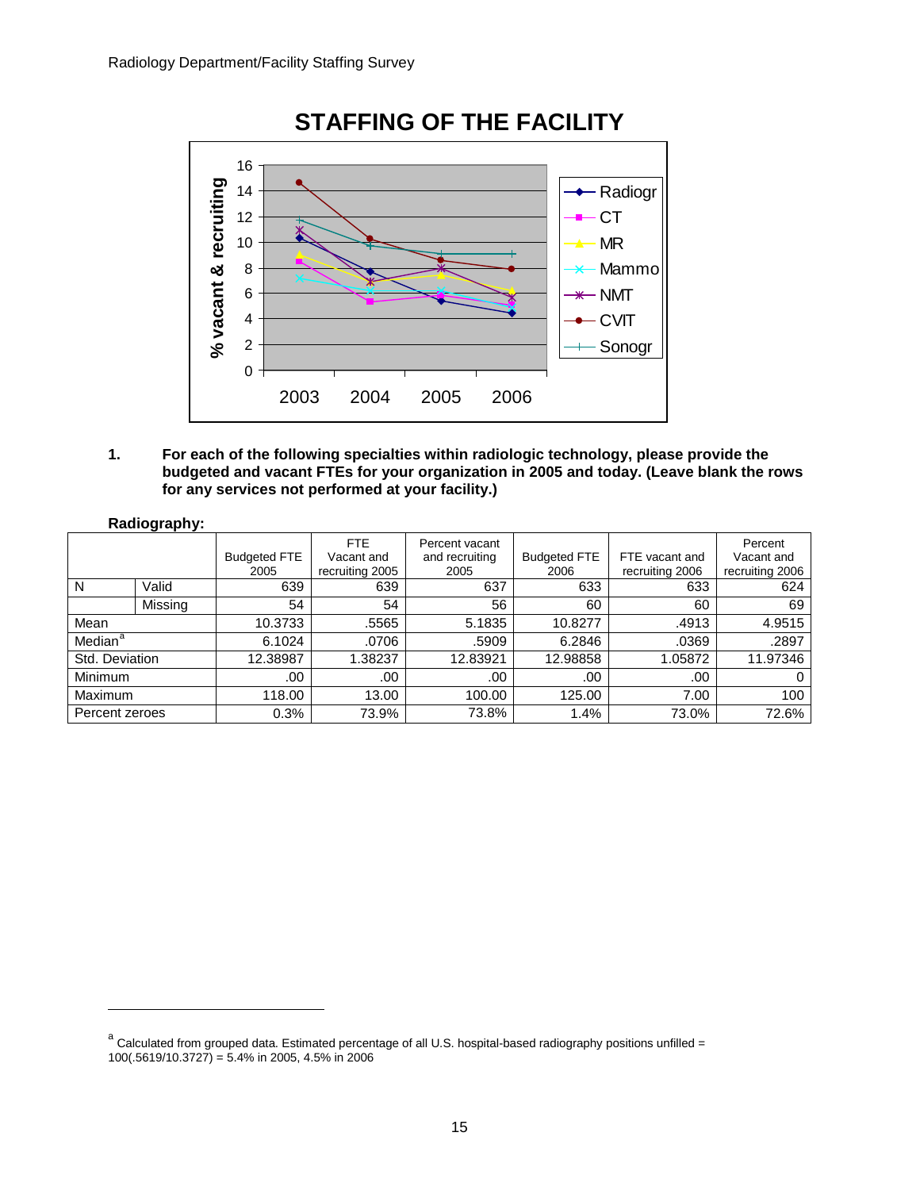## STAFFING OF THE FACILITY

% vacant & recruiting

16
14
12
10
8
6
4
2
0

2003 2004 2005 2006

Radiogr
CT
MR
Mammo
NMT
CVIT
Sonogr

1. **For each of the following specialties within radiologic technology, please provide the budgeted and vacant FTEs for your organization in 2005 and today. (Leave blank the rows for any services not performed at your facility.)**

**Radiography:**

| | | Budgeted FTE 2005 | FTE Vacant and recruiting 2005 | Percent vacant and recruiting 2005 | Budgeted FTE 2006 | FTE vacant and recruiting 2006 | Percent Vacant and recruiting 2006 |
|---|---|---|---|---|---|---|---|
| N | Valid | 639 | 639 | 637 | 633 | 633 | 624 |
| | Missing | 54 | 54 | 56 | 60 | 60 | 69 |
| Mean | | 10.3733 | .5565 | 5.1835 | 10.8277 | .4913 | 4.9515 |
| Median[a] | | 6.1024 | .0706 | .5909 | 6.2846 | .0369 | .2897 |
| Std. Deviation | | 12.38987 | 1.38237 | 12.83921 | 12.98858 | 1.05872 | 11.97346 |
| Minimum | | .00 | .00 | .00 | .00 | .00 | 0 |
| Maximum | | 118.00 | 13.00 | 100.00 | 125.00 | 7.00 | 100 |
| Percent zeroes | | 0.3% | 73.9% | 73.8% | 1.4% | 73.0% | 72.6% |

[a] Calculated from grouped data. Estimated percentage of all U.S. hospital-based radiography positions unfilled = 100(.5619/10.3727) = 5.4% in 2005, 4.5% in 2006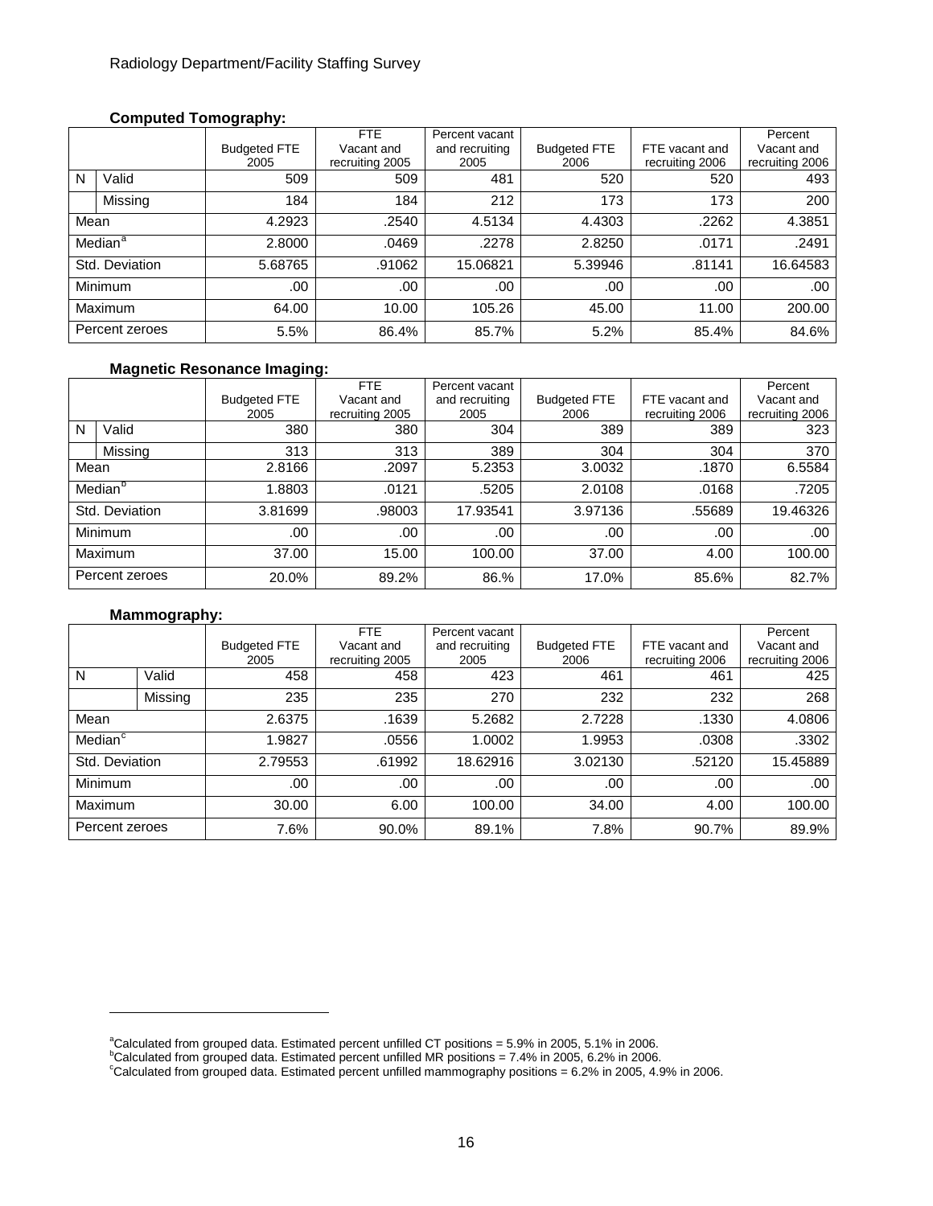### Computed Tomography:

| | | Budgeted FTE 2005 | FTE Vacant and recruiting 2005 | Percent vacant and recruiting 2005 | Budgeted FTE 2006 | FTE vacant and recruiting 2006 | Percent Vacant and recruiting 2006 |
|---|---|---|---|---|---|---|---|
| N | Valid | 509 | 509 | 481 | 520 | 520 | 493 |
| | Missing | 184 | 184 | 212 | 173 | 173 | 200 |
| Mean | | 4.2923 | .2540 | 4.5134 | 4.4303 | .2262 | 4.3851 |
| Median[a] | | 2.8000 | .0469 | .2278 | 2.8250 | .0171 | .2491 |
| Std. Deviation | | 5.68765 | .91062 | 15.06821 | 5.39946 | .81141 | 16.64583 |
| Minimum | | .00 | .00 | .00 | .00 | .00 | .00 |
| Maximum | | 64.00 | 10.00 | 105.26 | 45.00 | 11.00 | 200.00 |
| Percent zeroes | | 5.5% | 86.4% | 85.7% | 5.2% | 85.4% | 84.6% |

### Magnetic Resonance Imaging:

| | | Budgeted FTE 2005 | FTE Vacant and recruiting 2005 | Percent vacant and recruiting 2005 | Budgeted FTE 2006 | FTE vacant and recruiting 2006 | Percent Vacant and recruiting 2006 |
|---|---|---|---|---|---|---|---|
| N | Valid | 380 | 380 | 304 | 389 | 389 | 323 |
| | Missing | 313 | 313 | 389 | 304 | 304 | 370 |
| Mean | | 2.8166 | .2097 | 5.2353 | 3.0032 | .1870 | 6.5584 |
| Median[b] | | 1.8803 | .0121 | .5205 | 2.0108 | .0168 | .7205 |
| Std. Deviation | | 3.81699 | .98003 | 17.93541 | 3.97136 | .55689 | 19.46326 |
| Minimum | | .00 | .00 | .00 | .00 | .00 | .00 |
| Maximum | | 37.00 | 15.00 | 100.00 | 37.00 | 4.00 | 100.00 |
| Percent zeroes | | 20.0% | 89.2% | 86.% | 17.0% | 85.6% | 82.7% |

### Mammography:

| | | Budgeted FTE 2005 | FTE Vacant and recruiting 2005 | Percent vacant and recruiting 2005 | Budgeted FTE 2006 | FTE vacant and recruiting 2006 | Percent Vacant and recruiting 2006 |
|---|---|---|---|---|---|---|---|
| N | Valid | 458 | 458 | 423 | 461 | 461 | 425 |
| | Missing | 235 | 235 | 270 | 232 | 232 | 268 |
| Mean | | 2.6375 | .1639 | 5.2682 | 2.7228 | .1330 | 4.0806 |
| Median[c] | | 1.9827 | .0556 | 1.0002 | 1.9953 | .0308 | .3302 |
| Std. Deviation | | 2.79553 | .61992 | 18.62916 | 3.02130 | .52120 | 15.45889 |
| Minimum | | .00 | .00 | .00 | .00 | .00 | .00 |
| Maximum | | 30.00 | 6.00 | 100.00 | 34.00 | 4.00 | 100.00 |
| Percent zeroes | | 7.6% | 90.0% | 89.1% | 7.8% | 90.7% | 89.9% |

[a]Calculated from grouped data. Estimated percent unfilled CT positions = 5.9% in 2005, 5.1% in 2006.
[b]Calculated from grouped data. Estimated percent unfilled MR positions = 7.4% in 2005, 6.2% in 2006.
[c]Calculated from grouped data. Estimated percent unfilled mammography positions = 6.2% in 2005, 4.9% in 2006.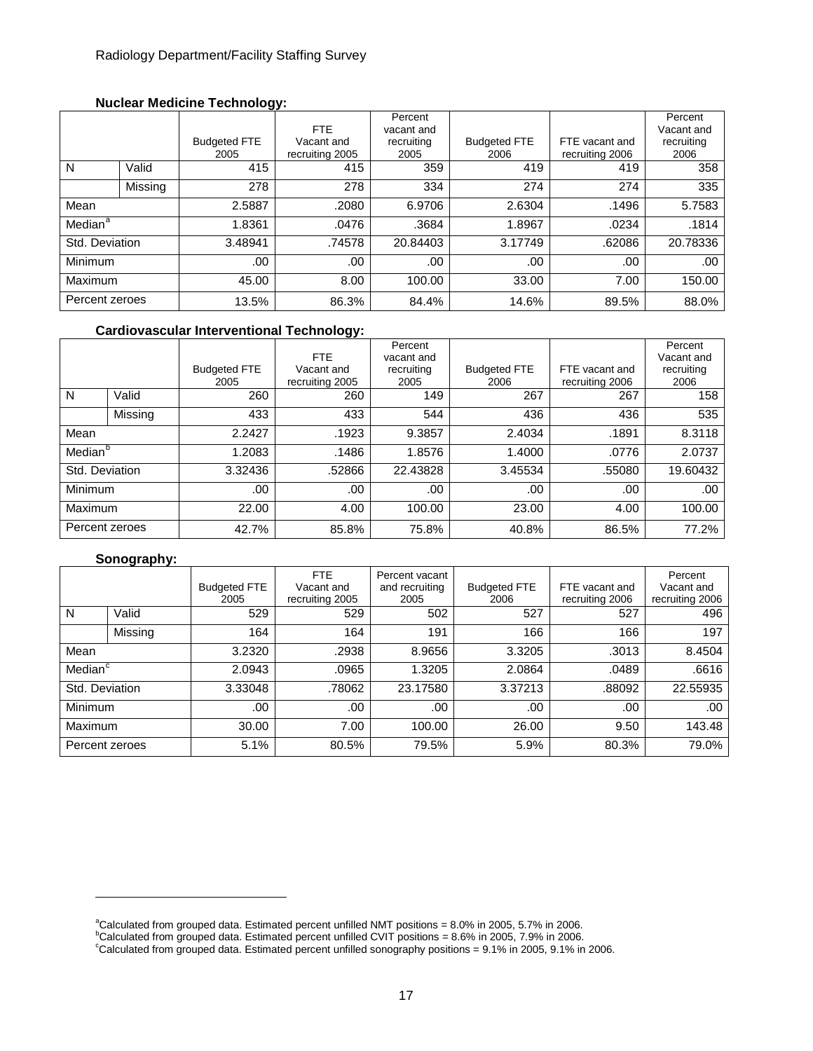### Nuclear Medicine Technology:

| | | Budgeted FTE 2005 | FTE Vacant and recruiting 2005 | Percent vacant and recruiting 2005 | Budgeted FTE 2006 | FTE vacant and recruiting 2006 | Percent Vacant and recruiting 2006 |
|---|---|---|---|---|---|---|---|
| N | Valid | 415 | 415 | 359 | 419 | 419 | 358 |
| | Missing | 278 | 278 | 334 | 274 | 274 | 335 |
| Mean | | 2.5887 | .2080 | 6.9706 | 2.6304 | .1496 | 5.7583 |
| Median[a] | | 1.8361 | .0476 | .3684 | 1.8967 | .0234 | .1814 |
| Std. Deviation | | 3.48941 | .74578 | 20.84403 | 3.17749 | .62086 | 20.78336 |
| Minimum | | .00 | .00 | .00 | .00 | .00 | .00 |
| Maximum | | 45.00 | 8.00 | 100.00 | 33.00 | 7.00 | 150.00 |
| Percent zeroes | | 13.5% | 86.3% | 84.4% | 14.6% | 89.5% | 88.0% |

### Cardiovascular Interventional Technology:

| | | Budgeted FTE 2005 | FTE Vacant and recruiting 2005 | Percent vacant and recruiting 2005 | Budgeted FTE 2006 | FTE vacant and recruiting 2006 | Percent Vacant and recruiting 2006 |
|---|---|---|---|---|---|---|---|
| N | Valid | 260 | 260 | 149 | 267 | 267 | 158 |
| | Missing | 433 | 433 | 544 | 436 | 436 | 535 |
| Mean | | 2.2427 | .1923 | 9.3857 | 2.4034 | .1891 | 8.3118 |
| Median[b] | | 1.2083 | .1486 | 1.8576 | 1.4000 | .0776 | 2.0737 |
| Std. Deviation | | 3.32436 | .52866 | 22.43828 | 3.45534 | .55080 | 19.60432 |
| Minimum | | .00 | .00 | .00 | .00 | .00 | .00 |
| Maximum | | 22.00 | 4.00 | 100.00 | 23.00 | 4.00 | 100.00 |
| Percent zeroes | | 42.7% | 85.8% | 75.8% | 40.8% | 86.5% | 77.2% |

### Sonography:

| | | Budgeted FTE 2005 | FTE Vacant and recruiting 2005 | Percent vacant and recruiting 2005 | Budgeted FTE 2006 | FTE vacant and recruiting 2006 | Percent Vacant and recruiting 2006 |
|---|---|---|---|---|---|---|---|
| N | Valid | 529 | 529 | 502 | 527 | 527 | 496 |
| | Missing | 164 | 164 | 191 | 166 | 166 | 197 |
| Mean | | 3.2320 | .2938 | 8.9656 | 3.3205 | .3013 | 8.4504 |
| Median[c] | | 2.0943 | .0965 | 1.3205 | 2.0864 | .0489 | .6616 |
| Std. Deviation | | 3.33048 | .78062 | 23.17580 | 3.37213 | .88092 | 22.55935 |
| Minimum | | .00 | .00 | .00 | .00 | .00 | .00 |
| Maximum | | 30.00 | 7.00 | 100.00 | 26.00 | 9.50 | 143.48 |
| Percent zeroes | | 5.1% | 80.5% | 79.5% | 5.9% | 80.3% | 79.0% |

---

[a]Calculated from grouped data. Estimated percent unfilled NMT positions = 8.0% in 2005, 5.7% in 2006.
[b]Calculated from grouped data. Estimated percent unfilled CVIT positions = 8.6% in 2005, 7.9% in 2006.
[c]Calculated from grouped data. Estimated percent unfilled sonography positions = 9.1% in 2005, 9.1% in 2006.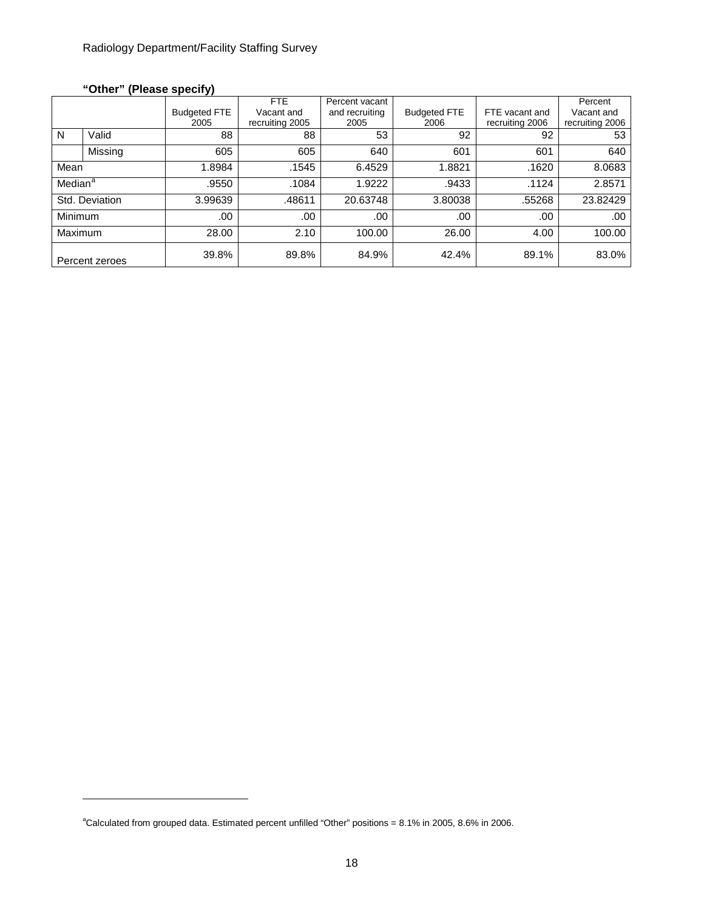**“Other” (Please specify)**

| | | Budgeted FTE 2005 | FTE Vacant and recruiting 2005 | Percent vacant and recruiting 2005 | Budgeted FTE 2006 | FTE vacant and recruiting 2006 | Percent Vacant and recruiting 2006 |
|---|---|---|---|---|---|---|---|
| N | Valid | 88 | 88 | 53 | 92 | 92 | 53 |
| | Missing | 605 | 605 | 640 | 601 | 601 | 640 |
| Mean | | 1.8984 | .1545 | 6.4529 | 1.8821 | .1620 | 8.0683 |
| Median[a] | | .9550 | .1084 | 1.9222 | .9433 | .1124 | 2.8571 |
| Std. Deviation | | 3.99639 | .48611 | 20.63748 | 3.80038 | .55268 | 23.82429 |
| Minimum | | .00 | .00 | .00 | .00 | .00 | .00 |
| Maximum | | 28.00 | 2.10 | 100.00 | 26.00 | 4.00 | 100.00 |
| Percent zeroes | | 39.8% | 89.8% | 84.9% | 42.4% | 89.1% | 83.0% |

[a]Calculated from grouped data. Estimated percent unfilled “Other” positions = 8.1% in 2005, 8.6% in 2006.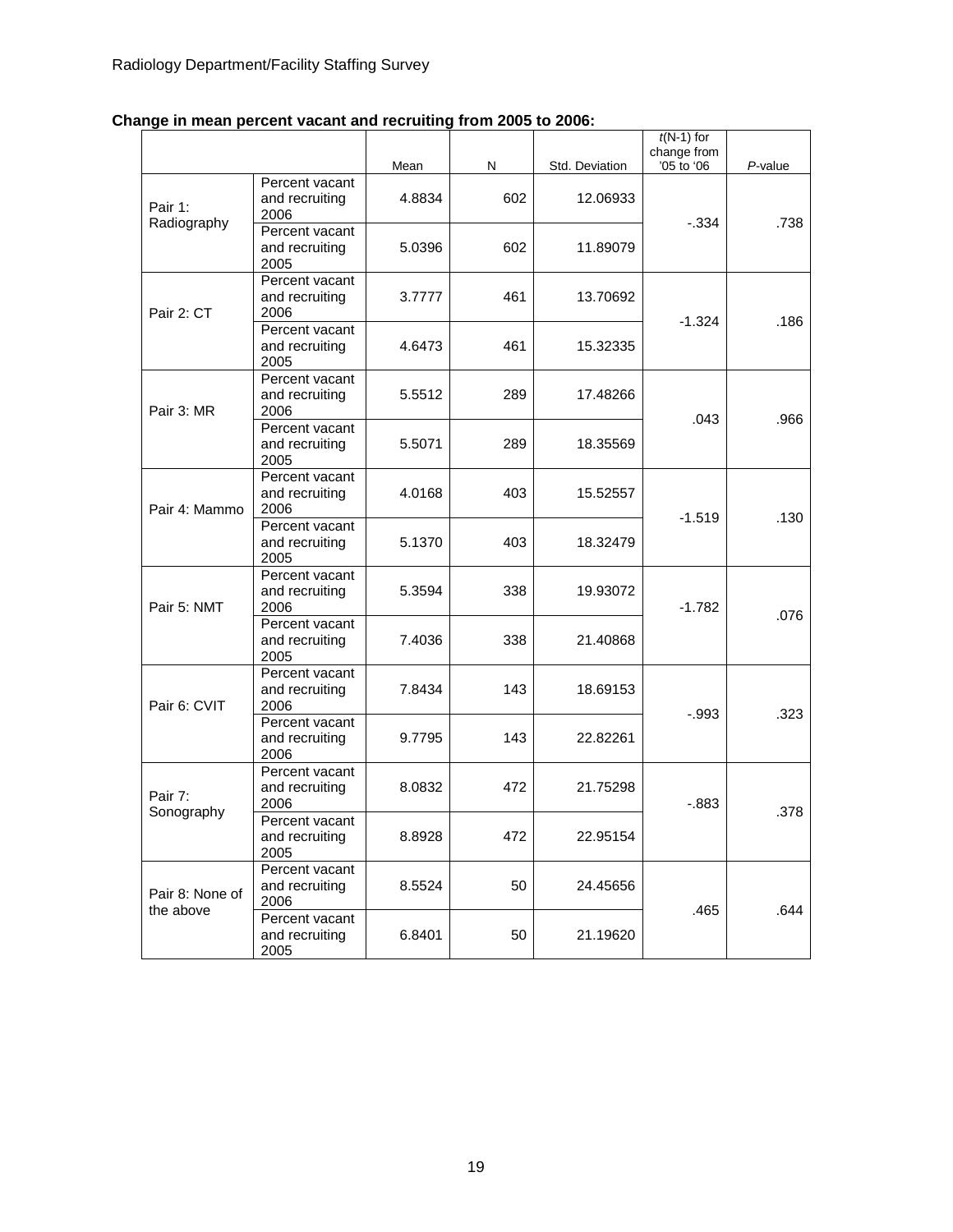**Change in mean percent vacant and recruiting from 2005 to 2006:**

| | | Mean | N | Std. Deviation | $t$(N-1) for change from '05 to '06 | $P$-value |
|---|---|---|---|---|---|---|
| Pair 1: Radiography | Percent vacant and recruiting 2006 | 4.8834 | 602 | 12.06933 | -.334 | .738 |
| | Percent vacant and recruiting 2005 | 5.0396 | 602 | 11.89079 | | |
| Pair 2: CT | Percent vacant and recruiting 2006 | 3.7777 | 461 | 13.70692 | -1.324 | .186 |
| | Percent vacant and recruiting 2005 | 4.6473 | 461 | 15.32335 | | |
| Pair 3: MR | Percent vacant and recruiting 2006 | 5.5512 | 289 | 17.48266 | .043 | .966 |
| | Percent vacant and recruiting 2005 | 5.5071 | 289 | 18.35569 | | |
| Pair 4: Mammo | Percent vacant and recruiting 2006 | 4.0168 | 403 | 15.52557 | -1.519 | .130 |
| | Percent vacant and recruiting 2005 | 5.1370 | 403 | 18.32479 | | |
| Pair 5: NMT | Percent vacant and recruiting 2006 | 5.3594 | 338 | 19.93072 | -1.782 | .076 |
| | Percent vacant and recruiting 2005 | 7.4036 | 338 | 21.40868 | | |
| Pair 6: CVIT | Percent vacant and recruiting 2006 | 7.8434 | 143 | 18.69153 | -.993 | .323 |
| | Percent vacant and recruiting 2006 | 9.7795 | 143 | 22.82261 | | |
| Pair 7: Sonography | Percent vacant and recruiting 2006 | 8.0832 | 472 | 21.75298 | -.883 | .378 |
| | Percent vacant and recruiting 2005 | 8.8928 | 472 | 22.95154 | | |
| Pair 8: None of the above | Percent vacant and recruiting 2006 | 8.5524 | 50 | 24.45656 | .465 | .644 |
| | Percent vacant and recruiting 2005 | 6.8401 | 50 | 21.19620 | | |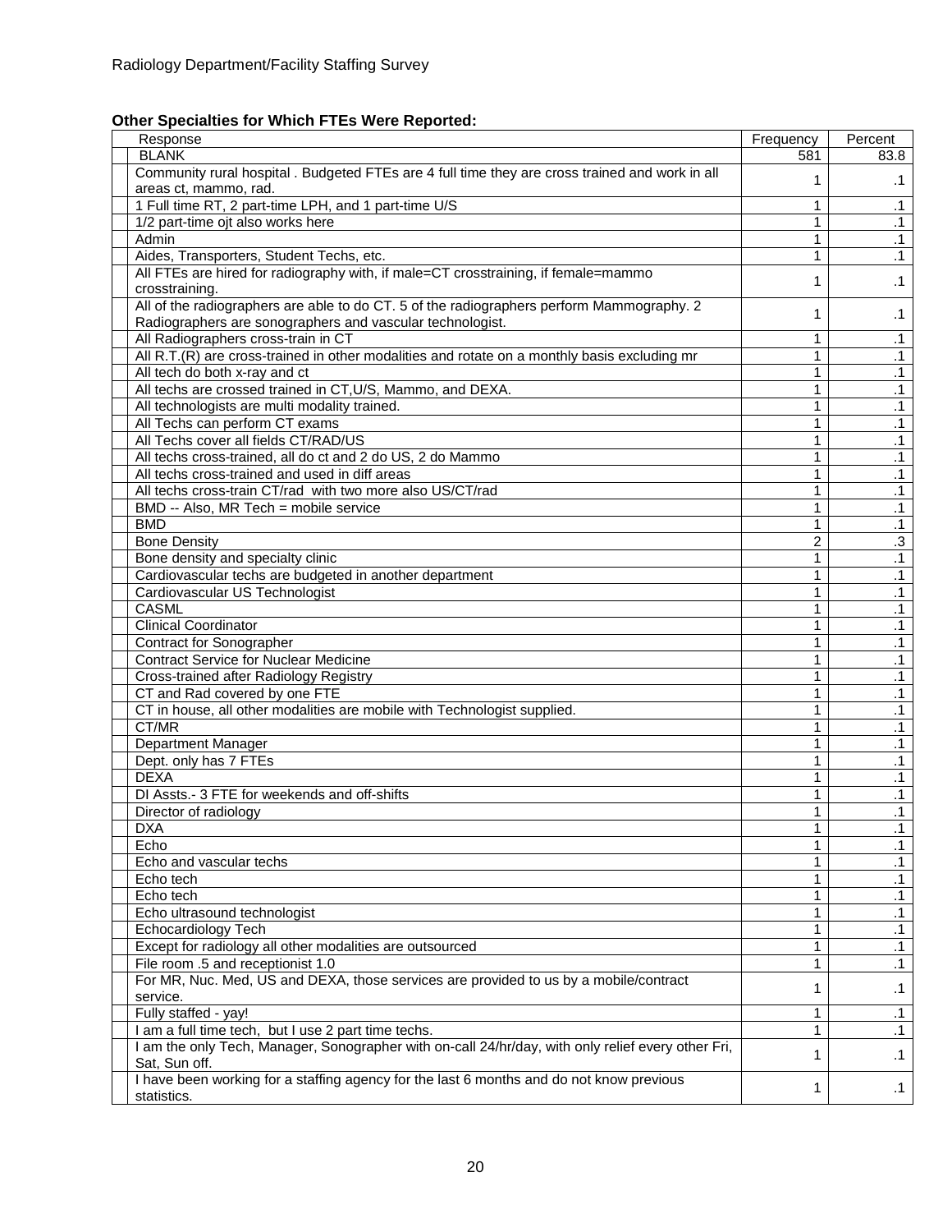**Other Specialties for Which FTEs Were Reported:**

| Response | Frequency | Percent |
|---|---|---|
| BLANK | 581 | 83.8 |
| Community rural hospital . Budgeted FTEs are 4 full time they are cross trained and work in all areas ct, mammo, rad. | 1 | .1 |
| 1 Full time RT, 2 part-time LPH, and 1 part-time U/S | 1 | .1 |
| 1/2 part-time ojt also works here | 1 | .1 |
| Admin | 1 | .1 |
| Aides, Transporters, Student Techs, etc. | 1 | .1 |
| All FTEs are hired for radiography with, if male=CT crosstraining, if female=mammo crosstraining. | 1 | .1 |
| All of the radiographers are able to do CT. 5 of the radiographers perform Mammography. 2 Radiographers are sonographers and vascular technologist. | 1 | .1 |
| All Radiographers cross-train in CT | 1 | .1 |
| All R.T.(R) are cross-trained in other modalities and rotate on a monthly basis excluding mr | 1 | .1 |
| All tech do both x-ray and ct | 1 | .1 |
| All techs are crossed trained in CT,U/S, Mammo, and DEXA. | 1 | .1 |
| All technologists are multi modality trained. | 1 | .1 |
| All Techs can perform CT exams | 1 | .1 |
| All Techs cover all fields CT/RAD/US | 1 | .1 |
| All techs cross-trained, all do ct and 2 do US, 2 do Mammo | 1 | .1 |
| All techs cross-trained and used in diff areas | 1 | .1 |
| All techs cross-train CT/rad with two more also US/CT/rad | 1 | .1 |
| BMD -- Also, MR Tech = mobile service | 1 | .1 |
| BMD | 1 | .1 |
| Bone Density | 2 | .3 |
| Bone density and specialty clinic | 1 | .1 |
| Cardiovascular techs are budgeted in another department | 1 | .1 |
| Cardiovascular US Technologist | 1 | .1 |
| CASML | 1 | .1 |
| Clinical Coordinator | 1 | .1 |
| Contract for Sonographer | 1 | .1 |
| Contract Service for Nuclear Medicine | 1 | .1 |
| Cross-trained after Radiology Registry | 1 | .1 |
| CT and Rad covered by one FTE | 1 | .1 |
| CT in house, all other modalities are mobile with Technologist supplied. | 1 | .1 |
| CT/MR | 1 | .1 |
| Department Manager | 1 | .1 |
| Dept. only has 7 FTEs | 1 | .1 |
| DEXA | 1 | .1 |
| DI Assts.- 3 FTE for weekends and off-shifts | 1 | .1 |
| Director of radiology | 1 | .1 |
| DXA | 1 | .1 |
| Echo | 1 | .1 |
| Echo and vascular techs | 1 | .1 |
| Echo tech | 1 | .1 |
| Echo tech | 1 | .1 |
| Echo ultrasound technologist | 1 | .1 |
| Echocardiology Tech | 1 | .1 |
| Except for radiology all other modalities are outsourced | 1 | .1 |
| File room .5 and receptionist 1.0 | 1 | .1 |
| For MR, Nuc. Med, US and DEXA, those services are provided to us by a mobile/contract service. | 1 | .1 |
| Fully staffed - yay! | 1 | .1 |
| I am a full time tech, but I use 2 part time techs. | 1 | .1 |
| I am the only Tech, Manager, Sonographer with on-call 24/hr/day, with only relief every other Fri, Sat, Sun off. | 1 | .1 |
| I have been working for a staffing agency for the last 6 months and do not know previous statistics. | 1 | .1 |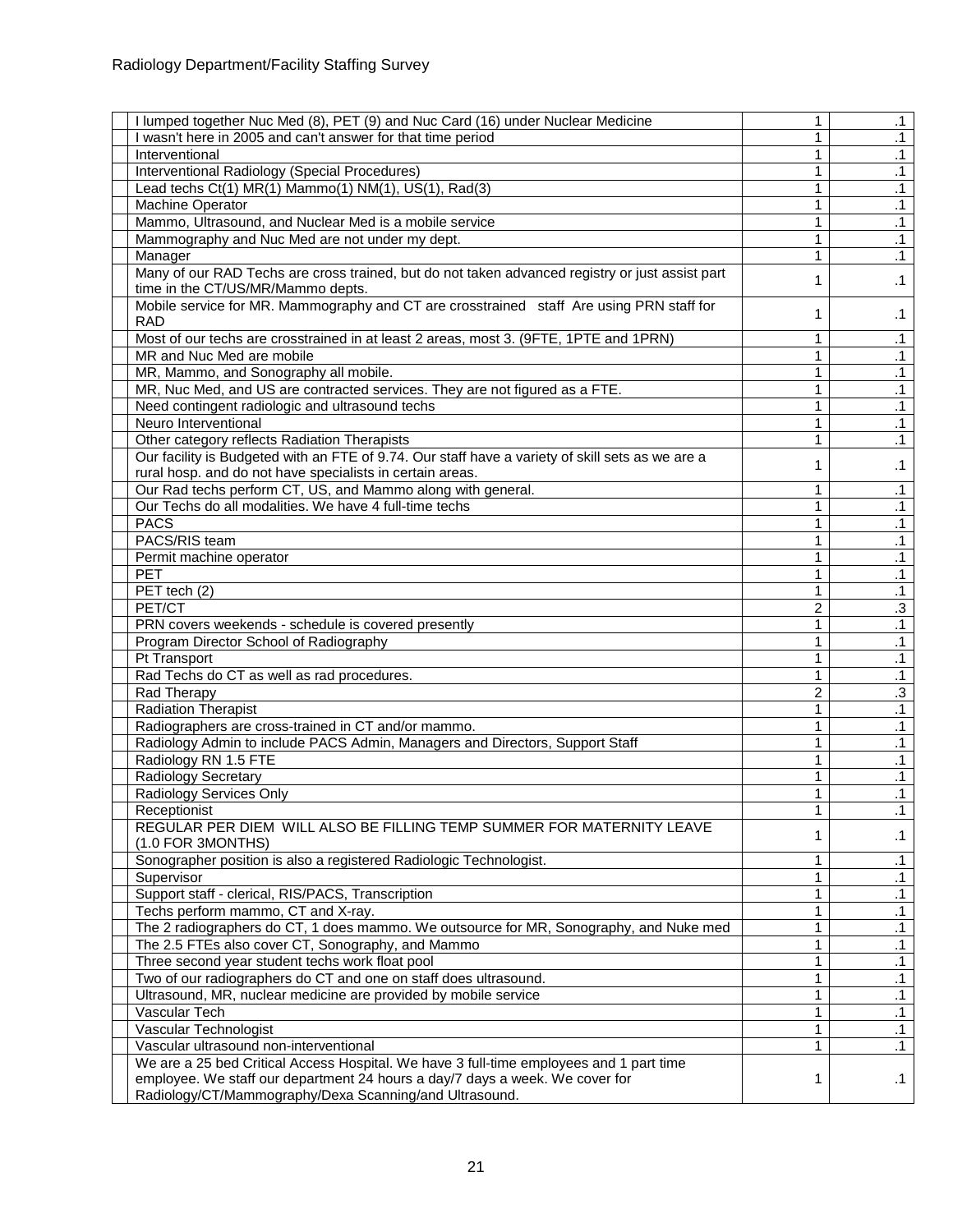| | | | |
|---|---|---|---|
| | I lumped together Nuc Med (8), PET (9) and Nuc Card (16) under Nuclear Medicine | 1 | .1 |
| | I wasn't here in 2005 and can't answer for that time period | 1 | .1 |
| | Interventional | 1 | .1 |
| | Interventional Radiology (Special Procedures) | 1 | .1 |
| | Lead techs Ct(1) MR(1) Mammo(1) NM(1), US(1), Rad(3) | 1 | .1 |
| | Machine Operator | 1 | .1 |
| | Mammo, Ultrasound, and Nuclear Med is a mobile service | 1 | .1 |
| | Mammography and Nuc Med are not under my dept. | 1 | .1 |
| | Manager | 1 | .1 |
| | Many of our RAD Techs are cross trained, but do not taken advanced registry or just assist part time in the CT/US/MR/Mammo depts. | 1 | .1 |
| | Mobile service for MR. Mammography and CT are crosstrained staff Are using PRN staff for RAD | 1 | .1 |
| | Most of our techs are crosstrained in at least 2 areas, most 3. (9FTE, 1PTE and 1PRN) | 1 | .1 |
| | MR and Nuc Med are mobile | 1 | .1 |
| | MR, Mammo, and Sonography all mobile. | 1 | .1 |
| | MR, Nuc Med, and US are contracted services. They are not figured as a FTE. | 1 | .1 |
| | Need contingent radiologic and ultrasound techs | 1 | .1 |
| | Neuro Interventional | 1 | .1 |
| | Other category reflects Radiation Therapists | 1 | .1 |
| | Our facility is Budgeted with an FTE of 9.74. Our staff have a variety of skill sets as we are a rural hosp. and do not have specialists in certain areas. | 1 | .1 |
| | Our Rad techs perform CT, US, and Mammo along with general. | 1 | .1 |
| | Our Techs do all modalities. We have 4 full-time techs | 1 | .1 |
| | PACS | 1 | .1 |
| | PACS/RIS team | 1 | .1 |
| | Permit machine operator | 1 | .1 |
| | PET | 1 | .1 |
| | PET tech (2) | 1 | .1 |
| | PET/CT | 2 | .3 |
| | PRN covers weekends - schedule is covered presently | 1 | .1 |
| | Program Director School of Radiography | 1 | .1 |
| | Pt Transport | 1 | .1 |
| | Rad Techs do CT as well as rad procedures. | 1 | .1 |
| | Rad Therapy | 2 | .3 |
| | Radiation Therapist | 1 | .1 |
| | Radiographers are cross-trained in CT and/or mammo. | 1 | .1 |
| | Radiology Admin to include PACS Admin, Managers and Directors, Support Staff | 1 | .1 |
| | Radiology RN 1.5 FTE | 1 | .1 |
| | Radiology Secretary | 1 | .1 |
| | Radiology Services Only | 1 | .1 |
| | Receptionist | 1 | .1 |
| | REGULAR PER DIEM WILL ALSO BE FILLING TEMP SUMMER FOR MATERNITY LEAVE (1.0 FOR 3MONTHS) | 1 | .1 |
| | Sonographer position is also a registered Radiologic Technologist. | 1 | .1 |
| | Supervisor | 1 | .1 |
| | Support staff - clerical, RIS/PACS, Transcription | 1 | .1 |
| | Techs perform mammo, CT and X-ray. | 1 | .1 |
| | The 2 radiographers do CT, 1 does mammo. We outsource for MR, Sonography, and Nuke med | 1 | .1 |
| | The 2.5 FTEs also cover CT, Sonography, and Mammo | 1 | .1 |
| | Three second year student techs work float pool | 1 | .1 |
| | Two of our radiographers do CT and one on staff does ultrasound. | 1 | .1 |
| | Ultrasound, MR, nuclear medicine are provided by mobile service | 1 | .1 |
| | Vascular Tech | 1 | .1 |
| | Vascular Technologist | 1 | .1 |
| | Vascular ultrasound non-interventional | 1 | .1 |
| | We are a 25 bed Critical Access Hospital. We have 3 full-time employees and 1 part time employee. We staff our department 24 hours a day/7 days a week. We cover for Radiology/CT/Mammography/Dexa Scanning/and Ultrasound. | 1 | .1 |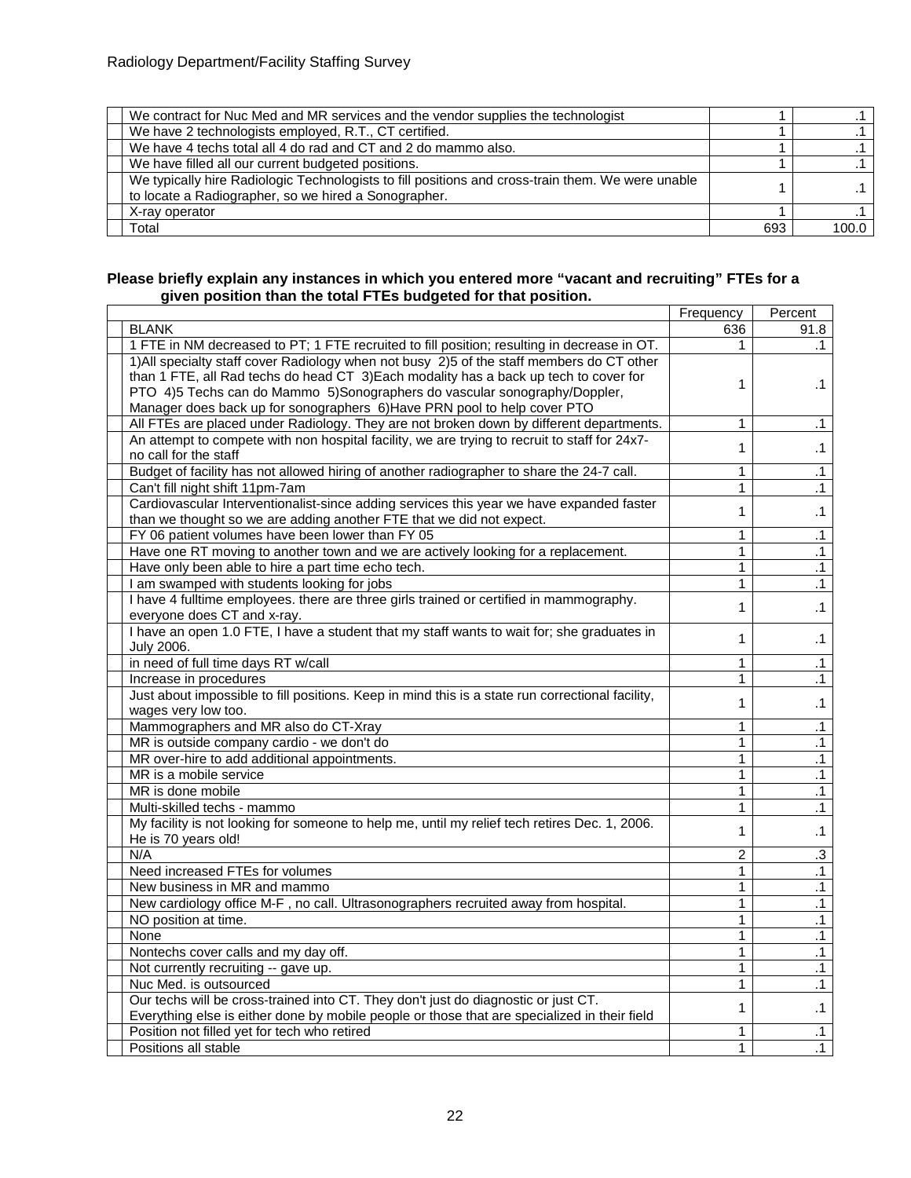| | | |
|---|---|---|
| We contract for Nuc Med and MR services and the vendor supplies the technologist | 1 | .1 |
| We have 2 technologists employed, R.T., CT certified. | 1 | .1 |
| We have 4 techs total all 4 do rad and CT and 2 do mammo also. | 1 | .1 |
| We have filled all our current budgeted positions. | 1 | .1 |
| We typically hire Radiologic Technologists to fill positions and cross-train them. We were unable to locate a Radiographer, so we hired a Sonographer. | 1 | .1 |
| X-ray operator | 1 | .1 |
| Total | 693 | 100.0 |

**Please briefly explain any instances in which you entered more "vacant and recruiting" FTEs for a given position than the total FTEs budgeted for that position.**

| | Frequency | Percent |
|---|---|---|
| BLANK | 636 | 91.8 |
| 1 FTE in NM decreased to PT; 1 FTE recruited to fill position; resulting in decrease in OT. | 1 | .1 |
| 1)All specialty staff cover Radiology when not busy 2)5 of the staff members do CT other than 1 FTE, all Rad techs do head CT 3)Each modality has a back up tech to cover for PTO 4)5 Techs can do Mammo 5)Sonographers do vascular sonography/Doppler, Manager does back up for sonographers 6)Have PRN pool to help cover PTO | 1 | .1 |
| All FTEs are placed under Radiology. They are not broken down by different departments. | 1 | .1 |
| An attempt to compete with non hospital facility, we are trying to recruit to staff for 24x7- no call for the staff | 1 | .1 |
| Budget of facility has not allowed hiring of another radiographer to share the 24-7 call. | 1 | .1 |
| Can't fill night shift 11pm-7am | 1 | .1 |
| Cardiovascular Interventionalist-since adding services this year we have expanded faster than we thought so we are adding another FTE that we did not expect. | 1 | .1 |
| FY 06 patient volumes have been lower than FY 05 | 1 | .1 |
| Have one RT moving to another town and we are actively looking for a replacement. | 1 | .1 |
| Have only been able to hire a part time echo tech. | 1 | .1 |
| I am swamped with students looking for jobs | 1 | .1 |
| I have 4 fulltime employees. there are three girls trained or certified in mammography. everyone does CT and x-ray. | 1 | .1 |
| I have an open 1.0 FTE, I have a student that my staff wants to wait for; she graduates in July 2006. | 1 | .1 |
| in need of full time days RT w/call | 1 | .1 |
| Increase in procedures | 1 | .1 |
| Just about impossible to fill positions. Keep in mind this is a state run correctional facility, wages very low too. | 1 | .1 |
| Mammographers and MR also do CT-Xray | 1 | .1 |
| MR is outside company cardio - we don't do | 1 | .1 |
| MR over-hire to add additional appointments. | 1 | .1 |
| MR is a mobile service | 1 | .1 |
| MR is done mobile | 1 | .1 |
| Multi-skilled techs - mammo | 1 | .1 |
| My facility is not looking for someone to help me, until my relief tech retires Dec. 1, 2006. He is 70 years old! | 1 | .1 |
| N/A | 2 | .3 |
| Need increased FTEs for volumes | 1 | .1 |
| New business in MR and mammo | 1 | .1 |
| New cardiology office M-F , no call. Ultrasonographers recruited away from hospital. | 1 | .1 |
| NO position at time. | 1 | .1 |
| None | 1 | .1 |
| Nontechs cover calls and my day off. | 1 | .1 |
| Not currently recruiting -- gave up. | 1 | .1 |
| Nuc Med. is outsourced | 1 | .1 |
| Our techs will be cross-trained into CT. They don't just do diagnostic or just CT. Everything else is either done by mobile people or those that are specialized in their field | 1 | .1 |
| Position not filled yet for tech who retired | 1 | .1 |
| Positions all stable | 1 | .1 |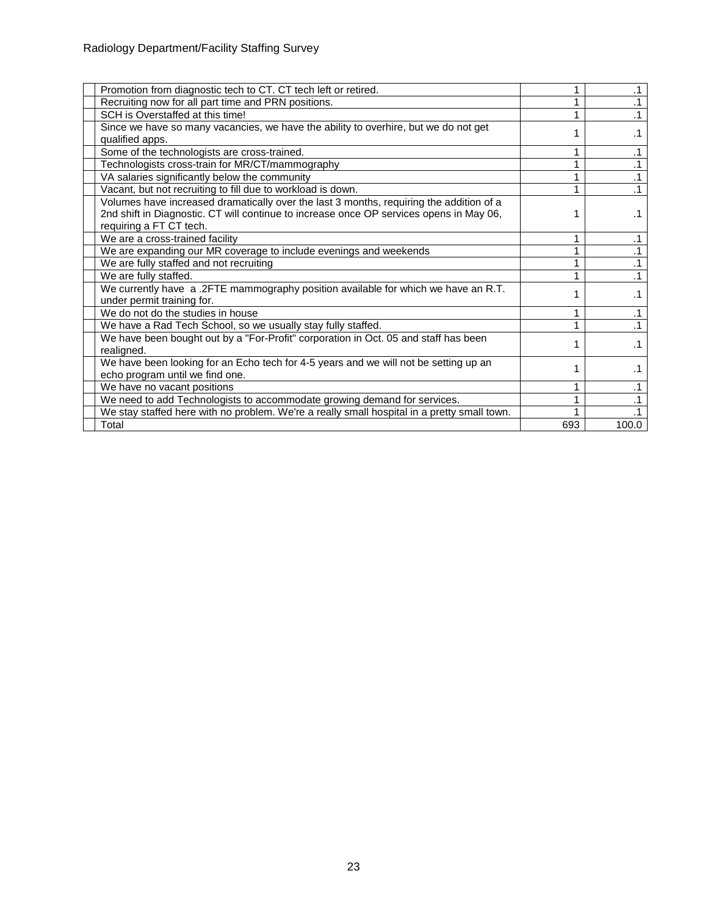| | | | |
|---|---|---|---|
| | Promotion from diagnostic tech to CT. CT tech left or retired. | 1 | .1 |
| | Recruiting now for all part time and PRN positions. | 1 | .1 |
| | SCH is Overstaffed at this time! | 1 | .1 |
| | Since we have so many vacancies, we have the ability to overhire, but we do not get qualified apps. | 1 | .1 |
| | Some of the technologists are cross-trained. | 1 | .1 |
| | Technologists cross-train for MR/CT/mammography | 1 | .1 |
| | VA salaries significantly below the community | 1 | .1 |
| | Vacant, but not recruiting to fill due to workload is down. | 1 | .1 |
| | Volumes have increased dramatically over the last 3 months, requiring the addition of a 2nd shift in Diagnostic. CT will continue to increase once OP services opens in May 06, requiring a FT CT tech. | 1 | .1 |
| | We are a cross-trained facility | 1 | .1 |
| | We are expanding our MR coverage to include evenings and weekends | 1 | .1 |
| | We are fully staffed and not recruiting | 1 | .1 |
| | We are fully staffed. | 1 | .1 |
| | We currently have a .2FTE mammography position available for which we have an R.T. under permit training for. | 1 | .1 |
| | We do not do the studies in house | 1 | .1 |
| | We have a Rad Tech School, so we usually stay fully staffed. | 1 | .1 |
| | We have been bought out by a "For-Profit" corporation in Oct. 05 and staff has been realigned. | 1 | .1 |
| | We have been looking for an Echo tech for 4-5 years and we will not be setting up an echo program until we find one. | 1 | .1 |
| | We have no vacant positions | 1 | .1 |
| | We need to add Technologists to accommodate growing demand for services. | 1 | .1 |
| | We stay staffed here with no problem. We're a really small hospital in a pretty small town. | 1 | .1 |
| | Total | 693 | 100.0 |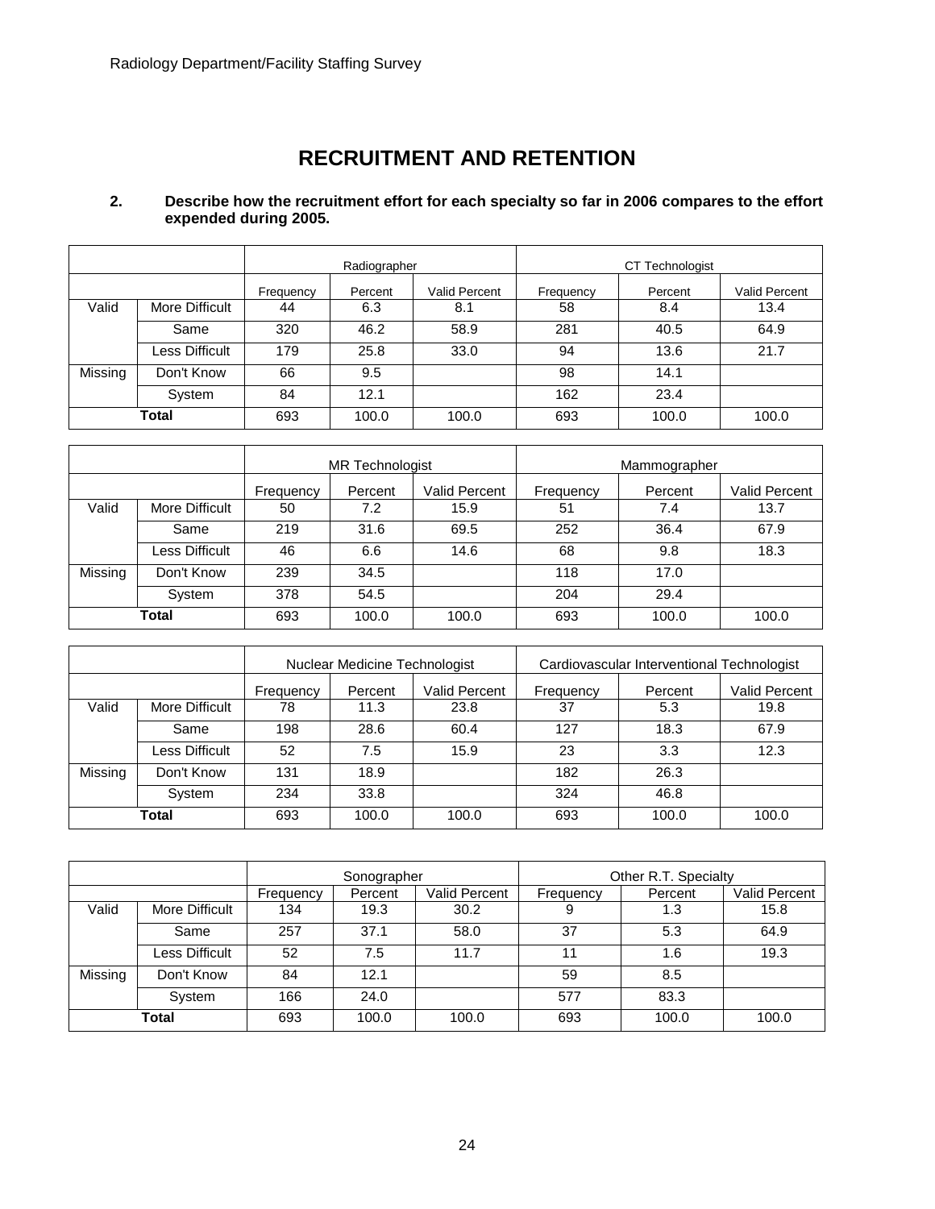# RECRUITMENT AND RETENTION

**2. Describe how the recruitment effort for each specialty so far in 2006 compares to the effort expended during 2005.**

| | | Radiographer | | | CT Technologist | | |
|---|---|---|---|---|---|---|---|
| | | Frequency | Percent | Valid Percent | Frequency | Percent | Valid Percent |
| Valid | More Difficult | 44 | 6.3 | 8.1 | 58 | 8.4 | 13.4 |
| | Same | 320 | 46.2 | 58.9 | 281 | 40.5 | 64.9 |
| | Less Difficult | 179 | 25.8 | 33.0 | 94 | 13.6 | 21.7 |
| Missing | Don't Know | 66 | 9.5 | | 98 | 14.1 | |
| | System | 84 | 12.1 | | 162 | 23.4 | |
| **Total** | | 693 | 100.0 | 100.0 | 693 | 100.0 | 100.0 |

| | | MR Technologist | | | Mammographer | | |
|---|---|---|---|---|---|---|---|
| | | Frequency | Percent | Valid Percent | Frequency | Percent | Valid Percent |
| Valid | More Difficult | 50 | 7.2 | 15.9 | 51 | 7.4 | 13.7 |
| | Same | 219 | 31.6 | 69.5 | 252 | 36.4 | 67.9 |
| | Less Difficult | 46 | 6.6 | 14.6 | 68 | 9.8 | 18.3 |
| Missing | Don't Know | 239 | 34.5 | | 118 | 17.0 | |
| | System | 378 | 54.5 | | 204 | 29.4 | |
| **Total** | | 693 | 100.0 | 100.0 | 693 | 100.0 | 100.0 |

| | | Nuclear Medicine Technologist | | | Cardiovascular Interventional Technologist | | |
|---|---|---|---|---|---|---|---|
| | | Frequency | Percent | Valid Percent | Frequency | Percent | Valid Percent |
| Valid | More Difficult | 78 | 11.3 | 23.8 | 37 | 5.3 | 19.8 |
| | Same | 198 | 28.6 | 60.4 | 127 | 18.3 | 67.9 |
| | Less Difficult | 52 | 7.5 | 15.9 | 23 | 3.3 | 12.3 |
| Missing | Don't Know | 131 | 18.9 | | 182 | 26.3 | |
| | System | 234 | 33.8 | | 324 | 46.8 | |
| **Total** | | 693 | 100.0 | 100.0 | 693 | 100.0 | 100.0 |

| | | Sonographer | | | Other R.T. Specialty | | |
|---|---|---|---|---|---|---|---|
| | | Frequency | Percent | Valid Percent | Frequency | Percent | Valid Percent |
| Valid | More Difficult | 134 | 19.3 | 30.2 | 9 | 1.3 | 15.8 |
| | Same | 257 | 37.1 | 58.0 | 37 | 5.3 | 64.9 |
| | Less Difficult | 52 | 7.5 | 11.7 | 11 | 1.6 | 19.3 |
| Missing | Don't Know | 84 | 12.1 | | 59 | 8.5 | |
| | System | 166 | 24.0 | | 577 | 83.3 | |
| **Total** | | 693 | 100.0 | 100.0 | 693 | 100.0 | 100.0 |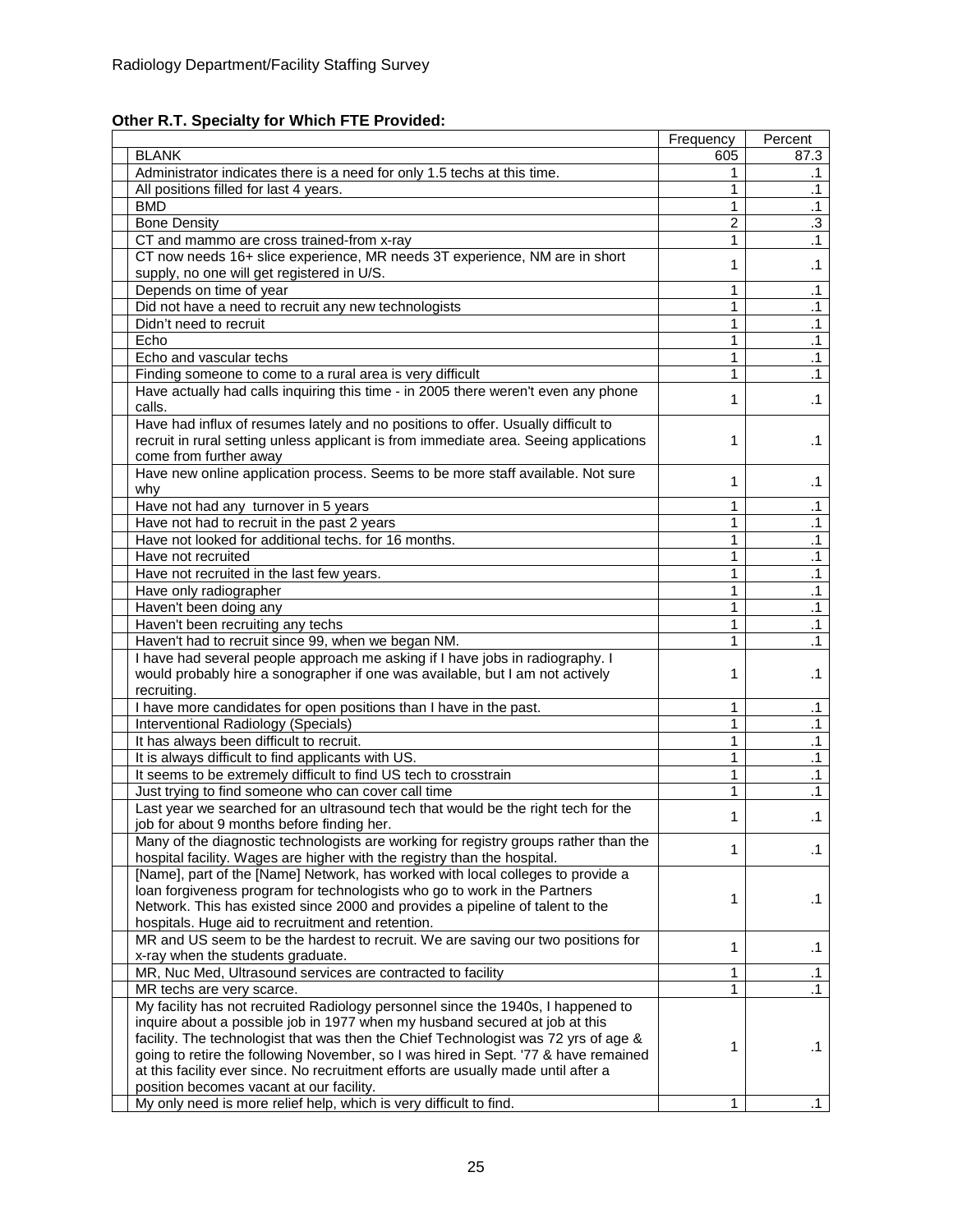**Other R.T. Specialty for Which FTE Provided:**

| | Frequency | Percent |
|---|---|---|
| BLANK | 605 | 87.3 |
| Administrator indicates there is a need for only 1.5 techs at this time. | 1 | .1 |
| All positions filled for last 4 years. | 1 | .1 |
| BMD | 1 | .1 |
| Bone Density | 2 | .3 |
| CT and mammo are cross trained-from x-ray | 1 | .1 |
| CT now needs 16+ slice experience, MR needs 3T experience, NM are in short supply, no one will get registered in U/S. | 1 | .1 |
| Depends on time of year | 1 | .1 |
| Did not have a need to recruit any new technologists | 1 | .1 |
| Didn't need to recruit | 1 | .1 |
| Echo | 1 | .1 |
| Echo and vascular techs | 1 | .1 |
| Finding someone to come to a rural area is very difficult | 1 | .1 |
| Have actually had calls inquiring this time - in 2005 there weren't even any phone calls. | 1 | .1 |
| Have had influx of resumes lately and no positions to offer. Usually difficult to recruit in rural setting unless applicant is from immediate area. Seeing applications come from further away | 1 | .1 |
| Have new online application process. Seems to be more staff available. Not sure why | 1 | .1 |
| Have not had any turnover in 5 years | 1 | .1 |
| Have not had to recruit in the past 2 years | 1 | .1 |
| Have not looked for additional techs. for 16 months. | 1 | .1 |
| Have not recruited | 1 | .1 |
| Have not recruited in the last few years. | 1 | .1 |
| Have only radiographer | 1 | .1 |
| Haven't been doing any | 1 | .1 |
| Haven't been recruiting any techs | 1 | .1 |
| Haven't had to recruit since 99, when we began NM. | 1 | .1 |
| I have had several people approach me asking if I have jobs in radiography. I would probably hire a sonographer if one was available, but I am not actively recruiting. | 1 | .1 |
| I have more candidates for open positions than I have in the past. | 1 | .1 |
| Interventional Radiology (Specials) | 1 | .1 |
| It has always been difficult to recruit. | 1 | .1 |
| It is always difficult to find applicants with US. | 1 | .1 |
| It seems to be extremely difficult to find US tech to crosstrain | 1 | .1 |
| Just trying to find someone who can cover call time | 1 | .1 |
| Last year we searched for an ultrasound tech that would be the right tech for the job for about 9 months before finding her. | 1 | .1 |
| Many of the diagnostic technologists are working for registry groups rather than the hospital facility. Wages are higher with the registry than the hospital. | 1 | .1 |
| [Name], part of the [Name] Network, has worked with local colleges to provide a loan forgiveness program for technologists who go to work in the Partners Network. This has existed since 2000 and provides a pipeline of talent to the hospitals. Huge aid to recruitment and retention. | 1 | .1 |
| MR and US seem to be the hardest to recruit. We are saving our two positions for x-ray when the students graduate. | 1 | .1 |
| MR, Nuc Med, Ultrasound services are contracted to facility | 1 | .1 |
| MR techs are very scarce. | 1 | .1 |
| My facility has not recruited Radiology personnel since the 1940s, I happened to inquire about a possible job in 1977 when my husband secured at job at this facility. The technologist that was then the Chief Technologist was 72 yrs of age & going to retire the following November, so I was hired in Sept. '77 & have remained at this facility ever since. No recruitment efforts are usually made until after a position becomes vacant at our facility. | 1 | .1 |
| My only need is more relief help, which is very difficult to find. | 1 | .1 |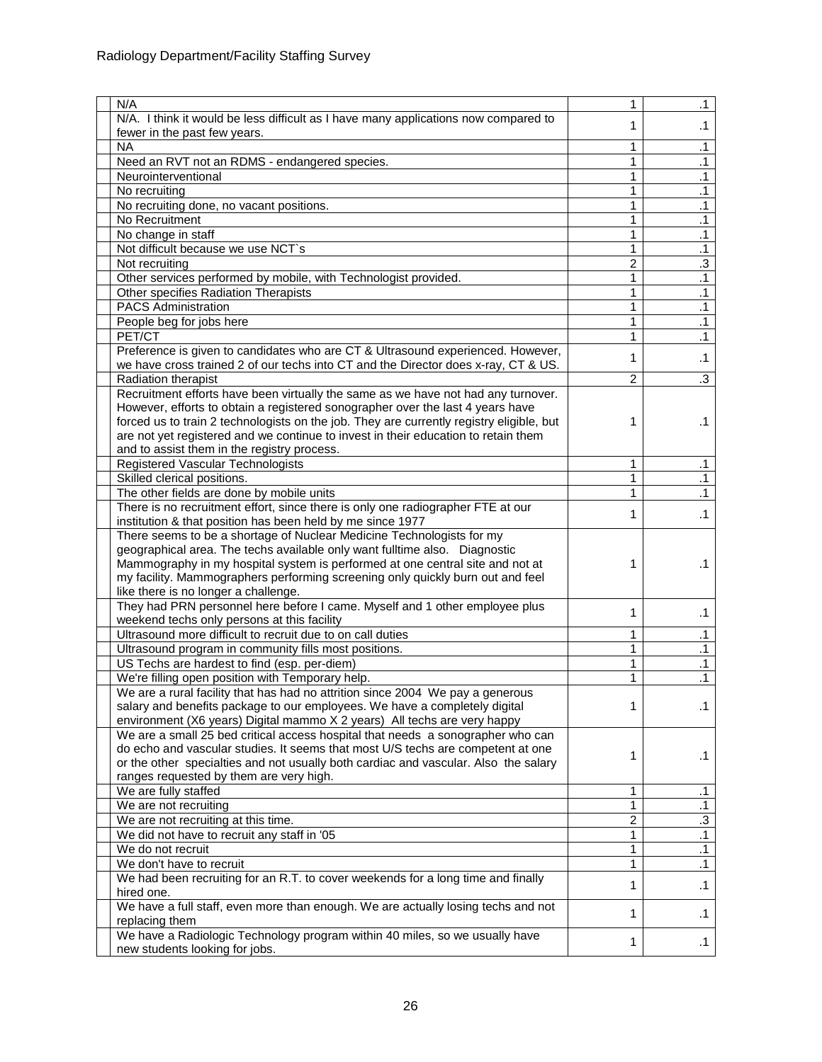| | | | |
|---|---|---|---|
| | N/A | 1 | .1 |
| | N/A. I think it would be less difficult as I have many applications now compared to fewer in the past few years. | 1 | .1 |
| | NA | 1 | .1 |
| | Need an RVT not an RDMS - endangered species. | 1 | .1 |
| | Neurointerventional | 1 | .1 |
| | No recruiting | 1 | .1 |
| | No recruiting done, no vacant positions. | 1 | .1 |
| | No Recruitment | 1 | .1 |
| | No change in staff | 1 | .1 |
| | Not difficult because we use NCT`s | 1 | .1 |
| | Not recruiting | 2 | .3 |
| | Other services performed by mobile, with Technologist provided. | 1 | .1 |
| | Other specifies Radiation Therapists | 1 | .1 |
| | PACS Administration | 1 | .1 |
| | People beg for jobs here | 1 | .1 |
| | PET/CT | 1 | .1 |
| | Preference is given to candidates who are CT & Ultrasound experienced. However, we have cross trained 2 of our techs into CT and the Director does x-ray, CT & US. | 1 | .1 |
| | Radiation therapist | 2 | .3 |
| | Recruitment efforts have been virtually the same as we have not had any turnover. However, efforts to obtain a registered sonographer over the last 4 years have forced us to train 2 technologists on the job. They are currently registry eligible, but are not yet registered and we continue to invest in their education to retain them and to assist them in the registry process. | 1 | .1 |
| | Registered Vascular Technologists | 1 | .1 |
| | Skilled clerical positions. | 1 | .1 |
| | The other fields are done by mobile units | 1 | .1 |
| | There is no recruitment effort, since there is only one radiographer FTE at our institution & that position has been held by me since 1977 | 1 | .1 |
| | There seems to be a shortage of Nuclear Medicine Technologists for my geographical area. The techs available only want fulltime also. Diagnostic Mammography in my hospital system is performed at one central site and not at my facility. Mammographers performing screening only quickly burn out and feel like there is no longer a challenge. | 1 | .1 |
| | They had PRN personnel here before I came. Myself and 1 other employee plus weekend techs only persons at this facility | 1 | .1 |
| | Ultrasound more difficult to recruit due to on call duties | 1 | .1 |
| | Ultrasound program in community fills most positions. | 1 | .1 |
| | US Techs are hardest to find (esp. per-diem) | 1 | .1 |
| | We're filling open position with Temporary help. | 1 | .1 |
| | We are a rural facility that has had no attrition since 2004 We pay a generous salary and benefits package to our employees. We have a completely digital environment (X6 years) Digital mammo X 2 years) All techs are very happy | 1 | .1 |
| | We are a small 25 bed critical access hospital that needs a sonographer who can do echo and vascular studies. It seems that most U/S techs are competent at one or the other specialties and not usually both cardiac and vascular. Also the salary ranges requested by them are very high. | 1 | .1 |
| | We are fully staffed | 1 | .1 |
| | We are not recruiting | 1 | .1 |
| | We are not recruiting at this time. | 2 | .3 |
| | We did not have to recruit any staff in '05 | 1 | .1 |
| | We do not recruit | 1 | .1 |
| | We don't have to recruit | 1 | .1 |
| | We had been recruiting for an R.T. to cover weekends for a long time and finally hired one. | 1 | .1 |
| | We have a full staff, even more than enough. We are actually losing techs and not replacing them | 1 | .1 |
| | We have a Radiologic Technology program within 40 miles, so we usually have new students looking for jobs. | 1 | .1 |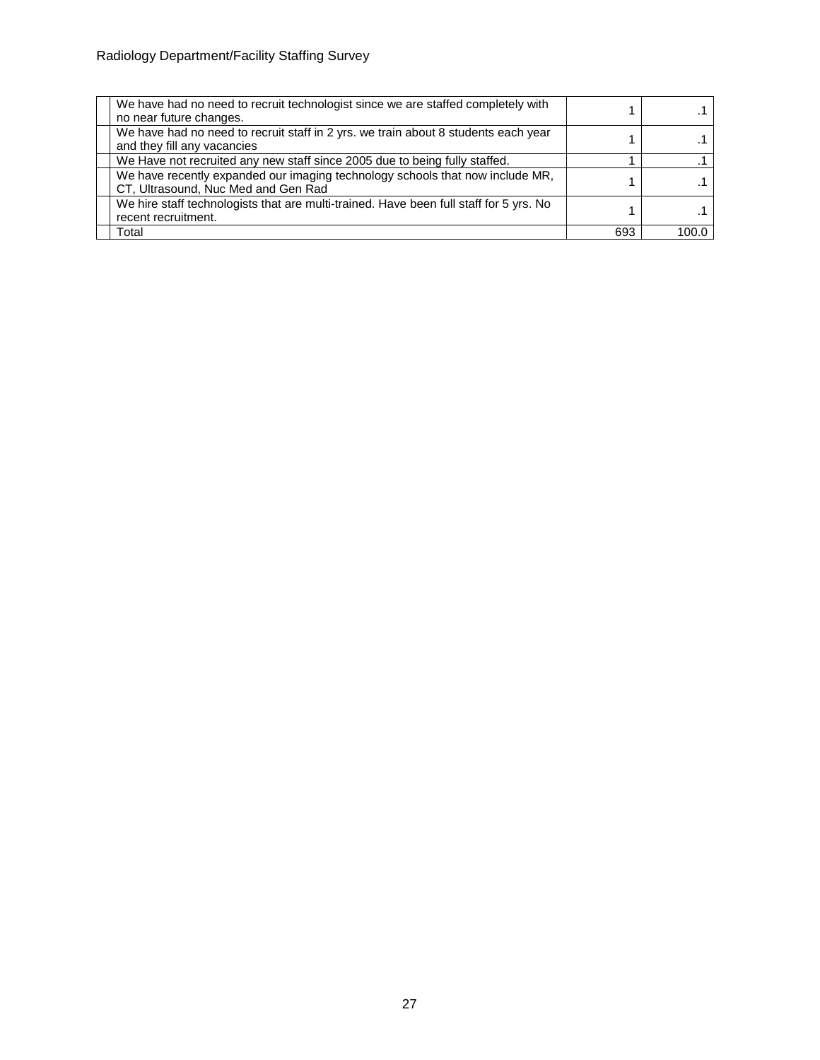| | | | |
|---|---|---|---|
| | We have had no need to recruit technologist since we are staffed completely with no near future changes. | 1 | .1 |
| | We have had no need to recruit staff in 2 yrs. we train about 8 students each year and they fill any vacancies | 1 | .1 |
| | We Have not recruited any new staff since 2005 due to being fully staffed. | 1 | .1 |
| | We have recently expanded our imaging technology schools that now include MR, CT, Ultrasound, Nuc Med and Gen Rad | 1 | .1 |
| | We hire staff technologists that are multi-trained. Have been full staff for 5 yrs. No recent recruitment. | 1 | .1 |
| | Total | 693 | 100.0 |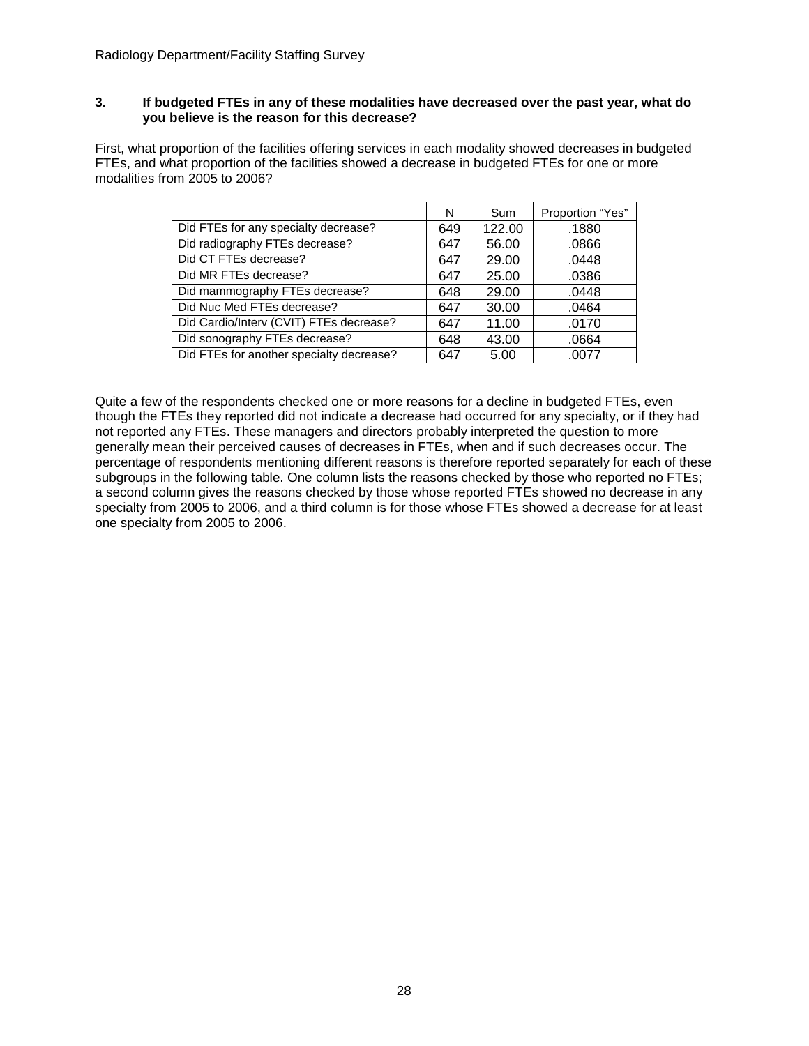**3. If budgeted FTEs in any of these modalities have decreased over the past year, what do you believe is the reason for this decrease?**

First, what proportion of the facilities offering services in each modality showed decreases in budgeted FTEs, and what proportion of the facilities showed a decrease in budgeted FTEs for one or more modalities from 2005 to 2006?

| | N | Sum | Proportion "Yes" |
|---|---|---|---|
| Did FTEs for any specialty decrease? | 649 | 122.00 | .1880 |
| Did radiography FTEs decrease? | 647 | 56.00 | .0866 |
| Did CT FTEs decrease? | 647 | 29.00 | .0448 |
| Did MR FTEs decrease? | 647 | 25.00 | .0386 |
| Did mammography FTEs decrease? | 648 | 29.00 | .0448 |
| Did Nuc Med FTEs decrease? | 647 | 30.00 | .0464 |
| Did Cardio/Interv (CVIT) FTEs decrease? | 647 | 11.00 | .0170 |
| Did sonography FTEs decrease? | 648 | 43.00 | .0664 |
| Did FTEs for another specialty decrease? | 647 | 5.00 | .0077 |

Quite a few of the respondents checked one or more reasons for a decline in budgeted FTEs, even though the FTEs they reported did not indicate a decrease had occurred for any specialty, or if they had not reported any FTEs. These managers and directors probably interpreted the question to more generally mean their perceived causes of decreases in FTEs, when and if such decreases occur. The percentage of respondents mentioning different reasons is therefore reported separately for each of these subgroups in the following table. One column lists the reasons checked by those who reported no FTEs; a second column gives the reasons checked by those whose reported FTEs showed no decrease in any specialty from 2005 to 2006, and a third column is for those whose FTEs showed a decrease for at least one specialty from 2005 to 2006.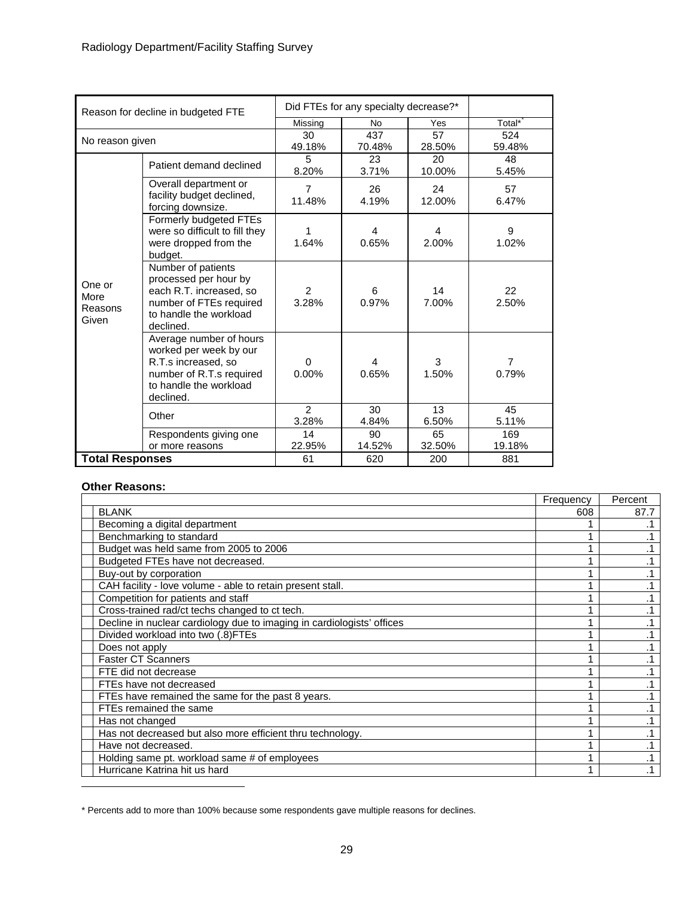| Reason for decline in budgeted FTE | | Did FTEs for any specialty decrease?* | | | |
|---|---|---|---|---|---|
| | | Missing | No | Yes | Total* |
| No reason given | | 30<br>49.18% | 437<br>70.48% | 57<br>28.50% | 524<br>59.48% |
| One or More Reasons Given | Patient demand declined | 5<br>8.20% | 23<br>3.71% | 20<br>10.00% | 48<br>5.45% |
| | Overall department or facility budget declined, forcing downsize. | 7<br>11.48% | 26<br>4.19% | 24<br>12.00% | 57<br>6.47% |
| | Formerly budgeted FTEs were so difficult to fill they were dropped from the budget. | 1<br>1.64% | 4<br>0.65% | 4<br>2.00% | 9<br>1.02% |
| | Number of patients processed per hour by each R.T. increased, so number of FTEs required to handle the workload declined. | 2<br>3.28% | 6<br>0.97% | 14<br>7.00% | 22<br>2.50% |
| | Average number of hours worked per week by our R.T.s increased, so number of R.T.s required to handle the workload declined. | 0<br>0.00% | 4<br>0.65% | 3<br>1.50% | 7<br>0.79% |
| | Other | 2<br>3.28% | 30<br>4.84% | 13<br>6.50% | 45<br>5.11% |
| | Respondents giving one or more reasons | 14<br>22.95% | 90<br>14.52% | 65<br>32.50% | 169<br>19.18% |
| **Total Responses** | | 61 | 620 | 200 | 881 |

**Other Reasons:**

| | Frequency | Percent |
|---|---|---|
| BLANK | 608 | 87.7 |
| Becoming a digital department | 1 | .1 |
| Benchmarking to standard | 1 | .1 |
| Budget was held same from 2005 to 2006 | 1 | .1 |
| Budgeted FTEs have not decreased. | 1 | .1 |
| Buy-out by corporation | 1 | .1 |
| CAH facility - love volume - able to retain present stall. | 1 | .1 |
| Competition for patients and staff | 1 | .1 |
| Cross-trained rad/ct techs changed to ct tech. | 1 | .1 |
| Decline in nuclear cardiology due to imaging in cardiologists' offices | 1 | .1 |
| Divided workload into two (.8)FTEs | 1 | .1 |
| Does not apply | 1 | .1 |
| Faster CT Scanners | 1 | .1 |
| FTE did not decrease | 1 | .1 |
| FTEs have not decreased | 1 | .1 |
| FTEs have remained the same for the past 8 years. | 1 | .1 |
| FTEs remained the same | 1 | .1 |
| Has not changed | 1 | .1 |
| Has not decreased but also more efficient thru technology. | 1 | .1 |
| Have not decreased. | 1 | .1 |
| Holding same pt. workload same # of employees | 1 | .1 |
| Hurricane Katrina hit us hard | 1 | .1 |

* Percents add to more than 100% because some respondents gave multiple reasons for declines.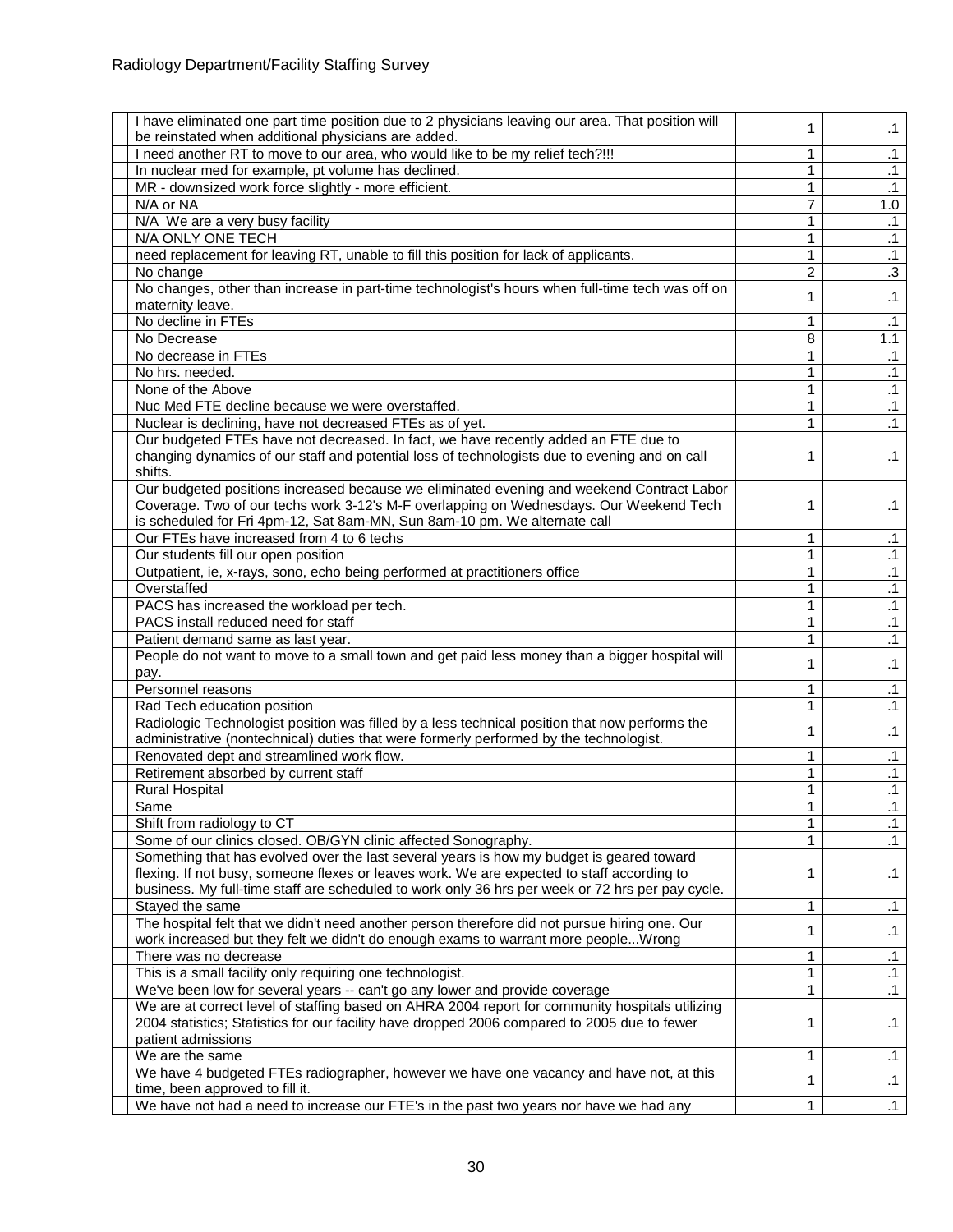| | | | |
|---|---|---|---|
| | I have eliminated one part time position due to 2 physicians leaving our area. That position will be reinstated when additional physicians are added. | 1 | .1 |
| | I need another RT to move to our area, who would like to be my relief tech?!!! | 1 | .1 |
| | In nuclear med for example, pt volume has declined. | 1 | .1 |
| | MR - downsized work force slightly - more efficient. | 1 | .1 |
| | N/A or NA | 7 | 1.0 |
| | N/A We are a very busy facility | 1 | .1 |
| | N/A ONLY ONE TECH | 1 | .1 |
| | need replacement for leaving RT, unable to fill this position for lack of applicants. | 1 | .1 |
| | No change | 2 | .3 |
| | No changes, other than increase in part-time technologist's hours when full-time tech was off on maternity leave. | 1 | .1 |
| | No decline in FTEs | 1 | .1 |
| | No Decrease | 8 | 1.1 |
| | No decrease in FTEs | 1 | .1 |
| | No hrs. needed. | 1 | .1 |
| | None of the Above | 1 | .1 |
| | Nuc Med FTE decline because we were overstaffed. | 1 | .1 |
| | Nuclear is declining, have not decreased FTEs as of yet. | 1 | .1 |
| | Our budgeted FTEs have not decreased. In fact, we have recently added an FTE due to changing dynamics of our staff and potential loss of technologists due to evening and on call shifts. | 1 | .1 |
| | Our budgeted positions increased because we eliminated evening and weekend Contract Labor Coverage. Two of our techs work 3-12's M-F overlapping on Wednesdays. Our Weekend Tech is scheduled for Fri 4pm-12, Sat 8am-MN, Sun 8am-10 pm. We alternate call | 1 | .1 |
| | Our FTEs have increased from 4 to 6 techs | 1 | .1 |
| | Our students fill our open position | 1 | .1 |
| | Outpatient, ie, x-rays, sono, echo being performed at practitioners office | 1 | .1 |
| | Overstaffed | 1 | .1 |
| | PACS has increased the workload per tech. | 1 | .1 |
| | PACS install reduced need for staff | 1 | .1 |
| | Patient demand same as last year. | 1 | .1 |
| | People do not want to move to a small town and get paid less money than a bigger hospital will pay. | 1 | .1 |
| | Personnel reasons | 1 | .1 |
| | Rad Tech education position | 1 | .1 |
| | Radiologic Technologist position was filled by a less technical position that now performs the administrative (nontechnical) duties that were formerly performed by the technologist. | 1 | .1 |
| | Renovated dept and streamlined work flow. | 1 | .1 |
| | Retirement absorbed by current staff | 1 | .1 |
| | Rural Hospital | 1 | .1 |
| | Same | 1 | .1 |
| | Shift from radiology to CT | 1 | .1 |
| | Some of our clinics closed. OB/GYN clinic affected Sonography. | 1 | .1 |
| | Something that has evolved over the last several years is how my budget is geared toward flexing. If not busy, someone flexes or leaves work. We are expected to staff according to business. My full-time staff are scheduled to work only 36 hrs per week or 72 hrs per pay cycle. | 1 | .1 |
| | Stayed the same | 1 | .1 |
| | The hospital felt that we didn't need another person therefore did not pursue hiring one. Our work increased but they felt we didn't do enough exams to warrant more people...Wrong | 1 | .1 |
| | There was no decrease | 1 | .1 |
| | This is a small facility only requiring one technologist. | 1 | .1 |
| | We've been low for several years -- can't go any lower and provide coverage | 1 | .1 |
| | We are at correct level of staffing based on AHRA 2004 report for community hospitals utilizing 2004 statistics; Statistics for our facility have dropped 2006 compared to 2005 due to fewer patient admissions | 1 | .1 |
| | We are the same | 1 | .1 |
| | We have 4 budgeted FTEs radiographer, however we have one vacancy and have not, at this time, been approved to fill it. | 1 | .1 |
| | We have not had a need to increase our FTE's in the past two years nor have we had any | 1 | .1 |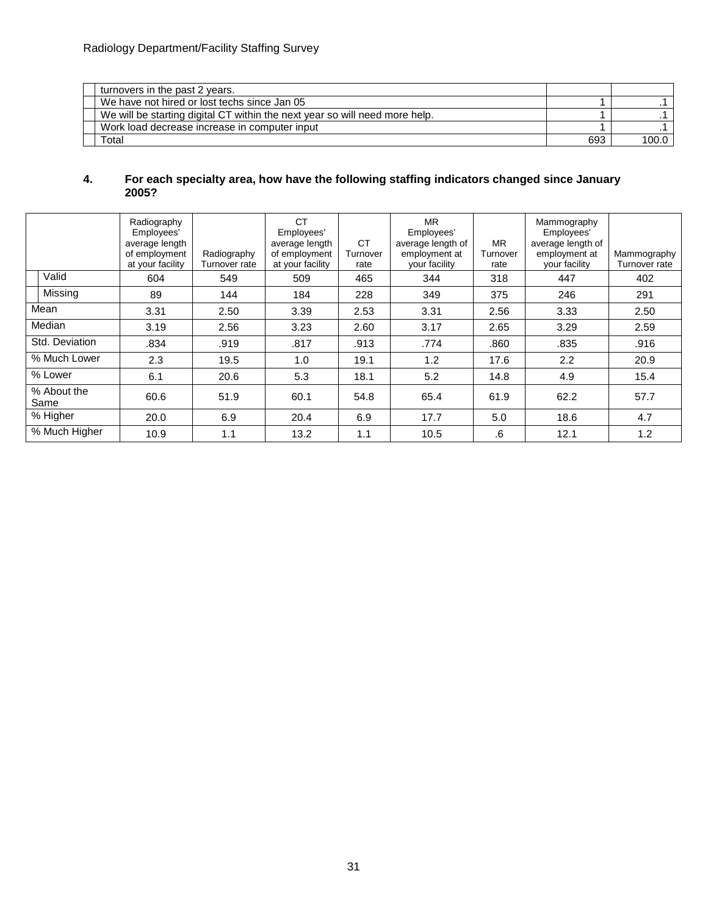| | | | |
|---|---|---|---|
| | turnovers in the past 2 years. | | |
| | We have not hired or lost techs since Jan 05 | 1 | .1 |
| | We will be starting digital CT within the next year so will need more help. | 1 | .1 |
| | Work load decrease increase in computer input | 1 | .1 |
| | Total | 693 | 100.0 |

**4. For each specialty area, how have the following staffing indicators changed since January 2005?**

| | | Radiography Employees' average length of employment at your facility | Radiography Turnover rate | CT Employees' average length of employment at your facility | CT Turnover rate | MR Employees' average length of employment at your facility | MR Turnover rate | Mammography Employees' average length of employment at your facility | Mammography Turnover rate |
|---|---|---|---|---|---|---|---|---|---|
| | Valid | 604 | 549 | 509 | 465 | 344 | 318 | 447 | 402 |
| | Missing | 89 | 144 | 184 | 228 | 349 | 375 | 246 | 291 |
| Mean | | 3.31 | 2.50 | 3.39 | 2.53 | 3.31 | 2.56 | 3.33 | 2.50 |
| Median | | 3.19 | 2.56 | 3.23 | 2.60 | 3.17 | 2.65 | 3.29 | 2.59 |
| Std. Deviation | | .834 | .919 | .817 | .913 | .774 | .860 | .835 | .916 |
| % Much Lower | | 2.3 | 19.5 | 1.0 | 19.1 | 1.2 | 17.6 | 2.2 | 20.9 |
| % Lower | | 6.1 | 20.6 | 5.3 | 18.1 | 5.2 | 14.8 | 4.9 | 15.4 |
| % About the Same | | 60.6 | 51.9 | 60.1 | 54.8 | 65.4 | 61.9 | 62.2 | 57.7 |
| % Higher | | 20.0 | 6.9 | 20.4 | 6.9 | 17.7 | 5.0 | 18.6 | 4.7 |
| % Much Higher | | 10.9 | 1.1 | 13.2 | 1.1 | 10.5 | .6 | 12.1 | 1.2 |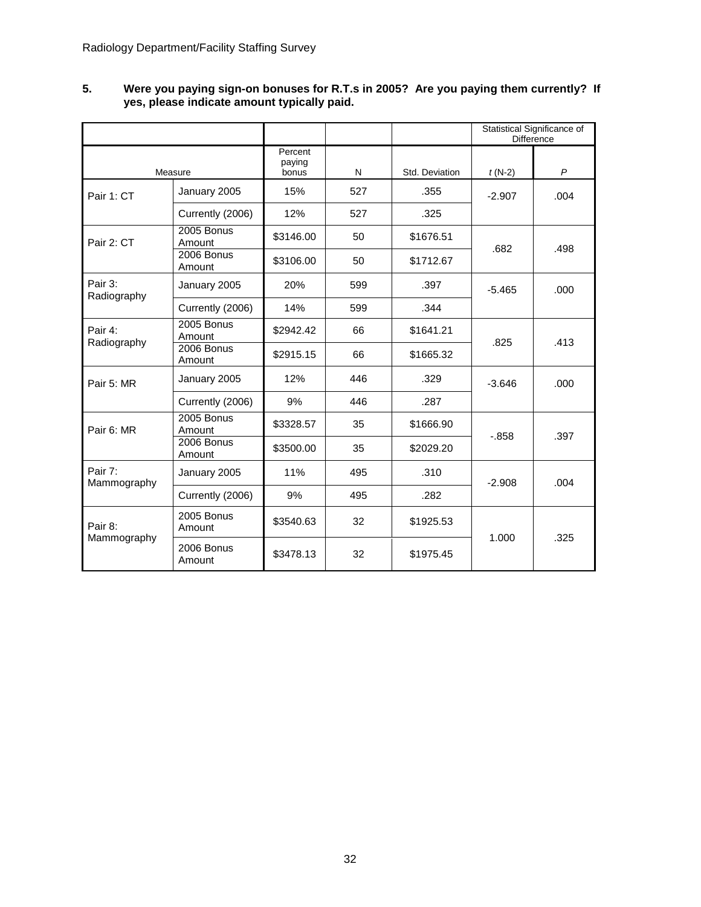**5. Were you paying sign-on bonuses for R.T.s in 2005? Are you paying them currently? If yes, please indicate amount typically paid.**

| | | | | | Statistical Significance of Difference | |
|---|---|---|---|---|---|---|
| Measure | | Percent paying bonus | N | Std. Deviation | *t* (N-2) | *P* |
| Pair 1: CT | January 2005 | 15% | 527 | .355 | -2.907 | .004 |
| | Currently (2006) | 12% | 527 | .325 | | |
| Pair 2: CT | 2005 Bonus Amount | $3146.00 | 50 | $1676.51 | .682 | .498 |
| | 2006 Bonus Amount | $3106.00 | 50 | $1712.67 | | |
| Pair 3: Radiography | January 2005 | 20% | 599 | .397 | -5.465 | .000 |
| | Currently (2006) | 14% | 599 | .344 | | |
| Pair 4: Radiography | 2005 Bonus Amount | $2942.42 | 66 | $1641.21 | .825 | .413 |
| | 2006 Bonus Amount | $2915.15 | 66 | $1665.32 | | |
| Pair 5: MR | January 2005 | 12% | 446 | .329 | -3.646 | .000 |
| | Currently (2006) | 9% | 446 | .287 | | |
| Pair 6: MR | 2005 Bonus Amount | $3328.57 | 35 | $1666.90 | -.858 | .397 |
| | 2006 Bonus Amount | $3500.00 | 35 | $2029.20 | | |
| Pair 7: Mammography | January 2005 | 11% | 495 | .310 | -2.908 | .004 |
| | Currently (2006) | 9% | 495 | .282 | | |
| Pair 8: Mammography | 2005 Bonus Amount | $3540.63 | 32 | $1925.53 | 1.000 | .325 |
| | 2006 Bonus Amount | $3478.13 | 32 | $1975.45 | | |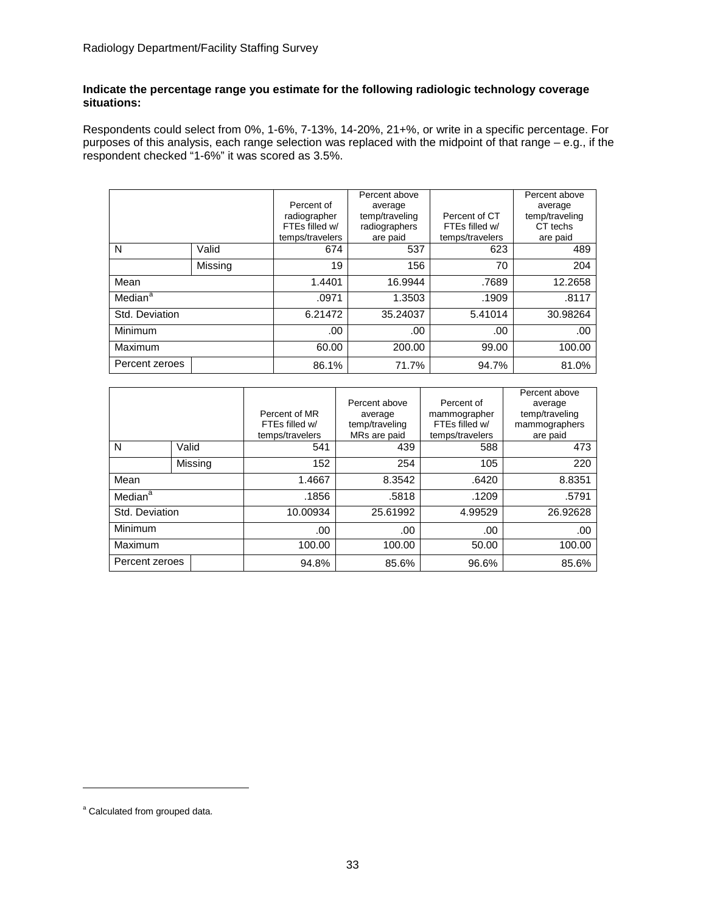**Indicate the percentage range you estimate for the following radiologic technology coverage situations:**

Respondents could select from 0%, 1-6%, 7-13%, 14-20%, 21+%, or write in a specific percentage. For purposes of this analysis, each range selection was replaced with the midpoint of that range – e.g., if the respondent checked "1-6%" it was scored as 3.5%.

| | | Percent of radiographer FTEs filled w/ temps/travelers | Percent above average temp/traveling radiographers are paid | Percent of CT FTEs filled w/ temps/travelers | Percent above average temp/traveling CT techs are paid |
|---|---|---|---|---|---|
| N | Valid | 674 | 537 | 623 | 489 |
| | Missing | 19 | 156 | 70 | 204 |
| Mean | | 1.4401 | 16.9944 | .7689 | 12.2658 |
| Median[a] | | .0971 | 1.3503 | .1909 | .8117 |
| Std. Deviation | | 6.21472 | 35.24037 | 5.41014 | 30.98264 |
| Minimum | | .00 | .00 | .00 | .00 |
| Maximum | | 60.00 | 200.00 | 99.00 | 100.00 |
| Percent zeroes | | 86.1% | 71.7% | 94.7% | 81.0% |

| | | Percent of MR FTEs filled w/ temps/travelers | Percent above average temp/traveling MRs are paid | Percent of mammographer FTEs filled w/ temps/travelers | Percent above average temp/traveling mammographers are paid |
|---|---|---|---|---|---|
| N | Valid | 541 | 439 | 588 | 473 |
| | Missing | 152 | 254 | 105 | 220 |
| Mean | | 1.4667 | 8.3542 | .6420 | 8.8351 |
| Median[a] | | .1856 | .5818 | .1209 | .5791 |
| Std. Deviation | | 10.00934 | 25.61992 | 4.99529 | 26.92628 |
| Minimum | | .00 | .00 | .00 | .00 |
| Maximum | | 100.00 | 100.00 | 50.00 | 100.00 |
| Percent zeroes | | 94.8% | 85.6% | 96.6% | 85.6% |

[a] Calculated from grouped data.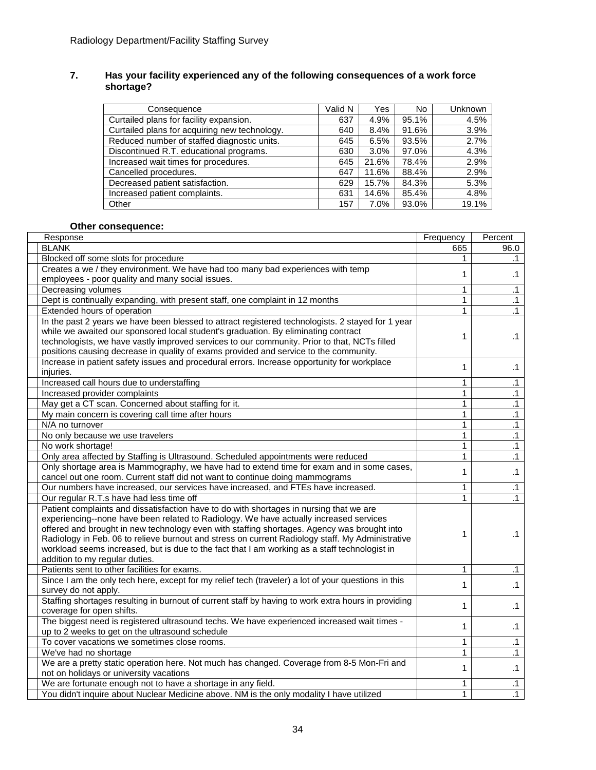### 7. Has your facility experienced any of the following consequences of a work force shortage?

| Consequence | Valid N | Yes | No | Unknown |
|---|---|---|---|---|
| Curtailed plans for facility expansion. | 637 | 4.9% | 95.1% | 4.5% |
| Curtailed plans for acquiring new technology. | 640 | 8.4% | 91.6% | 3.9% |
| Reduced number of staffed diagnostic units. | 645 | 6.5% | 93.5% | 2.7% |
| Discontinued R.T. educational programs. | 630 | 3.0% | 97.0% | 4.3% |
| Increased wait times for procedures. | 645 | 21.6% | 78.4% | 2.9% |
| Cancelled procedures. | 647 | 11.6% | 88.4% | 2.9% |
| Decreased patient satisfaction. | 629 | 15.7% | 84.3% | 5.3% |
| Increased patient complaints. | 631 | 14.6% | 85.4% | 4.8% |
| Other | 157 | 7.0% | 93.0% | 19.1% |

**Other consequence:**

| Response | Frequency | Percent |
|---|---|---|
| BLANK | 665 | 96.0 |
| Blocked off some slots for procedure | 1 | .1 |
| Creates a we / they environment. We have had too many bad experiences with temp employees - poor quality and many social issues. | 1 | .1 |
| Decreasing volumes | 1 | .1 |
| Dept is continually expanding, with present staff, one complaint in 12 months | 1 | .1 |
| Extended hours of operation | 1 | .1 |
| In the past 2 years we have been blessed to attract registered technologists. 2 stayed for 1 year while we awaited our sponsored local student's graduation. By eliminating contract technologists, we have vastly improved services to our community. Prior to that, NCTs filled positions causing decrease in quality of exams provided and service to the community. | 1 | .1 |
| Increase in patient safety issues and procedural errors. Increase opportunity for workplace injuries. | 1 | .1 |
| Increased call hours due to understaffing | 1 | .1 |
| Increased provider complaints | 1 | .1 |
| May get a CT scan. Concerned about staffing for it. | 1 | .1 |
| My main concern is covering call time after hours | 1 | .1 |
| N/A no turnover | 1 | .1 |
| No only because we use travelers | 1 | .1 |
| No work shortage! | 1 | .1 |
| Only area affected by Staffing is Ultrasound. Scheduled appointments were reduced | 1 | .1 |
| Only shortage area is Mammography, we have had to extend time for exam and in some cases, cancel out one room. Current staff did not want to continue doing mammograms | 1 | .1 |
| Our numbers have increased, our services have increased, and FTEs have increased. | 1 | .1 |
| Our regular R.T.s have had less time off | 1 | .1 |
| Patient complaints and dissatisfaction have to do with shortages in nursing that we are experiencing--none have been related to Radiology. We have actually increased services offered and brought in new technology even with staffing shortages. Agency was brought into Radiology in Feb. 06 to relieve burnout and stress on current Radiology staff. My Administrative workload seems increased, but is due to the fact that I am working as a staff technologist in addition to my regular duties. | 1 | .1 |
| Patients sent to other facilities for exams. | 1 | .1 |
| Since I am the only tech here, except for my relief tech (traveler) a lot of your questions in this survey do not apply. | 1 | .1 |
| Staffing shortages resulting in burnout of current staff by having to work extra hours in providing coverage for open shifts. | 1 | .1 |
| The biggest need is registered ultrasound techs. We have experienced increased wait times - up to 2 weeks to get on the ultrasound schedule | 1 | .1 |
| To cover vacations we sometimes close rooms. | 1 | .1 |
| We've had no shortage | 1 | .1 |
| We are a pretty static operation here. Not much has changed. Coverage from 8-5 Mon-Fri and not on holidays or university vacations | 1 | .1 |
| We are fortunate enough not to have a shortage in any field. | 1 | .1 |
| You didn't inquire about Nuclear Medicine above. NM is the only modality I have utilized | 1 | .1 |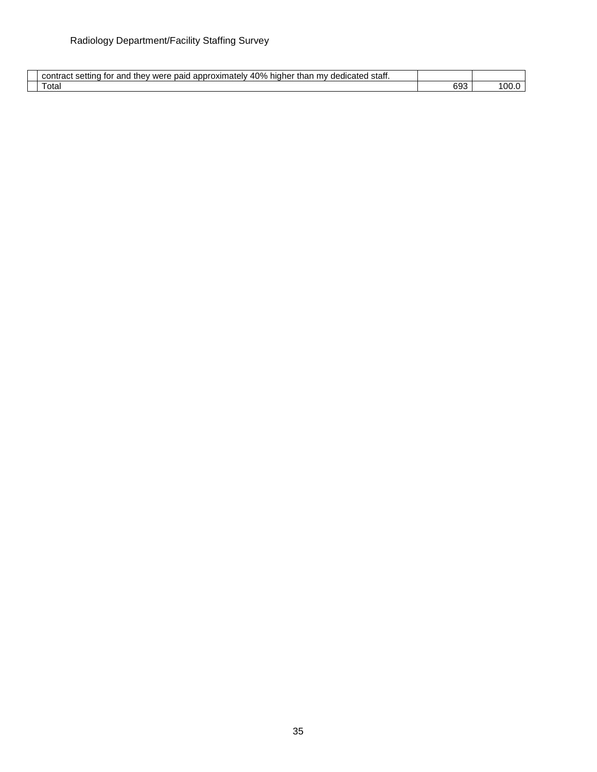| | | | |
|---|---|---|---|
| | contract setting for and they were paid approximately 40% higher than my dedicated staff. | | |
| | Total | 693 | 100.0 |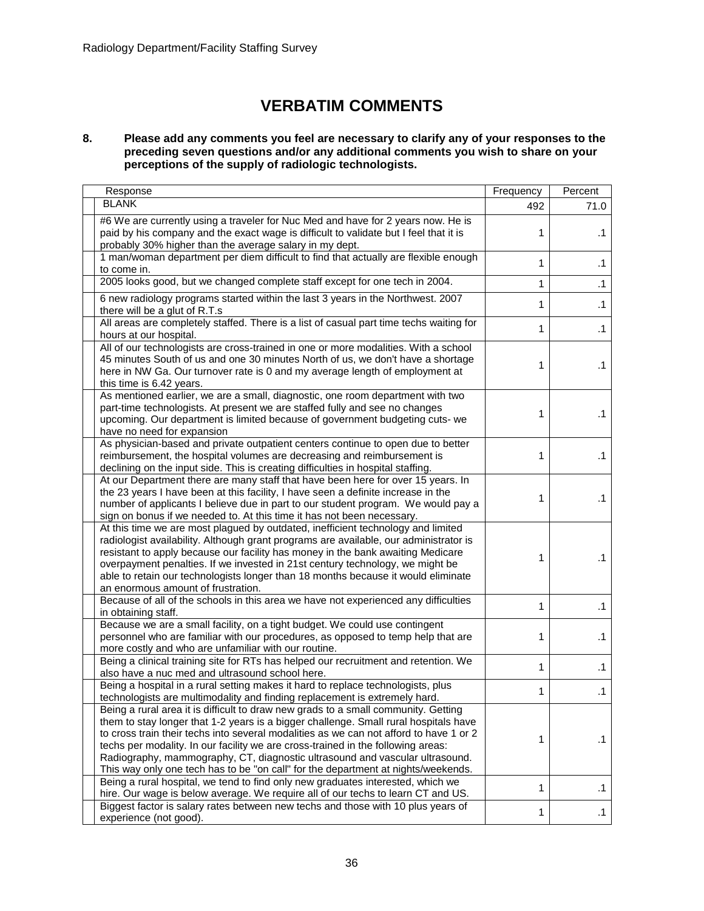# VERBATIM COMMENTS

**8. Please add any comments you feel are necessary to clarify any of your responses to the preceding seven questions and/or any additional comments you wish to share on your perceptions of the supply of radiologic technologists.**

| Response | Frequency | Percent |
|---|---|---|
| BLANK | 492 | 71.0 |
| #6 We are currently using a traveler for Nuc Med and have for 2 years now. He is paid by his company and the exact wage is difficult to validate but I feel that it is probably 30% higher than the average salary in my dept. | 1 | .1 |
| 1 man/woman department per diem difficult to find that actually are flexible enough to come in. | 1 | .1 |
| 2005 looks good, but we changed complete staff except for one tech in 2004. | 1 | .1 |
| 6 new radiology programs started within the last 3 years in the Northwest. 2007 there will be a glut of R.T.s | 1 | .1 |
| All areas are completely staffed. There is a list of casual part time techs waiting for hours at our hospital. | 1 | .1 |
| All of our technologists are cross-trained in one or more modalities. With a school 45 minutes South of us and one 30 minutes North of us, we don't have a shortage here in NW Ga. Our turnover rate is 0 and my average length of employment at this time is 6.42 years. | 1 | .1 |
| As mentioned earlier, we are a small, diagnostic, one room department with two part-time technologists. At present we are staffed fully and see no changes upcoming. Our department is limited because of government budgeting cuts- we have no need for expansion | 1 | .1 |
| As physician-based and private outpatient centers continue to open due to better reimbursement, the hospital volumes are decreasing and reimbursement is declining on the input side. This is creating difficulties in hospital staffing. | 1 | .1 |
| At our Department there are many staff that have been here for over 15 years. In the 23 years I have been at this facility, I have seen a definite increase in the number of applicants I believe due in part to our student program. We would pay a sign on bonus if we needed to. At this time it has not been necessary. | 1 | .1 |
| At this time we are most plagued by outdated, inefficient technology and limited radiologist availability. Although grant programs are available, our administrator is resistant to apply because our facility has money in the bank awaiting Medicare overpayment penalties. If we invested in 21st century technology, we might be able to retain our technologists longer than 18 months because it would eliminate an enormous amount of frustration. | 1 | .1 |
| Because of all of the schools in this area we have not experienced any difficulties in obtaining staff. | 1 | .1 |
| Because we are a small facility, on a tight budget. We could use contingent personnel who are familiar with our procedures, as opposed to temp help that are more costly and who are unfamiliar with our routine. | 1 | .1 |
| Being a clinical training site for RTs has helped our recruitment and retention. We also have a nuc med and ultrasound school here. | 1 | .1 |
| Being a hospital in a rural setting makes it hard to replace technologists, plus technologists are multimodality and finding replacement is extremely hard. | 1 | .1 |
| Being a rural area it is difficult to draw new grads to a small community. Getting them to stay longer that 1-2 years is a bigger challenge. Small rural hospitals have to cross train their techs into several modalities as we can not afford to have 1 or 2 techs per modality. In our facility we are cross-trained in the following areas: Radiography, mammography, CT, diagnostic ultrasound and vascular ultrasound. This way only one tech has to be "on call" for the department at nights/weekends. | 1 | .1 |
| Being a rural hospital, we tend to find only new graduates interested, which we hire. Our wage is below average. We require all of our techs to learn CT and US. | 1 | .1 |
| Biggest factor is salary rates between new techs and those with 10 plus years of experience (not good). | 1 | .1 |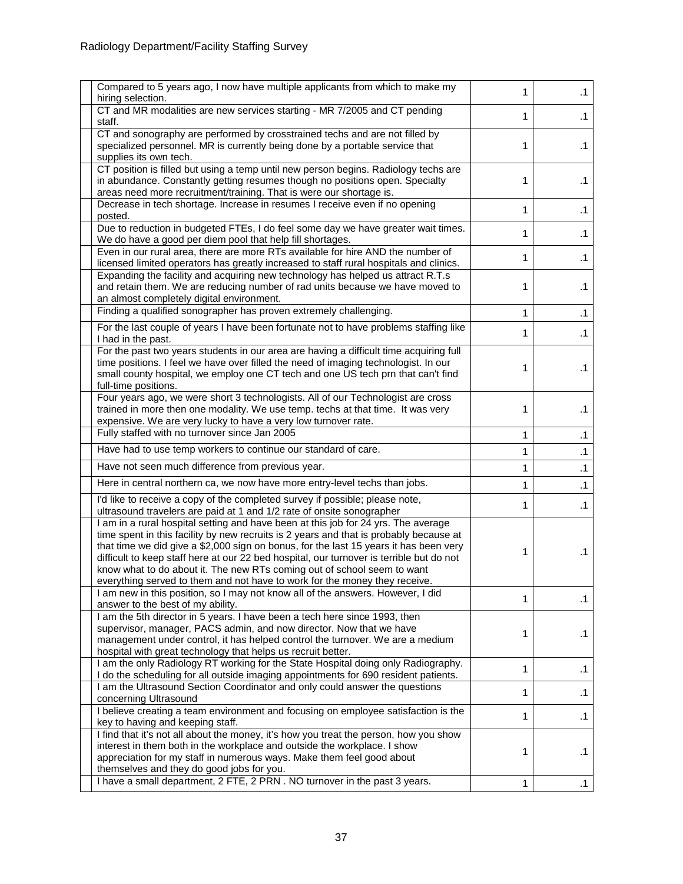Radiology Department/Facility Staffing Survey

| | | | |
|---|---|---|---|
| | Compared to 5 years ago, I now have multiple applicants from which to make my hiring selection. | 1 | .1 |
| | CT and MR modalities are new services starting - MR 7/2005 and CT pending staff. | 1 | .1 |
| | CT and sonography are performed by crosstrained techs and are not filled by specialized personnel. MR is currently being done by a portable service that supplies its own tech. | 1 | .1 |
| | CT position is filled but using a temp until new person begins. Radiology techs are in abundance. Constantly getting resumes though no positions open. Specialty areas need more recruitment/training. That is were our shortage is. | 1 | .1 |
| | Decrease in tech shortage. Increase in resumes I receive even if no opening posted. | 1 | .1 |
| | Due to reduction in budgeted FTEs, I do feel some day we have greater wait times. We do have a good per diem pool that help fill shortages. | 1 | .1 |
| | Even in our rural area, there are more RTs available for hire AND the number of licensed limited operators has greatly increased to staff rural hospitals and clinics. | 1 | .1 |
| | Expanding the facility and acquiring new technology has helped us attract R.T.s and retain them. We are reducing number of rad units because we have moved to an almost completely digital environment. | 1 | .1 |
| | Finding a qualified sonographer has proven extremely challenging. | 1 | .1 |
| | For the last couple of years I have been fortunate not to have problems staffing like I had in the past. | 1 | .1 |
| | For the past two years students in our area are having a difficult time acquiring full time positions. I feel we have over filled the need of imaging technologist. In our small county hospital, we employ one CT tech and one US tech prn that can't find full-time positions. | 1 | .1 |
| | Four years ago, we were short 3 technologists. All of our Technologist are cross trained in more then one modality. We use temp. techs at that time. It was very expensive. We are very lucky to have a very low turnover rate. | 1 | .1 |
| | Fully staffed with no turnover since Jan 2005 | 1 | .1 |
| | Have had to use temp workers to continue our standard of care. | 1 | .1 |
| | Have not seen much difference from previous year. | 1 | .1 |
| | Here in central northern ca, we now have more entry-level techs than jobs. | 1 | .1 |
| | I'd like to receive a copy of the completed survey if possible; please note, ultrasound travelers are paid at 1 and 1/2 rate of onsite sonographer | 1 | .1 |
| | I am in a rural hospital setting and have been at this job for 24 yrs. The average time spent in this facility by new recruits is 2 years and that is probably because at that time we did give a $2,000 sign on bonus, for the last 15 years it has been very difficult to keep staff here at our 22 bed hospital, our turnover is terrible but do not know what to do about it. The new RTs coming out of school seem to want everything served to them and not have to work for the money they receive. | 1 | .1 |
| | I am new in this position, so I may not know all of the answers. However, I did answer to the best of my ability. | 1 | .1 |
| | I am the 5th director in 5 years. I have been a tech here since 1993, then supervisor, manager, PACS admin, and now director. Now that we have management under control, it has helped control the turnover. We are a medium hospital with great technology that helps us recruit better. | 1 | .1 |
| | I am the only Radiology RT working for the State Hospital doing only Radiography. I do the scheduling for all outside imaging appointments for 690 resident patients. | 1 | .1 |
| | I am the Ultrasound Section Coordinator and only could answer the questions concerning Ultrasound | 1 | .1 |
| | I believe creating a team environment and focusing on employee satisfaction is the key to having and keeping staff. | 1 | .1 |
| | I find that it's not all about the money, it's how you treat the person, how you show interest in them both in the workplace and outside the workplace. I show appreciation for my staff in numerous ways. Make them feel good about themselves and they do good jobs for you. | 1 | .1 |
| | I have a small department, 2 FTE, 2 PRN . NO turnover in the past 3 years. | 1 | .1 |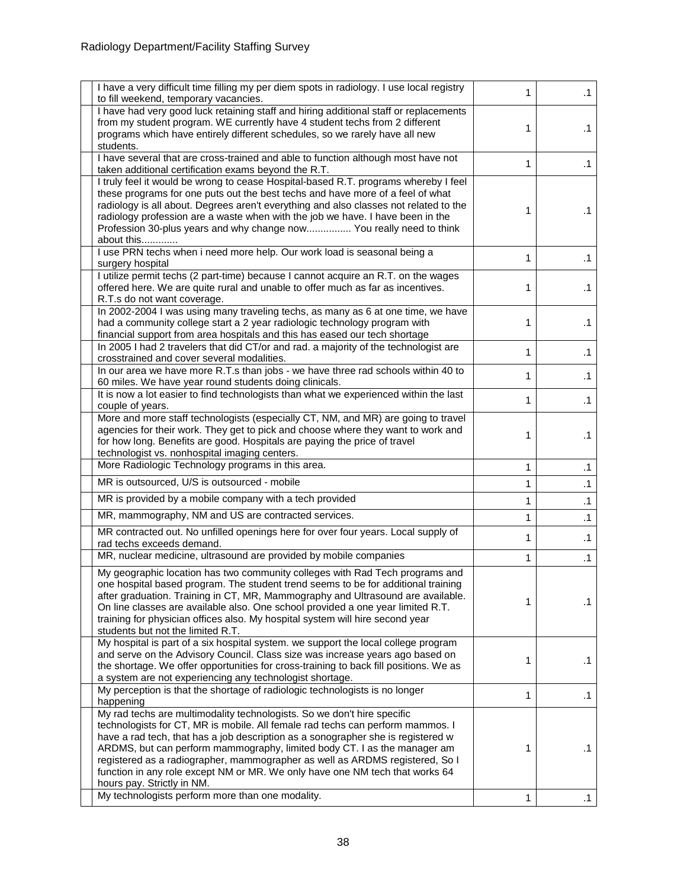| | | | |
|---|---|---|---|
| | I have a very difficult time filling my per diem spots in radiology. I use local registry to fill weekend, temporary vacancies. | 1 | .1 |
| | I have had very good luck retaining staff and hiring additional staff or replacements from my student program. WE currently have 4 student techs from 2 different programs which have entirely different schedules, so we rarely have all new students. | 1 | .1 |
| | I have several that are cross-trained and able to function although most have not taken additional certification exams beyond the R.T. | 1 | .1 |
| | I truly feel it would be wrong to cease Hospital-based R.T. programs whereby I feel these programs for one puts out the best techs and have more of a feel of what radiology is all about. Degrees aren't everything and also classes not related to the radiology profession are a waste when with the job we have. I have been in the Profession 30-plus years and why change now................ You really need to think about this............. | 1 | .1 |
| | I use PRN techs when i need more help. Our work load is seasonal being a surgery hospital | 1 | .1 |
| | I utilize permit techs (2 part-time) because I cannot acquire an R.T. on the wages offered here. We are quite rural and unable to offer much as far as incentives. R.T.s do not want coverage. | 1 | .1 |
| | In 2002-2004 I was using many traveling techs, as many as 6 at one time, we have had a community college start a 2 year radiologic technology program with financial support from area hospitals and this has eased our tech shortage | 1 | .1 |
| | In 2005 I had 2 travelers that did CT/or and rad. a majority of the technologist are crosstrained and cover several modalities. | 1 | .1 |
| | In our area we have more R.T.s than jobs - we have three rad schools within 40 to 60 miles. We have year round students doing clinicals. | 1 | .1 |
| | It is now a lot easier to find technologists than what we experienced within the last couple of years. | 1 | .1 |
| | More and more staff technologists (especially CT, NM, and MR) are going to travel agencies for their work. They get to pick and choose where they want to work and for how long. Benefits are good. Hospitals are paying the price of travel technologist vs. nonhospital imaging centers. | 1 | .1 |
| | More Radiologic Technology programs in this area. | 1 | .1 |
| | MR is outsourced, U/S is outsourced - mobile | 1 | .1 |
| | MR is provided by a mobile company with a tech provided | 1 | .1 |
| | MR, mammography, NM and US are contracted services. | 1 | .1 |
| | MR contracted out. No unfilled openings here for over four years. Local supply of rad techs exceeds demand. | 1 | .1 |
| | MR, nuclear medicine, ultrasound are provided by mobile companies | 1 | .1 |
| | My geographic location has two community colleges with Rad Tech programs and one hospital based program. The student trend seems to be for additional training after graduation. Training in CT, MR, Mammography and Ultrasound are available. On line classes are available also. One school provided a one year limited R.T. training for physician offices also. My hospital system will hire second year students but not the limited R.T. | 1 | .1 |
| | My hospital is part of a six hospital system. we support the local college program and serve on the Advisory Council. Class size was increase years ago based on the shortage. We offer opportunities for cross-training to back fill positions. We as a system are not experiencing any technologist shortage. | 1 | .1 |
| | My perception is that the shortage of radiologic technologists is no longer happening | 1 | .1 |
| | My rad techs are multimodality technologists. So we don't hire specific technologists for CT, MR is mobile. All female rad techs can perform mammos. I have a rad tech, that has a job description as a sonographer she is registered w ARDMS, but can perform mammography, limited body CT. I as the manager am registered as a radiographer, mammographer as well as ARDMS registered, So I function in any role except NM or MR. We only have one NM tech that works 64 hours pay. Strictly in NM. | 1 | .1 |
| | My technologists perform more than one modality. | 1 | .1 |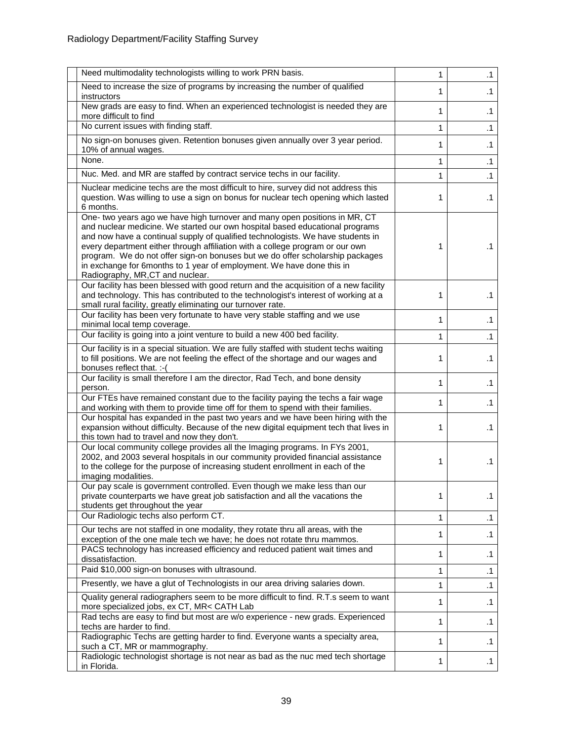| | | | |
|---|---|---|---|
| | Need multimodality technologists willing to work PRN basis. | 1 | .1 |
| | Need to increase the size of programs by increasing the number of qualified instructors | 1 | .1 |
| | New grads are easy to find. When an experienced technologist is needed they are more difficult to find | 1 | .1 |
| | No current issues with finding staff. | 1 | .1 |
| | No sign-on bonuses given. Retention bonuses given annually over 3 year period. 10% of annual wages. | 1 | .1 |
| | None. | 1 | .1 |
| | Nuc. Med. and MR are staffed by contract service techs in our facility. | 1 | .1 |
| | Nuclear medicine techs are the most difficult to hire, survey did not address this question. Was willing to use a sign on bonus for nuclear tech opening which lasted 6 months. | 1 | .1 |
| | One- two years ago we have high turnover and many open positions in MR, CT and nuclear medicine. We started our own hospital based educational programs and now have a continual supply of qualified technologists. We have students in every department either through affiliation with a college program or our own program. We do not offer sign-on bonuses but we do offer scholarship packages in exchange for 6months to 1 year of employment. We have done this in Radiography, MR,CT and nuclear. | 1 | .1 |
| | Our facility has been blessed with good return and the acquisition of a new facility and technology. This has contributed to the technologist's interest of working at a small rural facility, greatly eliminating our turnover rate. | 1 | .1 |
| | Our facility has been very fortunate to have very stable staffing and we use minimal local temp coverage. | 1 | .1 |
| | Our facility is going into a joint venture to build a new 400 bed facility. | 1 | .1 |
| | Our facility is in a special situation. We are fully staffed with student techs waiting to fill positions. We are not feeling the effect of the shortage and our wages and bonuses reflect that. :-( | 1 | .1 |
| | Our facility is small therefore I am the director, Rad Tech, and bone density person. | 1 | .1 |
| | Our FTEs have remained constant due to the facility paying the techs a fair wage and working with them to provide time off for them to spend with their families. | 1 | .1 |
| | Our hospital has expanded in the past two years and we have been hiring with the expansion without difficulty. Because of the new digital equipment tech that lives in this town had to travel and now they don't. | 1 | .1 |
| | Our local community college provides all the Imaging programs. In FYs 2001, 2002, and 2003 several hospitals in our community provided financial assistance to the college for the purpose of increasing student enrollment in each of the imaging modalities. | 1 | .1 |
| | Our pay scale is government controlled. Even though we make less than our private counterparts we have great job satisfaction and all the vacations the students get throughout the year | 1 | .1 |
| | Our Radiologic techs also perform CT. | 1 | .1 |
| | Our techs are not staffed in one modality, they rotate thru all areas, with the exception of the one male tech we have; he does not rotate thru mammos. | 1 | .1 |
| | PACS technology has increased efficiency and reduced patient wait times and dissatisfaction. | 1 | .1 |
| | Paid $10,000 sign-on bonuses with ultrasound. | 1 | .1 |
| | Presently, we have a glut of Technologists in our area driving salaries down. | 1 | .1 |
| | Quality general radiographers seem to be more difficult to find. R.T.s seem to want more specialized jobs, ex CT, MR< CATH Lab | 1 | .1 |
| | Rad techs are easy to find but most are w/o experience - new grads. Experienced techs are harder to find. | 1 | .1 |
| | Radiographic Techs are getting harder to find. Everyone wants a specialty area, such a CT, MR or mammography. | 1 | .1 |
| | Radiologic technologist shortage is not near as bad as the nuc med tech shortage in Florida. | 1 | .1 |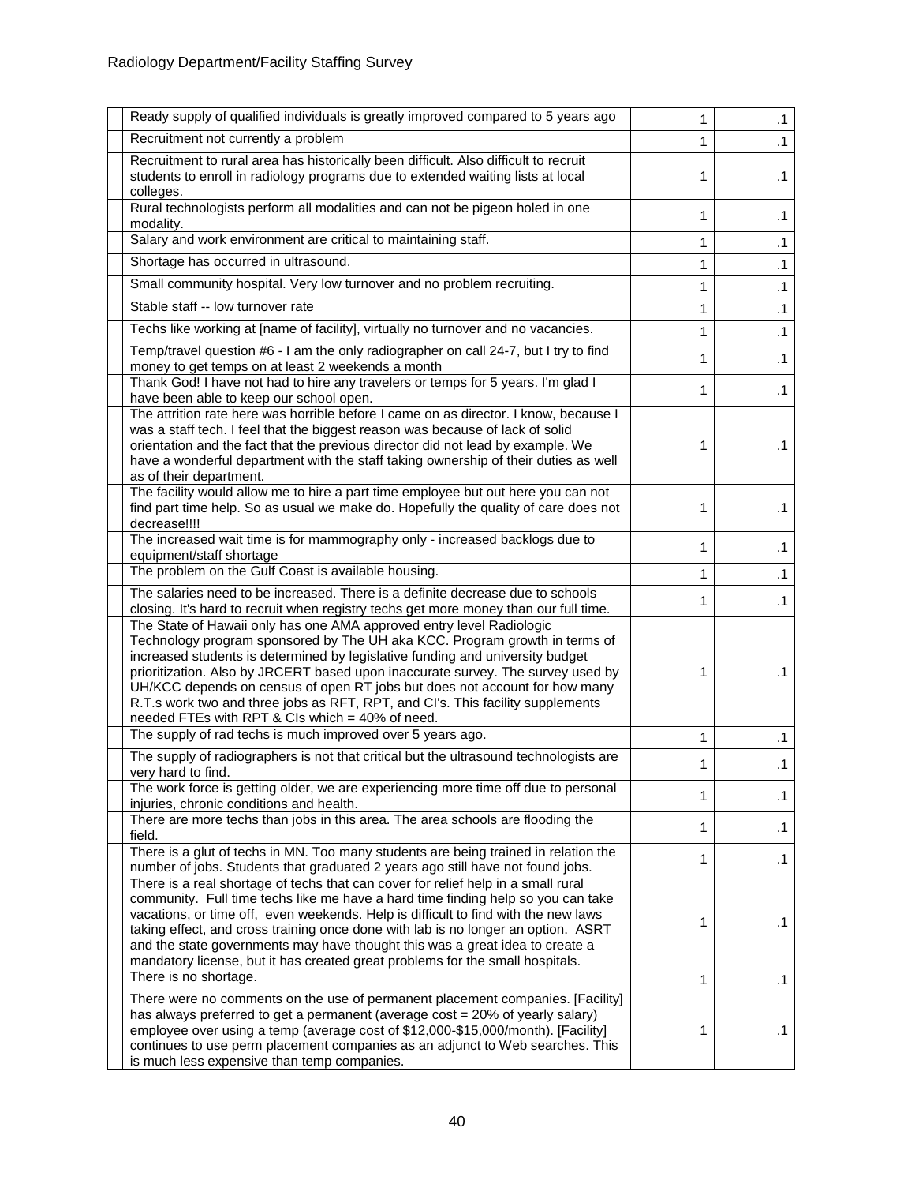| | | | |
|---|---|---|---|
| | Ready supply of qualified individuals is greatly improved compared to 5 years ago | 1 | .1 |
| | Recruitment not currently a problem | 1 | .1 |
| | Recruitment to rural area has historically been difficult. Also difficult to recruit students to enroll in radiology programs due to extended waiting lists at local colleges. | 1 | .1 |
| | Rural technologists perform all modalities and can not be pigeon holed in one modality. | 1 | .1 |
| | Salary and work environment are critical to maintaining staff. | 1 | .1 |
| | Shortage has occurred in ultrasound. | 1 | .1 |
| | Small community hospital. Very low turnover and no problem recruiting. | 1 | .1 |
| | Stable staff -- low turnover rate | 1 | .1 |
| | Techs like working at [name of facility], virtually no turnover and no vacancies. | 1 | .1 |
| | Temp/travel question #6 - I am the only radiographer on call 24-7, but I try to find money to get temps on at least 2 weekends a month | 1 | .1 |
| | Thank God! I have not had to hire any travelers or temps for 5 years. I'm glad I have been able to keep our school open. | 1 | .1 |
| | The attrition rate here was horrible before I came on as director. I know, because I was a staff tech. I feel that the biggest reason was because of lack of solid orientation and the fact that the previous director did not lead by example. We have a wonderful department with the staff taking ownership of their duties as well as of their department. | 1 | .1 |
| | The facility would allow me to hire a part time employee but out here you can not find part time help. So as usual we make do. Hopefully the quality of care does not decrease!!!! | 1 | .1 |
| | The increased wait time is for mammography only - increased backlogs due to equipment/staff shortage | 1 | .1 |
| | The problem on the Gulf Coast is available housing. | 1 | .1 |
| | The salaries need to be increased. There is a definite decrease due to schools closing. It's hard to recruit when registry techs get more money than our full time. | 1 | .1 |
| | The State of Hawaii only has one AMA approved entry level Radiologic Technology program sponsored by The UH aka KCC. Program growth in terms of increased students is determined by legislative funding and university budget prioritization. Also by JRCERT based upon inaccurate survey. The survey used by UH/KCC depends on census of open RT jobs but does not account for how many R.T.s work two and three jobs as RFT, RPT, and CI's. This facility supplements needed FTEs with RPT & CIs which = 40% of need. | 1 | .1 |
| | The supply of rad techs is much improved over 5 years ago. | 1 | .1 |
| | The supply of radiographers is not that critical but the ultrasound technologists are very hard to find. | 1 | .1 |
| | The work force is getting older, we are experiencing more time off due to personal injuries, chronic conditions and health. | 1 | .1 |
| | There are more techs than jobs in this area. The area schools are flooding the field. | 1 | .1 |
| | There is a glut of techs in MN. Too many students are being trained in relation the number of jobs. Students that graduated 2 years ago still have not found jobs. | 1 | .1 |
| | There is a real shortage of techs that can cover for relief help in a small rural community. Full time techs like me have a hard time finding help so you can take vacations, or time off, even weekends. Help is difficult to find with the new laws taking effect, and cross training once done with lab is no longer an option. ASRT and the state governments may have thought this was a great idea to create a mandatory license, but it has created great problems for the small hospitals. | 1 | .1 |
| | There is no shortage. | 1 | .1 |
| | There were no comments on the use of permanent placement companies. [Facility] has always preferred to get a permanent (average cost = 20% of yearly salary) employee over using a temp (average cost of $12,000-$15,000/month). [Facility] continues to use perm placement companies as an adjunct to Web searches. This is much less expensive than temp companies. | 1 | .1 |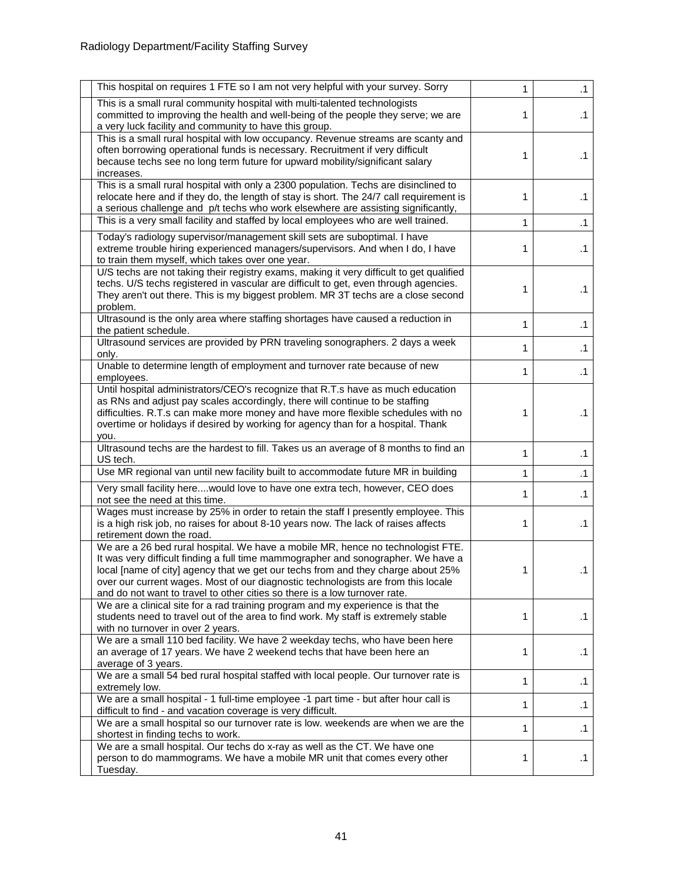| | | | |
|---|---|---|---|
| | This hospital on requires 1 FTE so I am not very helpful with your survey. Sorry | 1 | .1 |
| | This is a small rural community hospital with multi-talented technologists committed to improving the health and well-being of the people they serve; we are a very luck facility and community to have this group. | 1 | .1 |
| | This is a small rural hospital with low occupancy. Revenue streams are scanty and often borrowing operational funds is necessary. Recruitment if very difficult because techs see no long term future for upward mobility/significant salary increases. | 1 | .1 |
| | This is a small rural hospital with only a 2300 population. Techs are disinclined to relocate here and if they do, the length of stay is short. The 24/7 call requirement is a serious challenge and p/t techs who work elsewhere are assisting significantly, | 1 | .1 |
| | This is a very small facility and staffed by local employees who are well trained. | 1 | .1 |
| | Today's radiology supervisor/management skill sets are suboptimal. I have extreme trouble hiring experienced managers/supervisors. And when I do, I have to train them myself, which takes over one year. | 1 | .1 |
| | U/S techs are not taking their registry exams, making it very difficult to get qualified techs. U/S techs registered in vascular are difficult to get, even through agencies. They aren't out there. This is my biggest problem. MR 3T techs are a close second problem. | 1 | .1 |
| | Ultrasound is the only area where staffing shortages have caused a reduction in the patient schedule. | 1 | .1 |
| | Ultrasound services are provided by PRN traveling sonographers. 2 days a week only. | 1 | .1 |
| | Unable to determine length of employment and turnover rate because of new employees. | 1 | .1 |
| | Until hospital administrators/CEO's recognize that R.T.s have as much education as RNs and adjust pay scales accordingly, there will continue to be staffing difficulties. R.T.s can make more money and have more flexible schedules with no overtime or holidays if desired by working for agency than for a hospital. Thank you. | 1 | .1 |
| | Ultrasound techs are the hardest to fill. Takes us an average of 8 months to find an US tech. | 1 | .1 |
| | Use MR regional van until new facility built to accommodate future MR in building | 1 | .1 |
| | Very small facility here....would love to have one extra tech, however, CEO does not see the need at this time. | 1 | .1 |
| | Wages must increase by 25% in order to retain the staff I presently employee. This is a high risk job, no raises for about 8-10 years now. The lack of raises affects retirement down the road. | 1 | .1 |
| | We are a 26 bed rural hospital. We have a mobile MR, hence no technologist FTE. It was very difficult finding a full time mammographer and sonographer. We have a local [name of city] agency that we get our techs from and they charge about 25% over our current wages. Most of our diagnostic technologists are from this locale and do not want to travel to other cities so there is a low turnover rate. | 1 | .1 |
| | We are a clinical site for a rad training program and my experience is that the students need to travel out of the area to find work. My staff is extremely stable with no turnover in over 2 years. | 1 | .1 |
| | We are a small 110 bed facility. We have 2 weekday techs, who have been here an average of 17 years. We have 2 weekend techs that have been here an average of 3 years. | 1 | .1 |
| | We are a small 54 bed rural hospital staffed with local people. Our turnover rate is extremely low. | 1 | .1 |
| | We are a small hospital - 1 full-time employee -1 part time - but after hour call is difficult to find - and vacation coverage is very difficult. | 1 | .1 |
| | We are a small hospital so our turnover rate is low. weekends are when we are the shortest in finding techs to work. | 1 | .1 |
| | We are a small hospital. Our techs do x-ray as well as the CT. We have one person to do mammograms. We have a mobile MR unit that comes every other Tuesday. | 1 | .1 |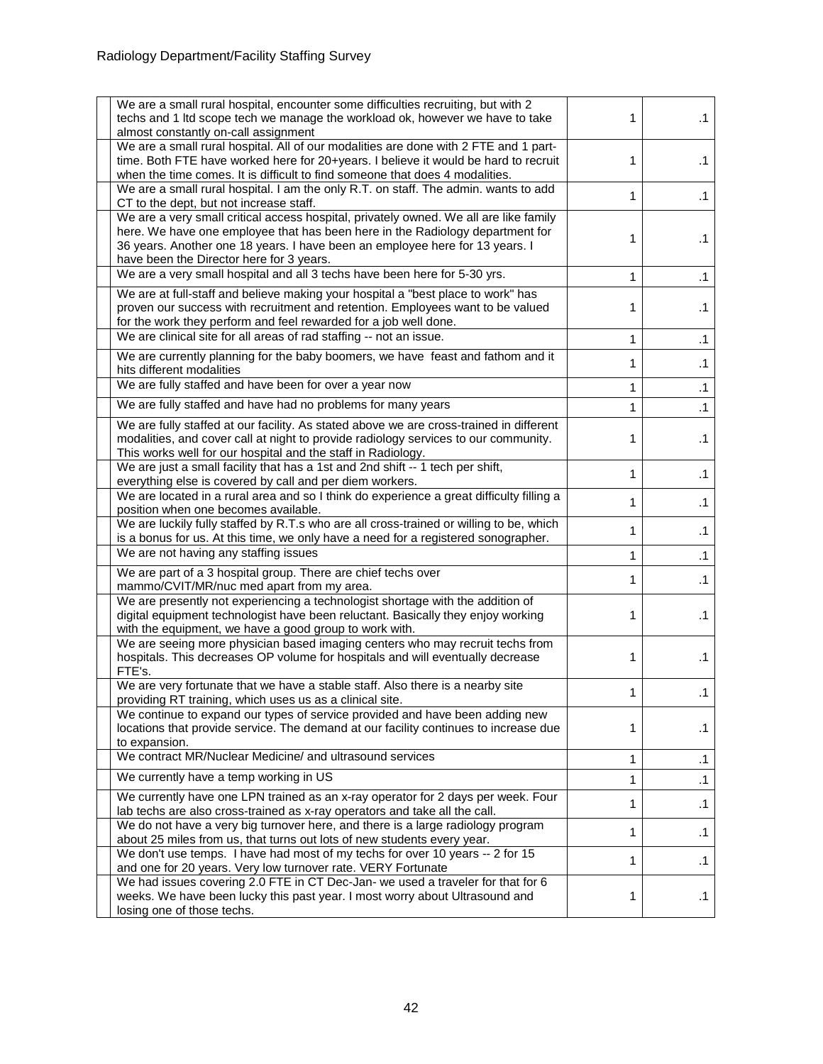| | | | |
|---|---|---|---|
| | We are a small rural hospital, encounter some difficulties recruiting, but with 2 techs and 1 ltd scope tech we manage the workload ok, however we have to take almost constantly on-call assignment | 1 | .1 |
| | We are a small rural hospital. All of our modalities are done with 2 FTE and 1 part-time. Both FTE have worked here for 20+years. I believe it would be hard to recruit when the time comes. It is difficult to find someone that does 4 modalities. | 1 | .1 |
| | We are a small rural hospital. I am the only R.T. on staff. The admin. wants to add CT to the dept, but not increase staff. | 1 | .1 |
| | We are a very small critical access hospital, privately owned. We all are like family here. We have one employee that has been here in the Radiology department for 36 years. Another one 18 years. I have been an employee here for 13 years. I have been the Director here for 3 years. | 1 | .1 |
| | We are a very small hospital and all 3 techs have been here for 5-30 yrs. | 1 | .1 |
| | We are at full-staff and believe making your hospital a "best place to work" has proven our success with recruitment and retention. Employees want to be valued for the work they perform and feel rewarded for a job well done. | 1 | .1 |
| | We are clinical site for all areas of rad staffing -- not an issue. | 1 | .1 |
| | We are currently planning for the baby boomers, we have feast and fathom and it hits different modalities | 1 | .1 |
| | We are fully staffed and have been for over a year now | 1 | .1 |
| | We are fully staffed and have had no problems for many years | 1 | .1 |
| | We are fully staffed at our facility. As stated above we are cross-trained in different modalities, and cover call at night to provide radiology services to our community. This works well for our hospital and the staff in Radiology. | 1 | .1 |
| | We are just a small facility that has a 1st and 2nd shift -- 1 tech per shift, everything else is covered by call and per diem workers. | 1 | .1 |
| | We are located in a rural area and so I think do experience a great difficulty filling a position when one becomes available. | 1 | .1 |
| | We are luckily fully staffed by R.T.s who are all cross-trained or willing to be, which is a bonus for us. At this time, we only have a need for a registered sonographer. | 1 | .1 |
| | We are not having any staffing issues | 1 | .1 |
| | We are part of a 3 hospital group. There are chief techs over mammo/CVIT/MR/nuc med apart from my area. | 1 | .1 |
| | We are presently not experiencing a technologist shortage with the addition of digital equipment technologist have been reluctant. Basically they enjoy working with the equipment, we have a good group to work with. | 1 | .1 |
| | We are seeing more physician based imaging centers who may recruit techs from hospitals. This decreases OP volume for hospitals and will eventually decrease FTE's. | 1 | .1 |
| | We are very fortunate that we have a stable staff. Also there is a nearby site providing RT training, which uses us as a clinical site. | 1 | .1 |
| | We continue to expand our types of service provided and have been adding new locations that provide service. The demand at our facility continues to increase due to expansion. | 1 | .1 |
| | We contract MR/Nuclear Medicine/ and ultrasound services | 1 | .1 |
| | We currently have a temp working in US | 1 | .1 |
| | We currently have one LPN trained as an x-ray operator for 2 days per week. Four lab techs are also cross-trained as x-ray operators and take all the call. | 1 | .1 |
| | We do not have a very big turnover here, and there is a large radiology program about 25 miles from us, that turns out lots of new students every year. | 1 | .1 |
| | We don't use temps. I have had most of my techs for over 10 years -- 2 for 15 and one for 20 years. Very low turnover rate. VERY Fortunate | 1 | .1 |
| | We had issues covering 2.0 FTE in CT Dec-Jan- we used a traveler for that for 6 weeks. We have been lucky this past year. I most worry about Ultrasound and losing one of those techs. | 1 | .1 |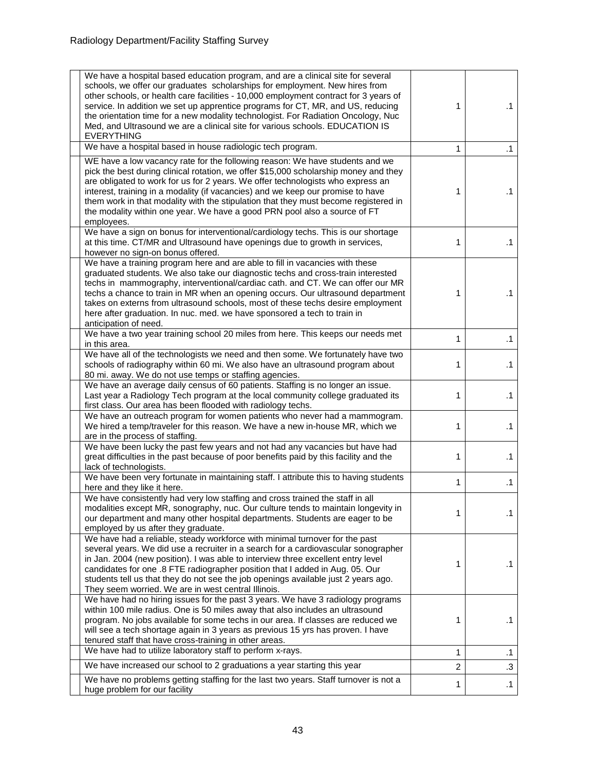| | | | |
|---|---|---|---|
| | We have a hospital based education program, and are a clinical site for several schools, we offer our graduates scholarships for employment. New hires from other schools, or health care facilities - 10,000 employment contract for 3 years of service. In addition we set up apprentice programs for CT, MR, and US, reducing the orientation time for a new modality technologist. For Radiation Oncology, Nuc Med, and Ultrasound we are a clinical site for various schools. EDUCATION IS EVERYTHING | 1 | .1 |
| | We have a hospital based in house radiologic tech program. | 1 | .1 |
| | WE have a low vacancy rate for the following reason: We have students and we pick the best during clinical rotation, we offer $15,000 scholarship money and they are obligated to work for us for 2 years. We offer technologists who express an interest, training in a modality (if vacancies) and we keep our promise to have them work in that modality with the stipulation that they must become registered in the modality within one year. We have a good PRN pool also a source of FT employees. | 1 | .1 |
| | We have a sign on bonus for interventional/cardiology techs. This is our shortage at this time. CT/MR and Ultrasound have openings due to growth in services, however no sign-on bonus offered. | 1 | .1 |
| | We have a training program here and are able to fill in vacancies with these graduated students. We also take our diagnostic techs and cross-train interested techs in mammography, interventional/cardiac cath. and CT. We can offer our MR techs a chance to train in MR when an opening occurs. Our ultrasound department takes on externs from ultrasound schools, most of these techs desire employment here after graduation. In nuc. med. we have sponsored a tech to train in anticipation of need. | 1 | .1 |
| | We have a two year training school 20 miles from here. This keeps our needs met in this area. | 1 | .1 |
| | We have all of the technologists we need and then some. We fortunately have two schools of radiography within 60 mi. We also have an ultrasound program about 80 mi. away. We do not use temps or staffing agencies. | 1 | .1 |
| | We have an average daily census of 60 patients. Staffing is no longer an issue. Last year a Radiology Tech program at the local community college graduated its first class. Our area has been flooded with radiology techs. | 1 | .1 |
| | We have an outreach program for women patients who never had a mammogram. We hired a temp/traveler for this reason. We have a new in-house MR, which we are in the process of staffing. | 1 | .1 |
| | We have been lucky the past few years and not had any vacancies but have had great difficulties in the past because of poor benefits paid by this facility and the lack of technologists. | 1 | .1 |
| | We have been very fortunate in maintaining staff. I attribute this to having students here and they like it here. | 1 | .1 |
| | We have consistently had very low staffing and cross trained the staff in all modalities except MR, sonography, nuc. Our culture tends to maintain longevity in our department and many other hospital departments. Students are eager to be employed by us after they graduate. | 1 | .1 |
| | We have had a reliable, steady workforce with minimal turnover for the past several years. We did use a recruiter in a search for a cardiovascular sonographer in Jan. 2004 (new position). I was able to interview three excellent entry level candidates for one .8 FTE radiographer position that I added in Aug. 05. Our students tell us that they do not see the job openings available just 2 years ago. They seem worried. We are in west central Illinois. | 1 | .1 |
| | We have had no hiring issues for the past 3 years. We have 3 radiology programs within 100 mile radius. One is 50 miles away that also includes an ultrasound program. No jobs available for some techs in our area. If classes are reduced we will see a tech shortage again in 3 years as previous 15 yrs has proven. I have tenured staff that have cross-training in other areas. | 1 | .1 |
| | We have had to utilize laboratory staff to perform x-rays. | 1 | .1 |
| | We have increased our school to 2 graduations a year starting this year | 2 | .3 |
| | We have no problems getting staffing for the last two years. Staff turnover is not a huge problem for our facility | 1 | .1 |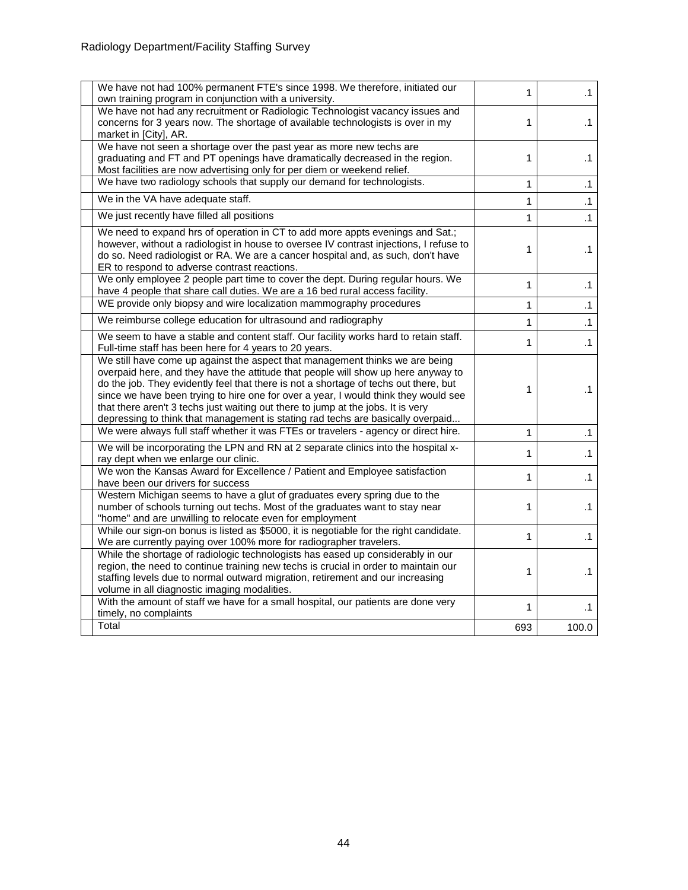| | | | |
|---|---|---|---|
| | We have not had 100% permanent FTE's since 1998. We therefore, initiated our own training program in conjunction with a university. | 1 | .1 |
| | We have not had any recruitment or Radiologic Technologist vacancy issues and concerns for 3 years now. The shortage of available technologists is over in my market in [City], AR. | 1 | .1 |
| | We have not seen a shortage over the past year as more new techs are graduating and FT and PT openings have dramatically decreased in the region. Most facilities are now advertising only for per diem or weekend relief. | 1 | .1 |
| | We have two radiology schools that supply our demand for technologists. | 1 | .1 |
| | We in the VA have adequate staff. | 1 | .1 |
| | We just recently have filled all positions | 1 | .1 |
| | We need to expand hrs of operation in CT to add more appts evenings and Sat.; however, without a radiologist in house to oversee IV contrast injections, I refuse to do so. Need radiologist or RA. We are a cancer hospital and, as such, don't have ER to respond to adverse contrast reactions. | 1 | .1 |
| | We only employee 2 people part time to cover the dept. During regular hours. We have 4 people that share call duties. We are a 16 bed rural access facility. | 1 | .1 |
| | WE provide only biopsy and wire localization mammography procedures | 1 | .1 |
| | We reimburse college education for ultrasound and radiography | 1 | .1 |
| | We seem to have a stable and content staff. Our facility works hard to retain staff. Full-time staff has been here for 4 years to 20 years. | 1 | .1 |
| | We still have come up against the aspect that management thinks we are being overpaid here, and they have the attitude that people will show up here anyway to do the job. They evidently feel that there is not a shortage of techs out there, but since we have been trying to hire one for over a year, I would think they would see that there aren't 3 techs just waiting out there to jump at the jobs. It is very depressing to think that management is stating rad techs are basically overpaid... | 1 | .1 |
| | We were always full staff whether it was FTEs or travelers - agency or direct hire. | 1 | .1 |
| | We will be incorporating the LPN and RN at 2 separate clinics into the hospital x-ray dept when we enlarge our clinic. | 1 | .1 |
| | We won the Kansas Award for Excellence / Patient and Employee satisfaction have been our drivers for success | 1 | .1 |
| | Western Michigan seems to have a glut of graduates every spring due to the number of schools turning out techs. Most of the graduates want to stay near "home" and are unwilling to relocate even for employment | 1 | .1 |
| | While our sign-on bonus is listed as $5000, it is negotiable for the right candidate. We are currently paying over 100% more for radiographer travelers. | 1 | .1 |
| | While the shortage of radiologic technologists has eased up considerably in our region, the need to continue training new techs is crucial in order to maintain our staffing levels due to normal outward migration, retirement and our increasing volume in all diagnostic imaging modalities. | 1 | .1 |
| | With the amount of staff we have for a small hospital, our patients are done very timely, no complaints | 1 | .1 |
| | Total | 693 | 100.0 |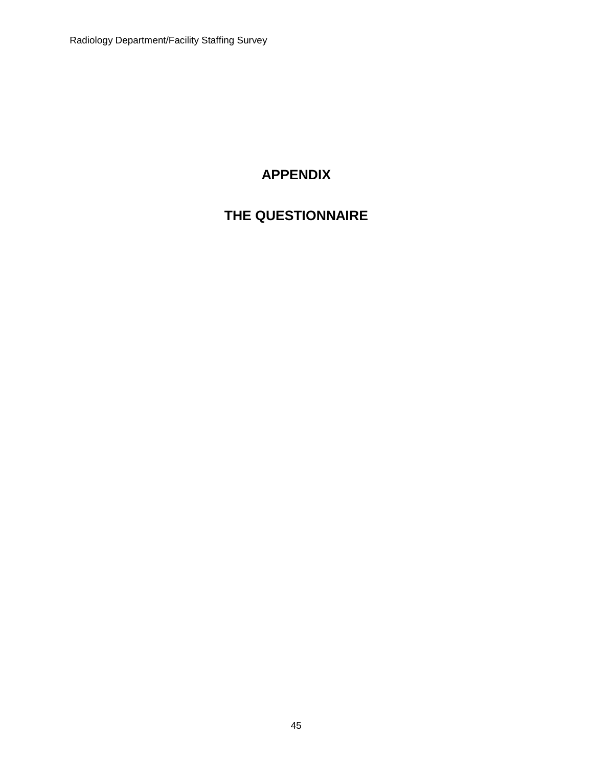# APPENDIX

# THE QUESTIONNAIRE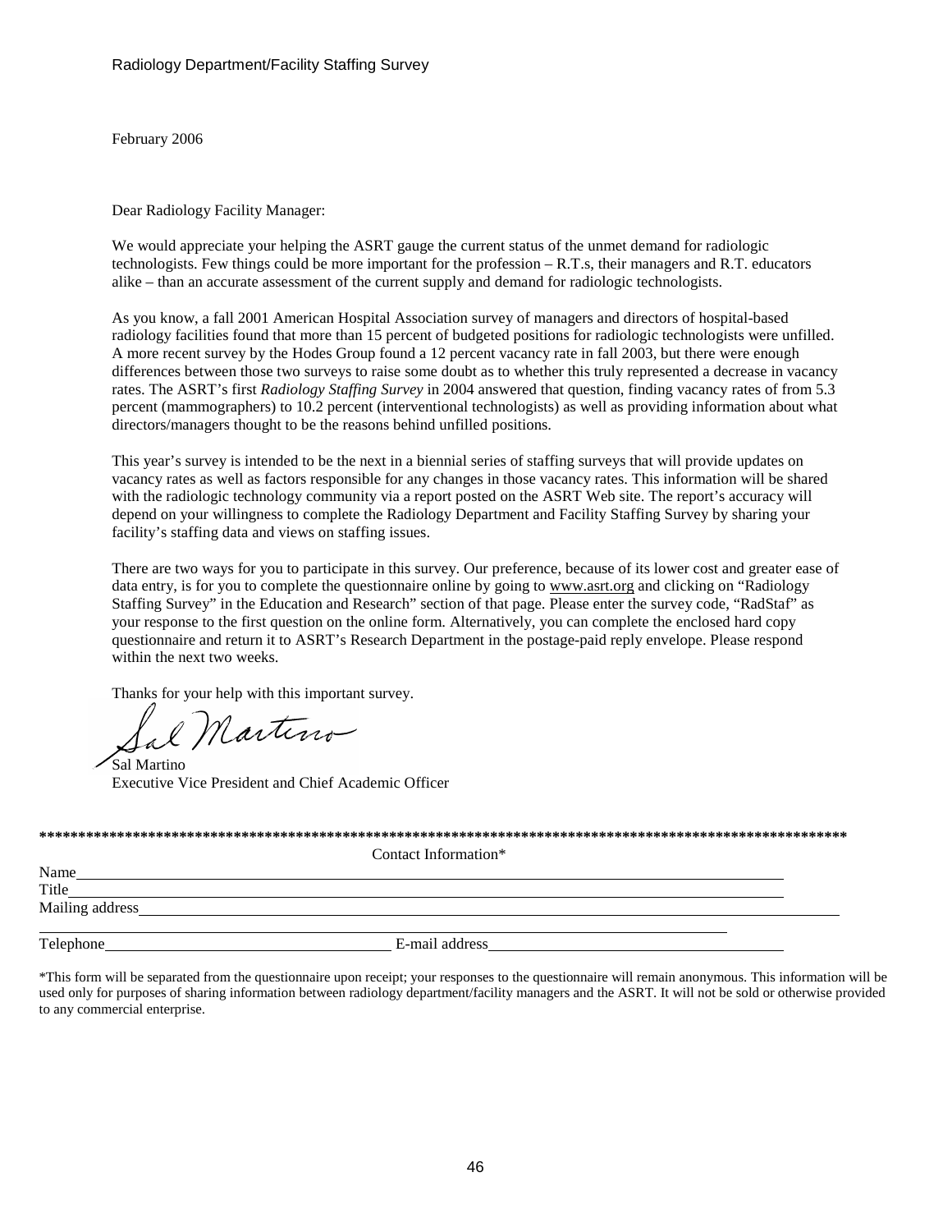Radiology Department/Facility Staffing Survey

February 2006

Dear Radiology Facility Manager:

We would appreciate your helping the ASRT gauge the current status of the unmet demand for radiologic technologists. Few things could be more important for the profession – R.T.s, their managers and R.T. educators alike – than an accurate assessment of the current supply and demand for radiologic technologists.

As you know, a fall 2001 American Hospital Association survey of managers and directors of hospital-based radiology facilities found that more than 15 percent of budgeted positions for radiologic technologists were unfilled. A more recent survey by the Hodes Group found a 12 percent vacancy rate in fall 2003, but there were enough differences between those two surveys to raise some doubt as to whether this truly represented a decrease in vacancy rates. The ASRT's first *Radiology Staffing Survey* in 2004 answered that question, finding vacancy rates of from 5.3 percent (mammographers) to 10.2 percent (interventional technologists) as well as providing information about what directors/managers thought to be the reasons behind unfilled positions.

This year's survey is intended to be the next in a biennial series of staffing surveys that will provide updates on vacancy rates as well as factors responsible for any changes in those vacancy rates. This information will be shared with the radiologic technology community via a report posted on the ASRT Web site. The report's accuracy will depend on your willingness to complete the Radiology Department and Facility Staffing Survey by sharing your facility's staffing data and views on staffing issues.

There are two ways for you to participate in this survey. Our preference, because of its lower cost and greater ease of data entry, is for you to complete the questionnaire online by going to www.asrt.org and clicking on "Radiology Staffing Survey" in the Education and Research" section of that page. Please enter the survey code, "RadStaf" as your response to the first question on the online form. Alternatively, you can complete the enclosed hard copy questionnaire and return it to ASRT's Research Department in the postage-paid reply envelope. Please respond within the next two weeks.

Thanks for your help with this important survey.

Sal Martino
Executive Vice President and Chief Academic Officer

\*\*\*\*\*\*\*\*\*\*\*\*\*\*\*\*\*\*\*\*\*\*\*\*\*\*\*\*\*\*\*\*\*\*\*\*\*\*\*\*\*\*\*\*\*\*\*\*\*\*\*\*\*\*\*\*\*\*\*\*\*\*\*\*\*\*\*\*\*\*\*\*\*\*\*\*\*\*\*\*\*\*\*\*\*\*\*\*\*\*\*\*\*\*\*\*\*\*\*\*

Contact Information*

Name\_\_\_\_\_\_\_\_\_\_\_\_\_\_\_\_\_\_\_\_\_\_\_\_\_\_\_\_\_\_\_\_\_\_\_\_\_\_\_\_\_\_\_\_\_\_\_\_\_\_\_\_

Title\_\_\_\_\_\_\_\_\_\_\_\_\_\_\_\_\_\_\_\_\_\_\_\_\_\_\_\_\_\_\_\_\_\_\_\_\_\_\_\_\_\_\_\_\_\_\_\_\_\_\_\_

Mailing address\_\_\_\_\_\_\_\_\_\_\_\_\_\_\_\_\_\_\_\_\_\_\_\_\_\_\_\_\_\_\_\_\_\_\_\_\_\_\_\_\_\_\_\_\_\_\_\_

\_\_\_\_\_\_\_\_\_\_\_\_\_\_\_\_\_\_\_\_\_\_\_\_\_\_\_\_\_\_\_\_\_\_\_\_\_\_\_\_\_\_\_\_\_\_\_\_\_\_\_\_

Telephone\_\_\_\_\_\_\_\_\_\_\_\_\_\_\_\_\_\_\_\_\_\_\_\_ E-mail address\_\_\_\_\_\_\_\_\_\_\_\_\_\_\_\_\_\_\_\_\_\_\_\_

*This form will be separated from the questionnaire upon receipt; your responses to the questionnaire will remain anonymous. This information will be used only for purposes of sharing information between radiology department/facility managers and the ASRT. It will not be sold or otherwise provided to any commercial enterprise.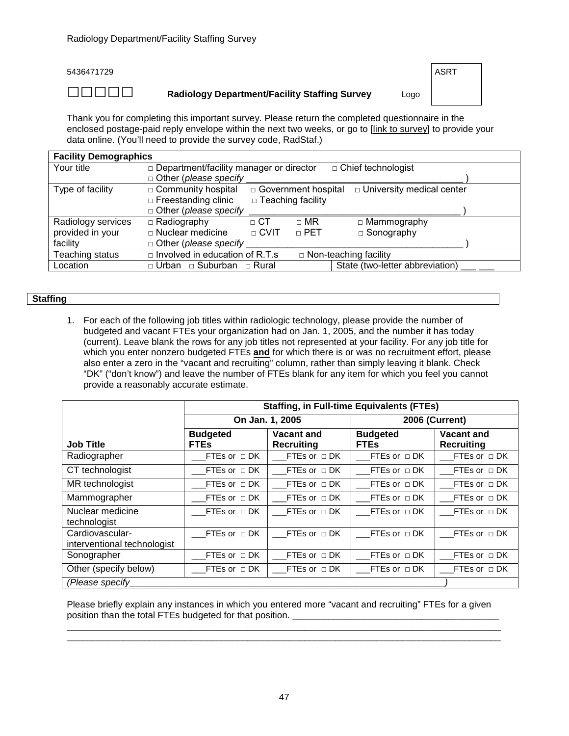Radiology Department/Facility Staffing Survey

5436471729

☐☐☐☐☐ **Radiology Department/Facility Staffing Survey** Logo

ASRT

Thank you for completing this important survey. Please return the completed questionnaire in the enclosed postage-paid reply envelope within the next two weeks, or go to [link to survey] to provide your data online. (You'll need to provide the survey code, RadStaf.)

| **Facility Demographics** | |
|---|---|
| Your title | □ Department/facility manager or director □ Chief technologist<br>□ Other (*please specify* ___________________________________________ ) |
| Type of facility | □ Community hospital □ Government hospital □ University medical center<br>□ Freestanding clinic □ Teaching facility<br>□ Other (*please specify* ___________________________________________ ) |
| Radiology services provided in your facility | □ Radiography □ CT □ MR □ Mammography<br>□ Nuclear medicine □ CVIT □ PET □ Sonography<br>□ Other (*please specify* ___________________________________________ ) |
| Teaching status | □ Involved in education of R.T.s □ Non-teaching facility |
| Location | □ Urban □ Suburban □ Rural State (two-letter abbreviation) ___ ___ |

**Staffing**

1. For each of the following job titles within radiologic technology, please provide the number of budgeted and vacant FTEs your organization had on Jan. 1, 2005, and the number it has today (current). Leave blank the rows for any job titles not represented at your facility. For any job title for which you enter nonzero budgeted FTEs **and** for which there is or was no recruitment effort, please also enter a zero in the "vacant and recruiting" column, rather than simply leaving it blank. Check "DK" ("don't know") and leave the number of FTEs blank for any item for which you feel you cannot provide a reasonably accurate estimate.

| | **Staffing, in Full-time Equivalents (FTEs)** | | | |
|---|---|---|---|---|
| | **On Jan. 1, 2005** | | **2006 (Current)** | |
| **Job Title** | **Budgeted FTEs** | **Vacant and Recruiting** | **Budgeted FTEs** | **Vacant and Recruiting** |
| Radiographer | ___FTEs or □ DK | ___FTEs or □ DK | ___FTEs or □ DK | ___FTEs or □ DK |
| CT technologist | ___FTEs or □ DK | ___FTEs or □ DK | ___FTEs or □ DK | ___FTEs or □ DK |
| MR technologist | ___FTEs or □ DK | ___FTEs or □ DK | ___FTEs or □ DK | ___FTEs or □ DK |
| Mammographer | ___FTEs or □ DK | ___FTEs or □ DK | ___FTEs or □ DK | ___FTEs or □ DK |
| Nuclear medicine technologist | ___FTEs or □ DK | ___FTEs or □ DK | ___FTEs or □ DK | ___FTEs or □ DK |
| Cardiovascular-interventional technologist | ___FTEs or □ DK | ___FTEs or □ DK | ___FTEs or □ DK | ___FTEs or □ DK |
| Sonographer | ___FTEs or □ DK | ___FTEs or □ DK | ___FTEs or □ DK | ___FTEs or □ DK |
| Other (specify below) | ___FTEs or □ DK | ___FTEs or □ DK | ___FTEs or □ DK | ___FTEs or □ DK |
| *(Please specify_________________________________________________________________)* | | | | |

Please briefly explain any instances in which you entered more "vacant and recruiting" FTEs for a given position than the total FTEs budgeted for that position. ________________________________________
_____________________________________________________________________________________
_____________________________________________________________________________________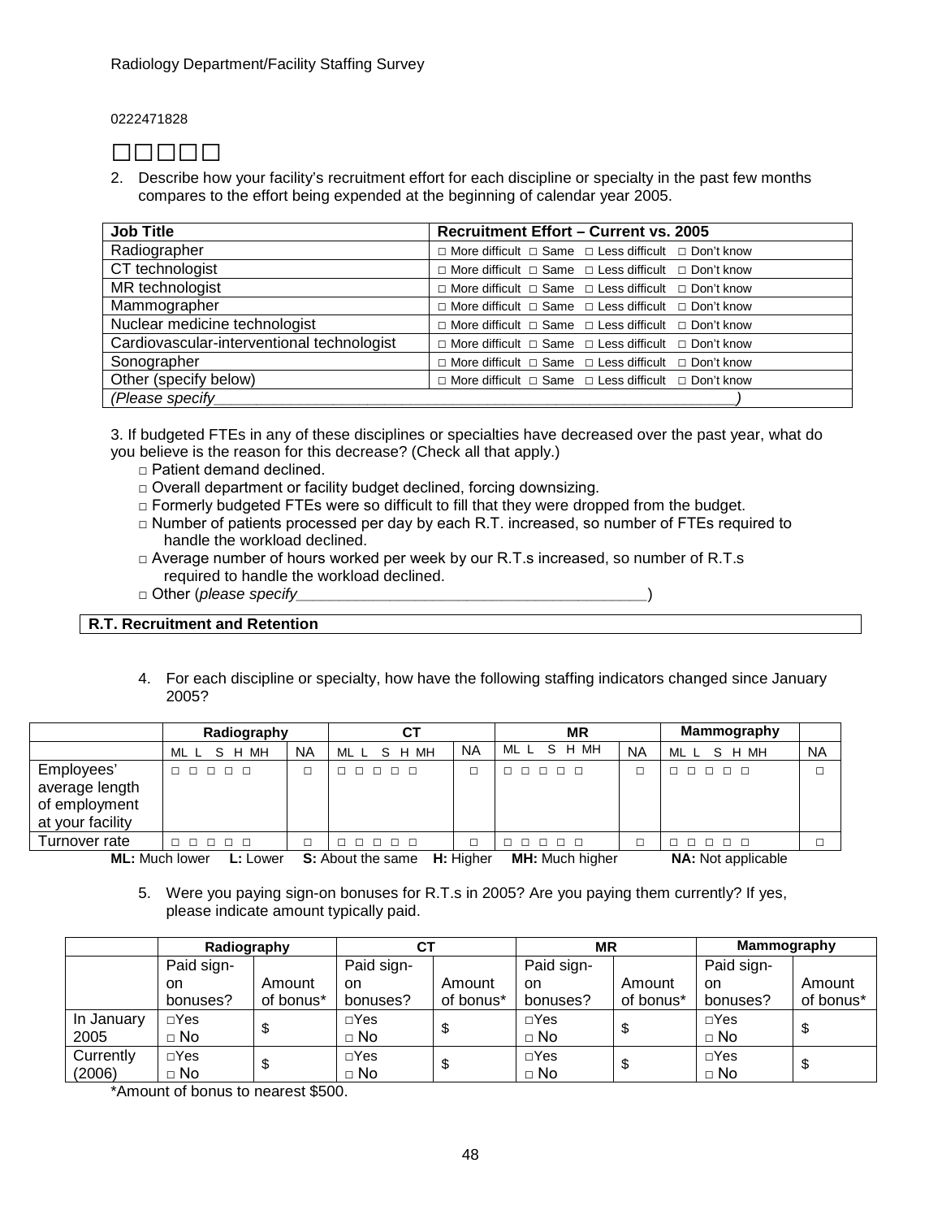Radiology Department/Facility Staffing Survey

0222471828

□□□□□

2. Describe how your facility's recruitment effort for each discipline or specialty in the past few months compares to the effort being expended at the beginning of calendar year 2005.

| Job Title | Recruitment Effort – Current vs. 2005 |
|---|---|
| Radiographer | □ More difficult □ Same □ Less difficult □ Don't know |
| CT technologist | □ More difficult □ Same □ Less difficult □ Don't know |
| MR technologist | □ More difficult □ Same □ Less difficult □ Don't know |
| Mammographer | □ More difficult □ Same □ Less difficult □ Don't know |
| Nuclear medicine technologist | □ More difficult □ Same □ Less difficult □ Don't know |
| Cardiovascular-interventional technologist | □ More difficult □ Same □ Less difficult □ Don't know |
| Sonographer | □ More difficult □ Same □ Less difficult □ Don't know |
| Other (specify below) | □ More difficult □ Same □ Less difficult □ Don't know |
| *(Please specify______________________________)* | |

3. If budgeted FTEs in any of these disciplines or specialties have decreased over the past year, what do you believe is the reason for this decrease? (Check all that apply.)

- □ Patient demand declined.
- □ Overall department or facility budget declined, forcing downsizing.
- □ Formerly budgeted FTEs were so difficult to fill that they were dropped from the budget.
- □ Number of patients processed per day by each R.T. increased, so number of FTEs required to handle the workload declined.
- □ Average number of hours worked per week by our R.T.s increased, so number of R.T.s required to handle the workload declined.
- □ Other (*please specify______________________________*)

**R.T. Recruitment and Retention**

4. For each discipline or specialty, how have the following staffing indicators changed since January 2005?

| | Radiography | | CT | | MR | | Mammography | |
|---|---|---|---|---|---|---|---|---|
| | ML L S H MH | NA | ML L S H MH | NA | ML L S H MH | NA | ML L S H MH | NA |
| Employees' average length of employment at your facility | □ □ □ □ □ | □ | □ □ □ □ □ | □ | □ □ □ □ □ | □ | □ □ □ □ □ | □ |
| Turnover rate | □ □ □ □ □ | □ | □ □ □ □ □ | □ | □ □ □ □ □ | □ | □ □ □ □ □ | □ |

**ML:** Much lower **L:** Lower **S:** About the same **H:** Higher **MH:** Much higher **NA:** Not applicable

5. Were you paying sign-on bonuses for R.T.s in 2005? Are you paying them currently? If yes, please indicate amount typically paid.

| | Radiography | | CT | | MR | | Mammography | |
|---|---|---|---|---|---|---|---|---|
| | Paid sign-on bonuses? | Amount of bonus* | Paid sign-on bonuses? | Amount of bonus* | Paid sign-on bonuses? | Amount of bonus* | Paid sign-on bonuses? | Amount of bonus* |
| In January 2005 | □Yes □ No | $ | □Yes □ No | $ | □Yes □ No | $ | □Yes □ No | $ |
| Currently (2006) | □Yes □ No | $ | □Yes □ No | $ | □Yes □ No | $ | □Yes □ No | $ |

*Amount of bonus to nearest $500.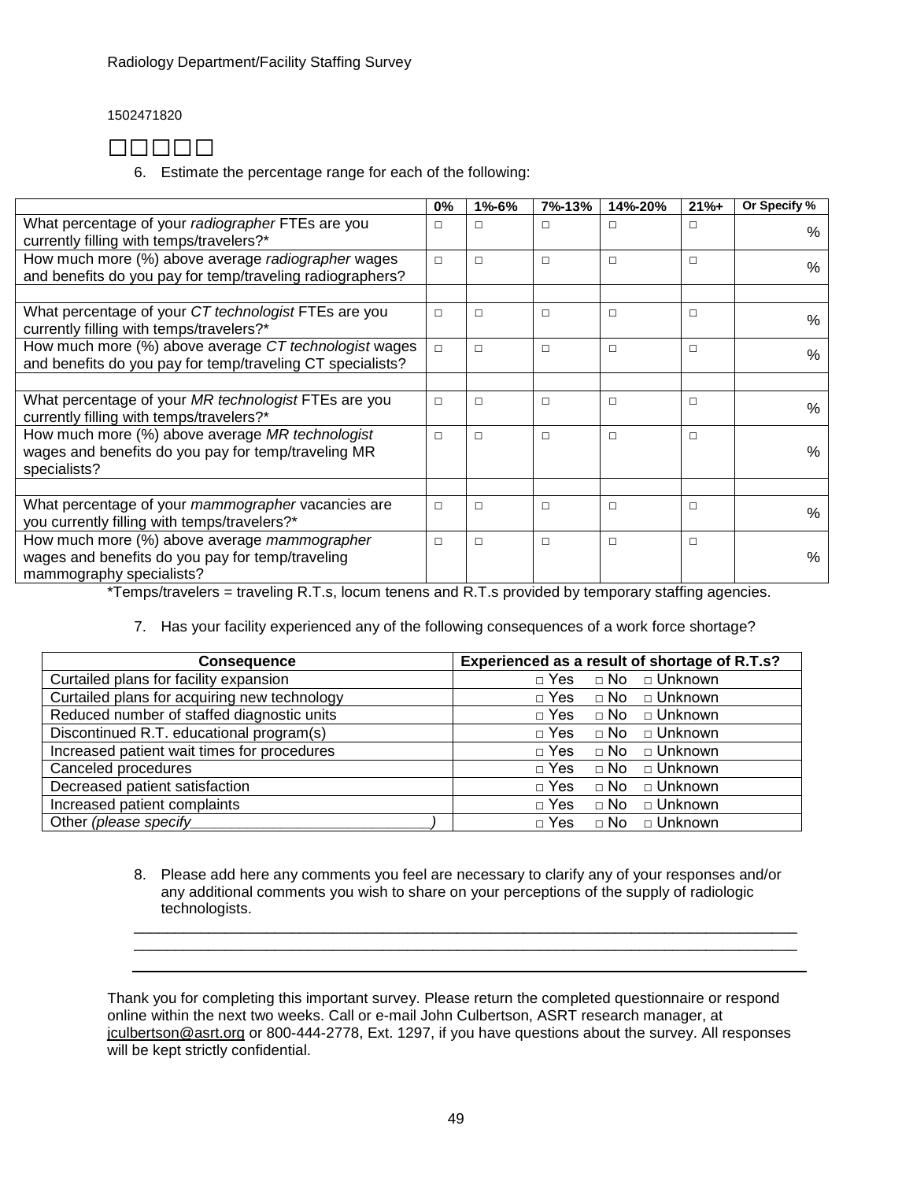Radiology Department/Facility Staffing Survey

1502471820

□□□□□

6. Estimate the percentage range for each of the following:

| | 0% | 1%-6% | 7%-13% | 14%-20% | 21%+ | Or Specify % |
|---|---|---|---|---|---|---|
| What percentage of your *radiographer* FTEs are you currently filling with temps/travelers?* | □ | □ | □ | □ | □ | % |
| How much more (%) above average *radiographer* wages and benefits do you pay for temp/traveling radiographers? | □ | □ | □ | □ | □ | % |
| | | | | | | |
| What percentage of your *CT technologist* FTEs are you currently filling with temps/travelers?* | □ | □ | □ | □ | □ | % |
| How much more (%) above average *CT technologist* wages and benefits do you pay for temp/traveling CT specialists? | □ | □ | □ | □ | □ | % |
| | | | | | | |
| What percentage of your *MR technologist* FTEs are you currently filling with temps/travelers?* | □ | □ | □ | □ | □ | % |
| How much more (%) above average *MR technologist* wages and benefits do you pay for temp/traveling MR specialists? | □ | □ | □ | □ | □ | % |
| | | | | | | |
| What percentage of your *mammographer* vacancies are you currently filling with temps/travelers?* | □ | □ | □ | □ | □ | % |
| How much more (%) above average *mammographer* wages and benefits do you pay for temp/traveling mammography specialists? | □ | □ | □ | □ | □ | % |

*Temps/travelers = traveling R.T.s, locum tenens and R.T.s provided by temporary staffing agencies.

7. Has your facility experienced any of the following consequences of a work force shortage?

| Consequence | Experienced as a result of shortage of R.T.s? |
|---|---|
| Curtailed plans for facility expansion | □ Yes □ No □ Unknown |
| Curtailed plans for acquiring new technology | □ Yes □ No □ Unknown |
| Reduced number of staffed diagnostic units | □ Yes □ No □ Unknown |
| Discontinued R.T. educational program(s) | □ Yes □ No □ Unknown |
| Increased patient wait times for procedures | □ Yes □ No □ Unknown |
| Canceled procedures | □ Yes □ No □ Unknown |
| Decreased patient satisfaction | □ Yes □ No □ Unknown |
| Increased patient complaints | □ Yes □ No □ Unknown |
| Other *(please specify____________________________)* | □ Yes □ No □ Unknown |

8. Please add here any comments you feel are necessary to clarify any of your responses and/or any additional comments you wish to share on your perceptions of the supply of radiologic technologists.

_______________________________________________________________________________
_______________________________________________________________________________
_______________________________________________________________________________

Thank you for completing this important survey. Please return the completed questionnaire or respond online within the next two weeks. Call or e-mail John Culbertson, ASRT research manager, at jculbertson@asrt.org or 800-444-2778, Ext. 1297, if you have questions about the survey. All responses will be kept strictly confidential.